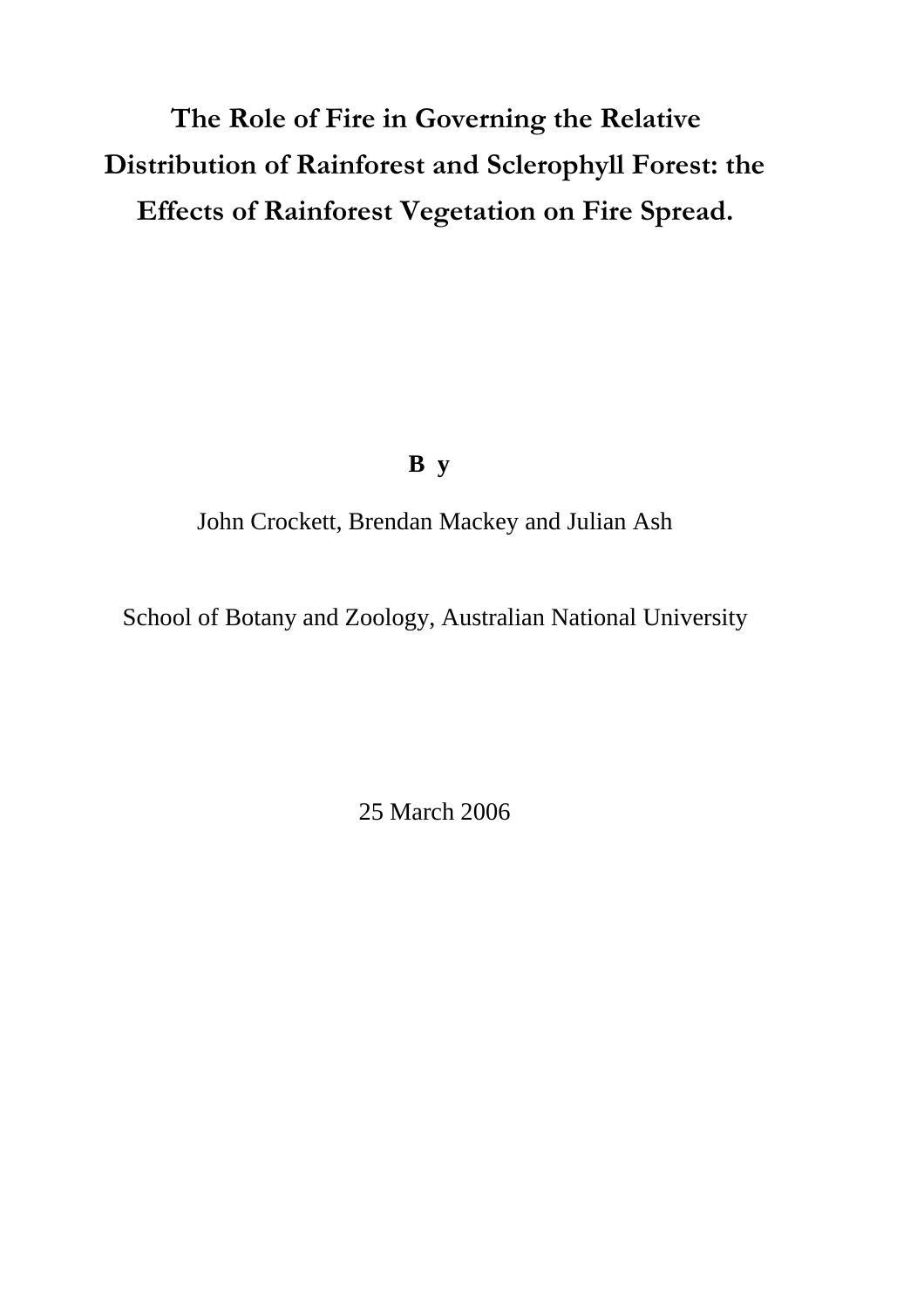# The Role of Fire in Governing the Relative Distribution of Rainforest and Sclerophyll Forest: the Effects of Rainforest Vegetation on Fire Spread.

**B y**

John Crockett, Brendan Mackey and Julian Ash

School of Botany and Zoology, Australian National University

25 March 2006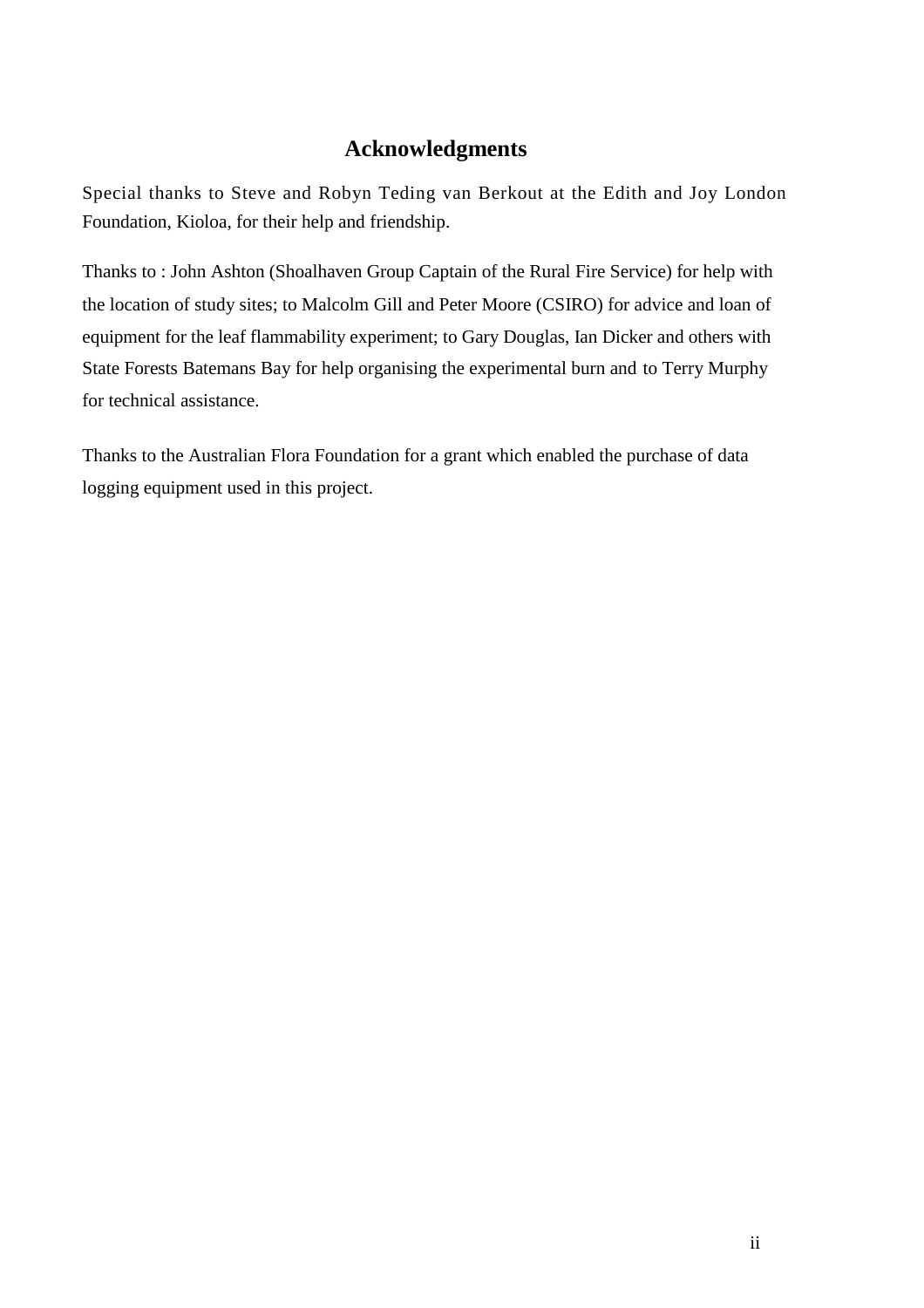## Acknowledgments

Special thanks to Steve and Robyn Teding van Berkout at the Edith and Joy London Foundation, Kioloa, for their help and friendship.

Thanks to : John Ashton (Shoalhaven Group Captain of the Rural Fire Service) for help with the location of study sites; to Malcolm Gill and Peter Moore (CSIRO) for advice and loan of equipment for the leaf flammability experiment; to Gary Douglas, Ian Dicker and others with State Forests Batemans Bay for help organising the experimental burn and to Terry Murphy for technical assistance.

Thanks to the Australian Flora Foundation for a grant which enabled the purchase of data logging equipment used in this project.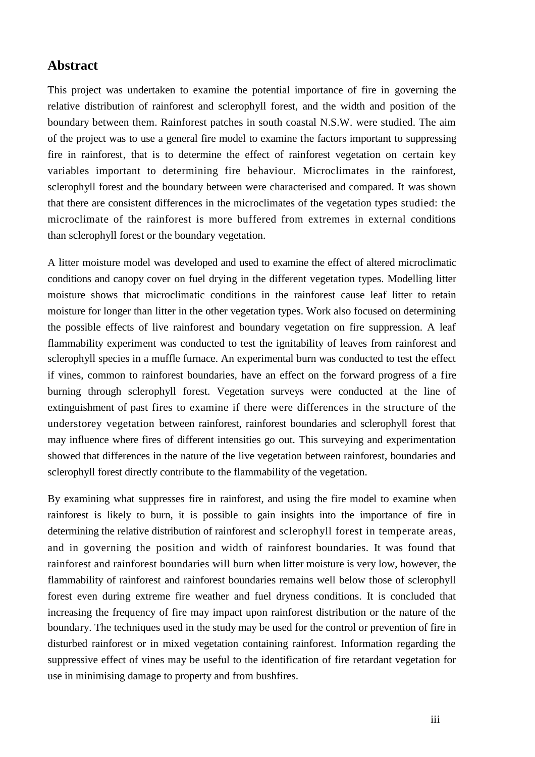## Abstract

This project was undertaken to examine the potential importance of fire in governing the relative distribution of rainforest and sclerophyll forest, and the width and position of the boundary between them. Rainforest patches in south coastal N.S.W. were studied. The aim of the project was to use a general fire model to examine the factors important to suppressing fire in rainforest, that is to determine the effect of rainforest vegetation on certain key variables important to determining fire behaviour. Microclimates in the rainforest, sclerophyll forest and the boundary between were characterised and compared. It was shown that there are consistent differences in the microclimates of the vegetation types studied: the microclimate of the rainforest is more buffered from extremes in external conditions than sclerophyll forest or the boundary vegetation.

A litter moisture model was developed and used to examine the effect of altered microclimatic conditions and canopy cover on fuel drying in the different vegetation types. Modelling litter moisture shows that microclimatic conditions in the rainforest cause leaf litter to retain moisture for longer than litter in the other vegetation types. Work also focused on determining the possible effects of live rainforest and boundary vegetation on fire suppression. A leaf flammability experiment was conducted to test the ignitability of leaves from rainforest and sclerophyll species in a muffle furnace. An experimental burn was conducted to test the effect if vines, common to rainforest boundaries, have an effect on the forward progress of a fire burning through sclerophyll forest. Vegetation surveys were conducted at the line of extinguishment of past fires to examine if there were differences in the structure of the understorey vegetation between rainforest, rainforest boundaries and sclerophyll forest that may influence where fires of different intensities go out. This surveying and experimentation showed that differences in the nature of the live vegetation between rainforest, boundaries and sclerophyll forest directly contribute to the flammability of the vegetation.

By examining what suppresses fire in rainforest, and using the fire model to examine when rainforest is likely to burn, it is possible to gain insights into the importance of fire in determining the relative distribution of rainforest and sclerophyll forest in temperate areas, and in governing the position and width of rainforest boundaries. It was found that rainforest and rainforest boundaries will burn when litter moisture is very low, however, the flammability of rainforest and rainforest boundaries remains well below those of sclerophyll forest even during extreme fire weather and fuel dryness conditions. It is concluded that increasing the frequency of fire may impact upon rainforest distribution or the nature of the boundary. The techniques used in the study may be used for the control or prevention of fire in disturbed rainforest or in mixed vegetation containing rainforest. Information regarding the suppressive effect of vines may be useful to the identification of fire retardant vegetation for use in minimising damage to property and from bushfires.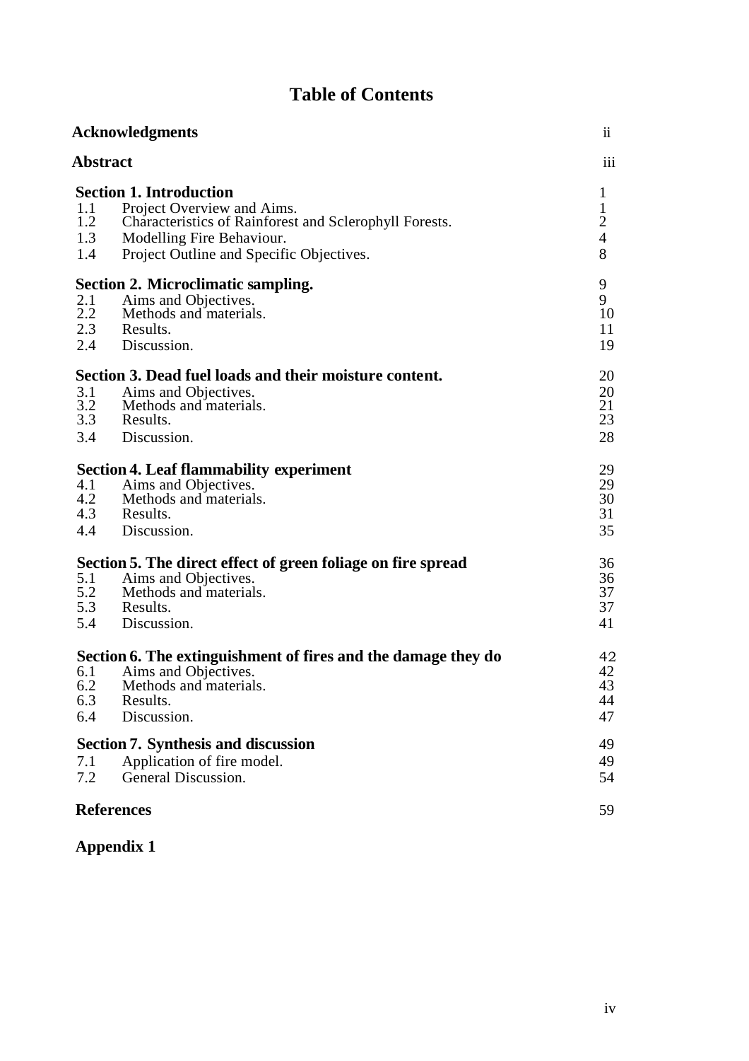# Table of Contents

| | | |
|---|---|---|
| **Acknowledgments** | | ii |
| **Abstract** | | iii |
| **Section 1. Introduction** | | 1 |
| 1.1 | Project Overview and Aims. | 1 |
| 1.2 | Characteristics of Rainforest and Sclerophyll Forests. | 2 |
| 1.3 | Modelling Fire Behaviour. | 4 |
| 1.4 | Project Outline and Specific Objectives. | 8 |
| **Section 2. Microclimatic sampling.** | | 9 |
| 2.1 | Aims and Objectives. | 9 |
| 2.2 | Methods and materials. | 10 |
| 2.3 | Results. | 11 |
| 2.4 | Discussion. | 19 |
| **Section 3. Dead fuel loads and their moisture content.** | | 20 |
| 3.1 | Aims and Objectives. | 20 |
| 3.2 | Methods and materials. | 21 |
| 3.3 | Results. | 23 |
| 3.4 | Discussion. | 28 |
| **Section 4. Leaf flammability experiment** | | 29 |
| 4.1 | Aims and Objectives. | 29 |
| 4.2 | Methods and materials. | 30 |
| 4.3 | Results. | 31 |
| 4.4 | Discussion. | 35 |
| **Section 5. The direct effect of green foliage on fire spread** | | 36 |
| 5.1 | Aims and Objectives. | 36 |
| 5.2 | Methods and materials. | 37 |
| 5.3 | Results. | 37 |
| 5.4 | Discussion. | 41 |
| **Section 6. The extinguishment of fires and the damage they do** | | 42 |
| 6.1 | Aims and Objectives. | 42 |
| 6.2 | Methods and materials. | 43 |
| 6.3 | Results. | 44 |
| 6.4 | Discussion. | 47 |
| **Section 7. Synthesis and discussion** | | 49 |
| 7.1 | Application of fire model. | 49 |
| 7.2 | General Discussion. | 54 |
| **References** | | 59 |
| **Appendix 1** | | |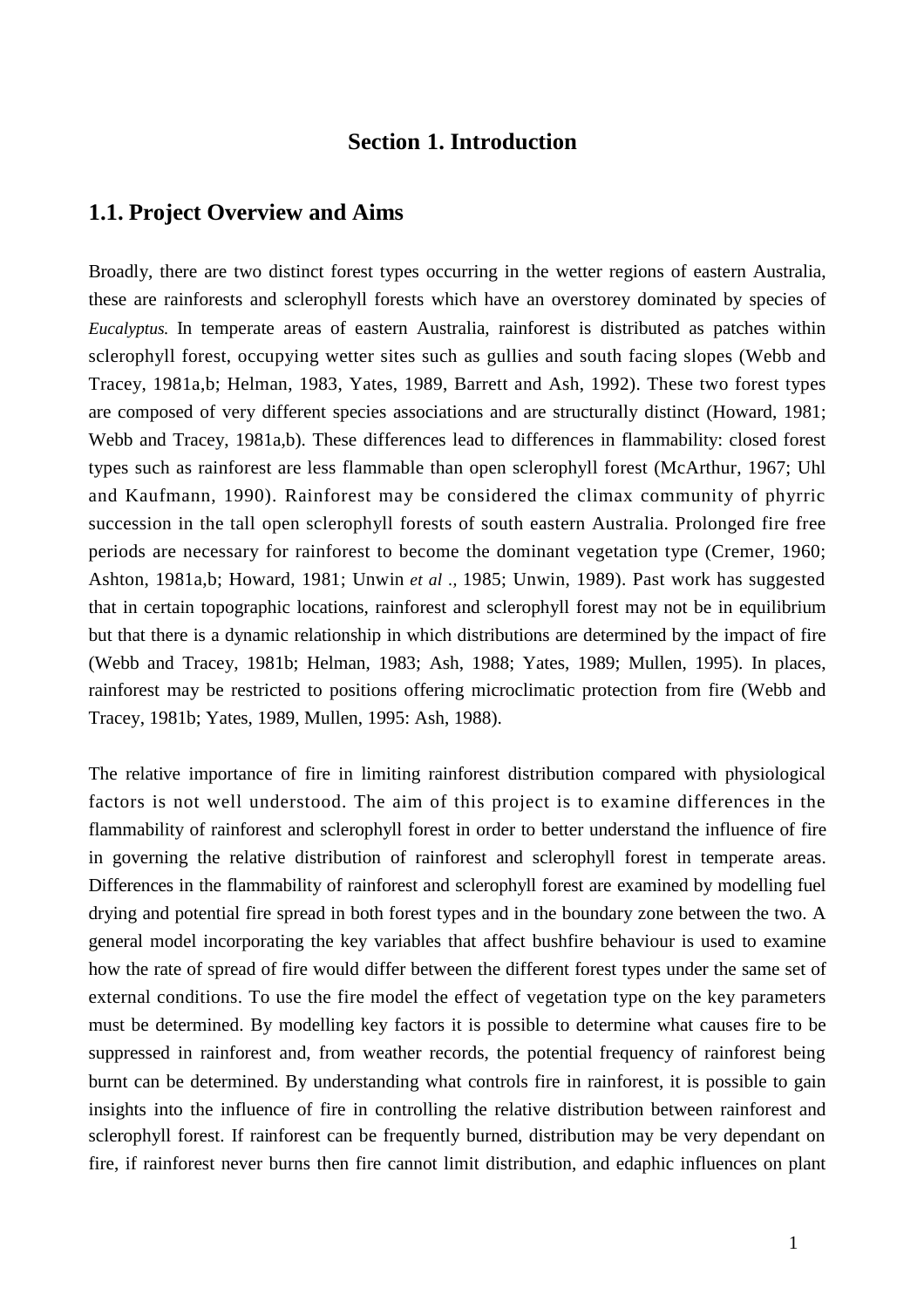# Section 1. Introduction

## 1.1. Project Overview and Aims

Broadly, there are two distinct forest types occurring in the wetter regions of eastern Australia, these are rainforests and sclerophyll forests which have an overstorey dominated by species of *Eucalyptus.* In temperate areas of eastern Australia, rainforest is distributed as patches within sclerophyll forest, occupying wetter sites such as gullies and south facing slopes (Webb and Tracey, 1981a,b; Helman, 1983, Yates, 1989, Barrett and Ash, 1992). These two forest types are composed of very different species associations and are structurally distinct (Howard, 1981; Webb and Tracey, 1981a,b). These differences lead to differences in flammability: closed forest types such as rainforest are less flammable than open sclerophyll forest (McArthur, 1967; Uhl and Kaufmann, 1990). Rainforest may be considered the climax community of phyrric succession in the tall open sclerophyll forests of south eastern Australia. Prolonged fire free periods are necessary for rainforest to become the dominant vegetation type (Cremer, 1960; Ashton, 1981a,b; Howard, 1981; Unwin *et al .,* 1985; Unwin, 1989). Past work has suggested that in certain topographic locations, rainforest and sclerophyll forest may not be in equilibrium but that there is a dynamic relationship in which distributions are determined by the impact of fire (Webb and Tracey, 1981b; Helman, 1983; Ash, 1988; Yates, 1989; Mullen, 1995). In places, rainforest may be restricted to positions offering microclimatic protection from fire (Webb and Tracey, 1981b; Yates, 1989, Mullen, 1995: Ash, 1988).

The relative importance of fire in limiting rainforest distribution compared with physiological factors is not well understood. The aim of this project is to examine differences in the flammability of rainforest and sclerophyll forest in order to better understand the influence of fire in governing the relative distribution of rainforest and sclerophyll forest in temperate areas. Differences in the flammability of rainforest and sclerophyll forest are examined by modelling fuel drying and potential fire spread in both forest types and in the boundary zone between the two. A general model incorporating the key variables that affect bushfire behaviour is used to examine how the rate of spread of fire would differ between the different forest types under the same set of external conditions. To use the fire model the effect of vegetation type on the key parameters must be determined. By modelling key factors it is possible to determine what causes fire to be suppressed in rainforest and, from weather records, the potential frequency of rainforest being burnt can be determined. By understanding what controls fire in rainforest, it is possible to gain insights into the influence of fire in controlling the relative distribution between rainforest and sclerophyll forest. If rainforest can be frequently burned, distribution may be very dependant on fire, if rainforest never burns then fire cannot limit distribution, and edaphic influences on plant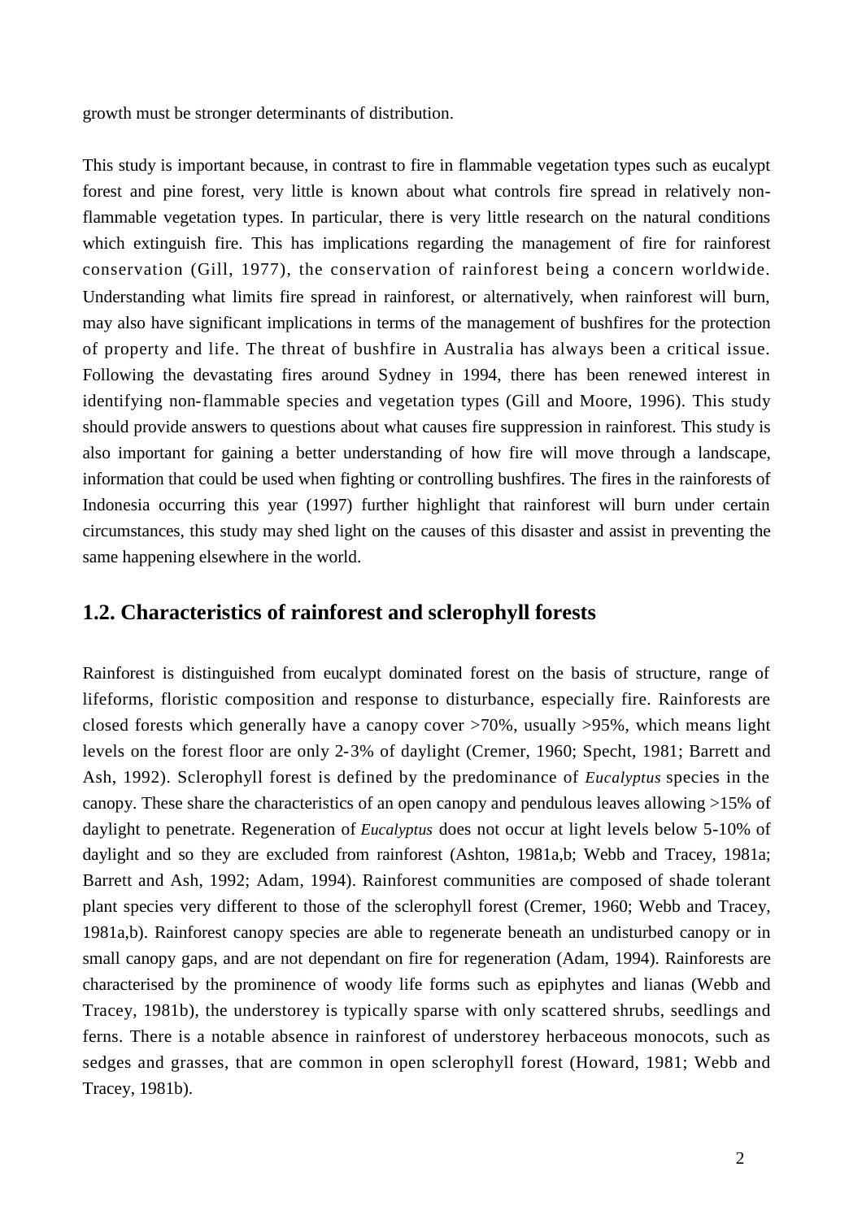growth must be stronger determinants of distribution.

This study is important because, in contrast to fire in flammable vegetation types such as eucalypt forest and pine forest, very little is known about what controls fire spread in relatively non-flammable vegetation types. In particular, there is very little research on the natural conditions which extinguish fire. This has implications regarding the management of fire for rainforest conservation (Gill, 1977), the conservation of rainforest being a concern worldwide. Understanding what limits fire spread in rainforest, or alternatively, when rainforest will burn, may also have significant implications in terms of the management of bushfires for the protection of property and life. The threat of bushfire in Australia has always been a critical issue. Following the devastating fires around Sydney in 1994, there has been renewed interest in identifying non-flammable species and vegetation types (Gill and Moore, 1996). This study should provide answers to questions about what causes fire suppression in rainforest. This study is also important for gaining a better understanding of how fire will move through a landscape, information that could be used when fighting or controlling bushfires. The fires in the rainforests of Indonesia occurring this year (1997) further highlight that rainforest will burn under certain circumstances, this study may shed light on the causes of this disaster and assist in preventing the same happening elsewhere in the world.

## 1.2. Characteristics of rainforest and sclerophyll forests

Rainforest is distinguished from eucalypt dominated forest on the basis of structure, range of lifeforms, floristic composition and response to disturbance, especially fire. Rainforests are closed forests which generally have a canopy cover >70%, usually >95%, which means light levels on the forest floor are only 2-3% of daylight (Cremer, 1960; Specht, 1981; Barrett and Ash, 1992). Sclerophyll forest is defined by the predominance of *Eucalyptus* species in the canopy. These share the characteristics of an open canopy and pendulous leaves allowing >15% of daylight to penetrate. Regeneration of *Eucalyptus* does not occur at light levels below 5-10% of daylight and so they are excluded from rainforest (Ashton, 1981a,b; Webb and Tracey, 1981a; Barrett and Ash, 1992; Adam, 1994). Rainforest communities are composed of shade tolerant plant species very different to those of the sclerophyll forest (Cremer, 1960; Webb and Tracey, 1981a,b). Rainforest canopy species are able to regenerate beneath an undisturbed canopy or in small canopy gaps, and are not dependant on fire for regeneration (Adam, 1994). Rainforests are characterised by the prominence of woody life forms such as epiphytes and lianas (Webb and Tracey, 1981b), the understorey is typically sparse with only scattered shrubs, seedlings and ferns. There is a notable absence in rainforest of understorey herbaceous monocots, such as sedges and grasses, that are common in open sclerophyll forest (Howard, 1981; Webb and Tracey, 1981b).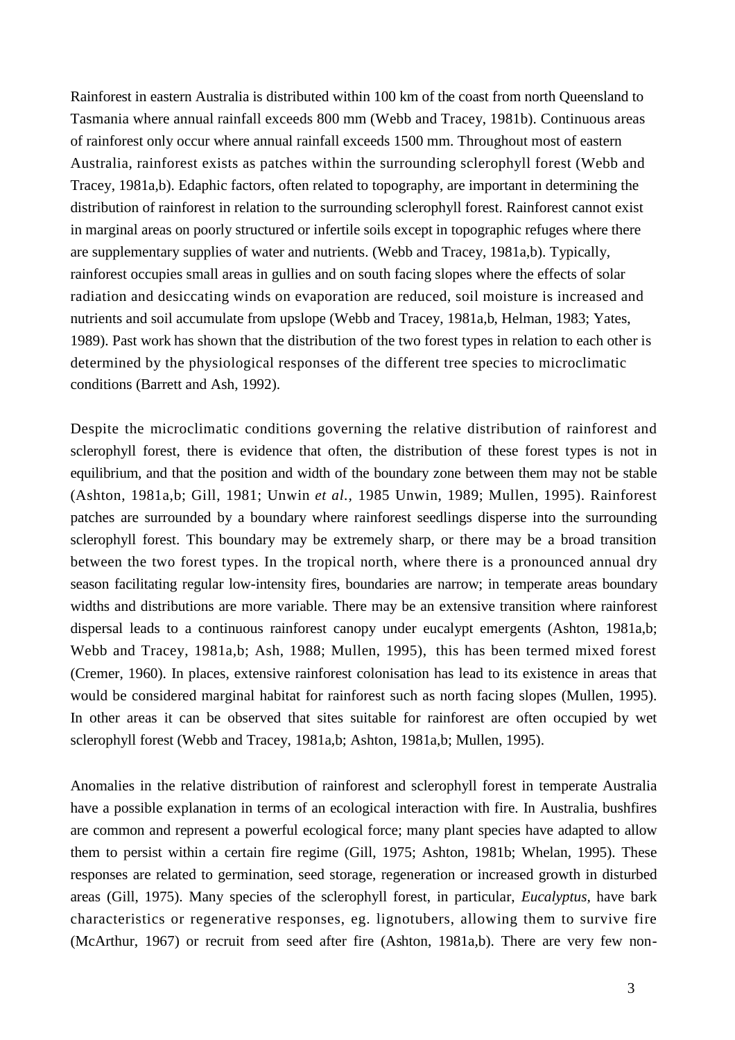Rainforest in eastern Australia is distributed within 100 km of the coast from north Queensland to Tasmania where annual rainfall exceeds 800 mm (Webb and Tracey, 1981b). Continuous areas of rainforest only occur where annual rainfall exceeds 1500 mm. Throughout most of eastern Australia, rainforest exists as patches within the surrounding sclerophyll forest (Webb and Tracey, 1981a,b). Edaphic factors, often related to topography, are important in determining the distribution of rainforest in relation to the surrounding sclerophyll forest. Rainforest cannot exist in marginal areas on poorly structured or infertile soils except in topographic refuges where there are supplementary supplies of water and nutrients. (Webb and Tracey, 1981a,b). Typically, rainforest occupies small areas in gullies and on south facing slopes where the effects of solar radiation and desiccating winds on evaporation are reduced, soil moisture is increased and nutrients and soil accumulate from upslope (Webb and Tracey, 1981a,b, Helman, 1983; Yates, 1989). Past work has shown that the distribution of the two forest types in relation to each other is determined by the physiological responses of the different tree species to microclimatic conditions (Barrett and Ash, 1992).

Despite the microclimatic conditions governing the relative distribution of rainforest and sclerophyll forest, there is evidence that often, the distribution of these forest types is not in equilibrium, and that the position and width of the boundary zone between them may not be stable (Ashton, 1981a,b; Gill, 1981; Unwin *et al.*, 1985 Unwin, 1989; Mullen, 1995). Rainforest patches are surrounded by a boundary where rainforest seedlings disperse into the surrounding sclerophyll forest. This boundary may be extremely sharp, or there may be a broad transition between the two forest types. In the tropical north, where there is a pronounced annual dry season facilitating regular low-intensity fires, boundaries are narrow; in temperate areas boundary widths and distributions are more variable. There may be an extensive transition where rainforest dispersal leads to a continuous rainforest canopy under eucalypt emergents (Ashton, 1981a,b; Webb and Tracey, 1981a,b; Ash, 1988; Mullen, 1995), this has been termed mixed forest (Cremer, 1960). In places, extensive rainforest colonisation has lead to its existence in areas that would be considered marginal habitat for rainforest such as north facing slopes (Mullen, 1995). In other areas it can be observed that sites suitable for rainforest are often occupied by wet sclerophyll forest (Webb and Tracey, 1981a,b; Ashton, 1981a,b; Mullen, 1995).

Anomalies in the relative distribution of rainforest and sclerophyll forest in temperate Australia have a possible explanation in terms of an ecological interaction with fire. In Australia, bushfires are common and represent a powerful ecological force; many plant species have adapted to allow them to persist within a certain fire regime (Gill, 1975; Ashton, 1981b; Whelan, 1995). These responses are related to germination, seed storage, regeneration or increased growth in disturbed areas (Gill, 1975). Many species of the sclerophyll forest, in particular, *Eucalyptus*, have bark characteristics or regenerative responses, eg. lignotubers, allowing them to survive fire (McArthur, 1967) or recruit from seed after fire (Ashton, 1981a,b). There are very few non-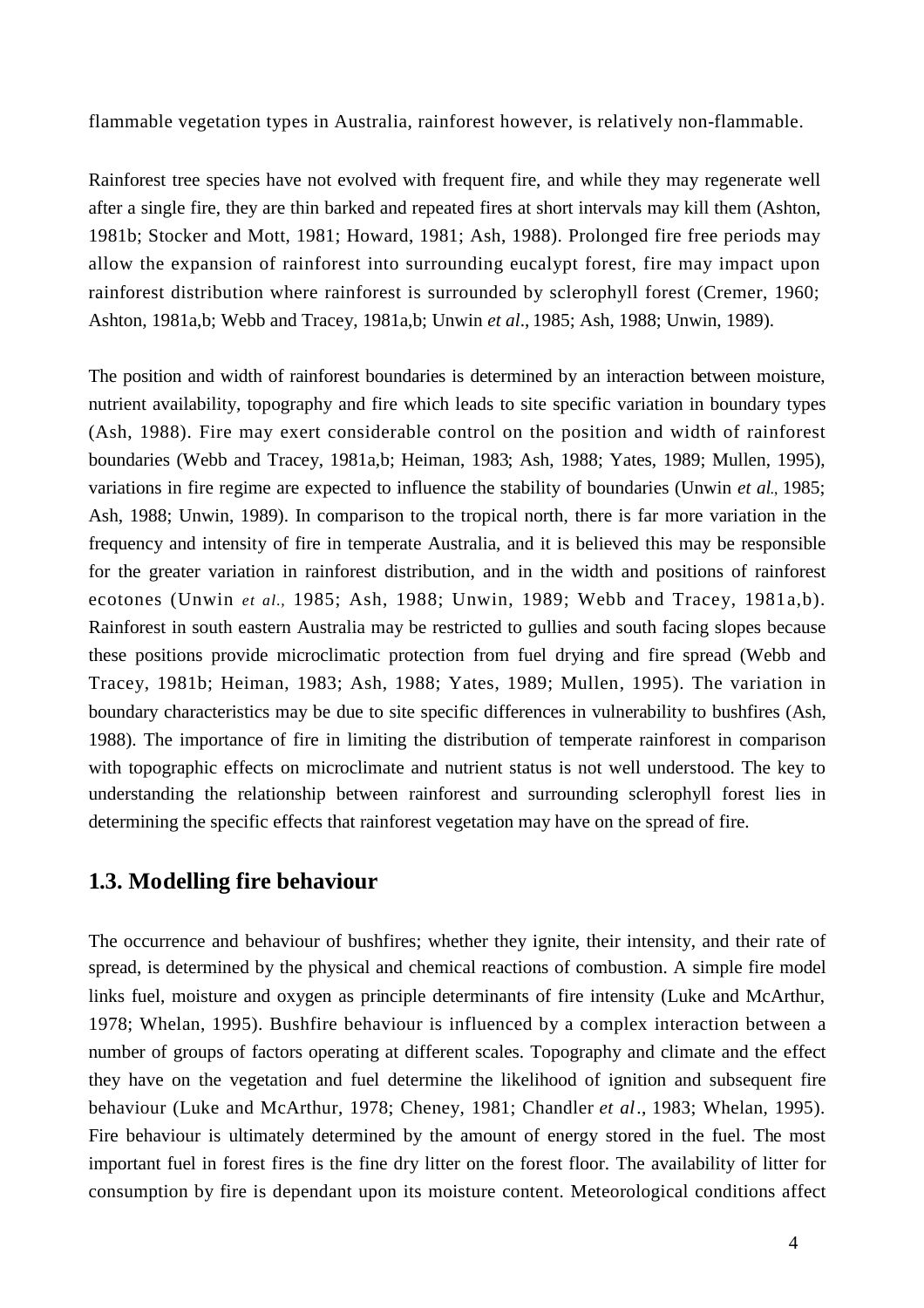flammable vegetation types in Australia, rainforest however, is relatively non-flammable.

Rainforest tree species have not evolved with frequent fire, and while they may regenerate well after a single fire, they are thin barked and repeated fires at short intervals may kill them (Ashton, 1981b; Stocker and Mott, 1981; Howard, 1981; Ash, 1988). Prolonged fire free periods may allow the expansion of rainforest into surrounding eucalypt forest, fire may impact upon rainforest distribution where rainforest is surrounded by sclerophyll forest (Cremer, 1960; Ashton, 1981a,b; Webb and Tracey, 1981a,b; Unwin *et al*., 1985; Ash, 1988; Unwin, 1989).

The position and width of rainforest boundaries is determined by an interaction between moisture, nutrient availability, topography and fire which leads to site specific variation in boundary types (Ash, 1988). Fire may exert considerable control on the position and width of rainforest boundaries (Webb and Tracey, 1981a,b; Heiman, 1983; Ash, 1988; Yates, 1989; Mullen, 1995), variations in fire regime are expected to influence the stability of boundaries (Unwin *et al*., 1985; Ash, 1988; Unwin, 1989). In comparison to the tropical north, there is far more variation in the frequency and intensity of fire in temperate Australia, and it is believed this may be responsible for the greater variation in rainforest distribution, and in the width and positions of rainforest ecotones (Unwin *et al.,* 1985; Ash, 1988; Unwin, 1989; Webb and Tracey, 1981a,b). Rainforest in south eastern Australia may be restricted to gullies and south facing slopes because these positions provide microclimatic protection from fuel drying and fire spread (Webb and Tracey, 1981b; Heiman, 1983; Ash, 1988; Yates, 1989; Mullen, 1995). The variation in boundary characteristics may be due to site specific differences in vulnerability to bushfires (Ash, 1988). The importance of fire in limiting the distribution of temperate rainforest in comparison with topographic effects on microclimate and nutrient status is not well understood. The key to understanding the relationship between rainforest and surrounding sclerophyll forest lies in determining the specific effects that rainforest vegetation may have on the spread of fire.

## 1.3. Modelling fire behaviour

The occurrence and behaviour of bushfires; whether they ignite, their intensity, and their rate of spread, is determined by the physical and chemical reactions of combustion. A simple fire model links fuel, moisture and oxygen as principle determinants of fire intensity (Luke and McArthur, 1978; Whelan, 1995). Bushfire behaviour is influenced by a complex interaction between a number of groups of factors operating at different scales. Topography and climate and the effect they have on the vegetation and fuel determine the likelihood of ignition and subsequent fire behaviour (Luke and McArthur, 1978; Cheney, 1981; Chandler *et al*., 1983; Whelan, 1995). Fire behaviour is ultimately determined by the amount of energy stored in the fuel. The most important fuel in forest fires is the fine dry litter on the forest floor. The availability of litter for consumption by fire is dependant upon its moisture content. Meteorological conditions affect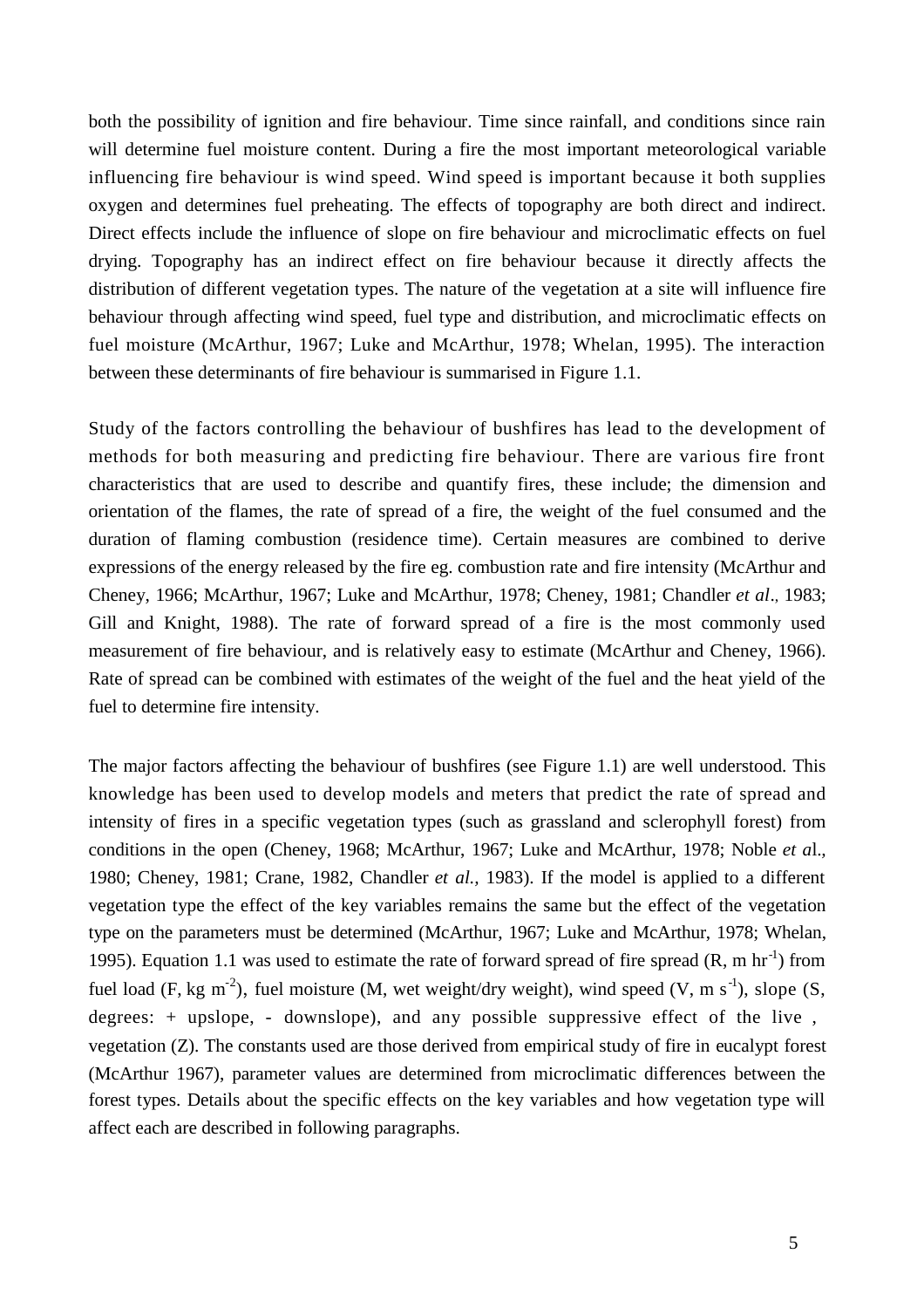both the possibility of ignition and fire behaviour. Time since rainfall, and conditions since rain will determine fuel moisture content. During a fire the most important meteorological variable influencing fire behaviour is wind speed. Wind speed is important because it both supplies oxygen and determines fuel preheating. The effects of topography are both direct and indirect. Direct effects include the influence of slope on fire behaviour and microclimatic effects on fuel drying. Topography has an indirect effect on fire behaviour because it directly affects the distribution of different vegetation types. The nature of the vegetation at a site will influence fire behaviour through affecting wind speed, fuel type and distribution, and microclimatic effects on fuel moisture (McArthur, 1967; Luke and McArthur, 1978; Whelan, 1995). The interaction between these determinants of fire behaviour is summarised in Figure 1.1.

Study of the factors controlling the behaviour of bushfires has lead to the development of methods for both measuring and predicting fire behaviour. There are various fire front characteristics that are used to describe and quantify fires, these include; the dimension and orientation of the flames, the rate of spread of a fire, the weight of the fuel consumed and the duration of flaming combustion (residence time). Certain measures are combined to derive expressions of the energy released by the fire eg. combustion rate and fire intensity (McArthur and Cheney, 1966; McArthur, 1967; Luke and McArthur, 1978; Cheney, 1981; Chandler *et al*., 1983; Gill and Knight, 1988). The rate of forward spread of a fire is the most commonly used measurement of fire behaviour, and is relatively easy to estimate (McArthur and Cheney, 1966). Rate of spread can be combined with estimates of the weight of the fuel and the heat yield of the fuel to determine fire intensity.

The major factors affecting the behaviour of bushfires (see Figure 1.1) are well understood. This knowledge has been used to develop models and meters that predict the rate of spread and intensity of fires in a specific vegetation types (such as grassland and sclerophyll forest) from conditions in the open (Cheney, 1968; McArthur, 1967; Luke and McArthur, 1978; Noble *et a*l., 1980; Cheney, 1981; Crane, 1982, Chandler *et al.,* 1983). If the model is applied to a different vegetation type the effect of the key variables remains the same but the effect of the vegetation type on the parameters must be determined (McArthur, 1967; Luke and McArthur, 1978; Whelan, 1995). Equation 1.1 was used to estimate the rate of forward spread of fire spread (R, m $hr^{-1}$) from fuel load (F, kg $m^{-2}$), fuel moisture (M, wet weight/dry weight), wind speed (V, m $s^{-1}$), slope (S, degrees: + upslope, - downslope), and any possible suppressive effect of the live , vegetation (Z). The constants used are those derived from empirical study of fire in eucalypt forest (McArthur 1967), parameter values are determined from microclimatic differences between the forest types. Details about the specific effects on the key variables and how vegetation type will affect each are described in following paragraphs.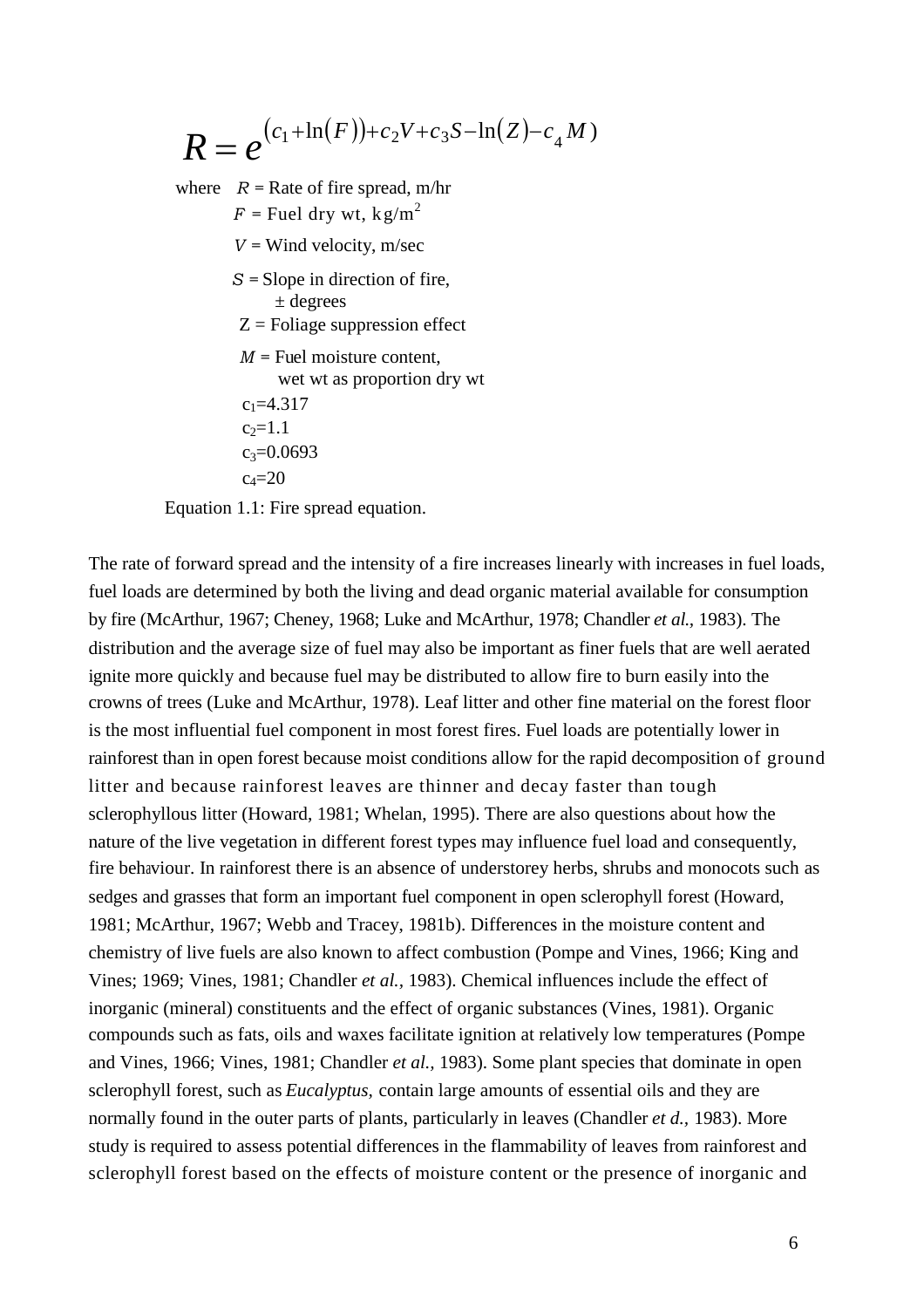$$R = e^{(c_1 + \ln(F)) + c_2 V + c_3 S - \ln(Z) - c_4 M)}$$

where $R$ = Rate of fire spread, m/hr
$F$ = Fuel dry wt, kg/m$^2$
$V$ = Wind velocity, m/sec
$S$ = Slope in direction of fire, ± degrees
Z = Foliage suppression effect
$M$ = Fuel moisture content, wet wt as proportion dry wt
$c_1$=4.317
$c_2$=1.1
$c_3$=0.0693
$c_4$=20

Equation 1.1: Fire spread equation.

The rate of forward spread and the intensity of a fire increases linearly with increases in fuel loads, fuel loads are determined by both the living and dead organic material available for consumption by fire (McArthur, 1967; Cheney, 1968; Luke and McArthur, 1978; Chandler *et al.*, 1983). The distribution and the average size of fuel may also be important as finer fuels that are well aerated ignite more quickly and because fuel may be distributed to allow fire to burn easily into the crowns of trees (Luke and McArthur, 1978). Leaf litter and other fine material on the forest floor is the most influential fuel component in most forest fires. Fuel loads are potentially lower in rainforest than in open forest because moist conditions allow for the rapid decomposition of ground litter and because rainforest leaves are thinner and decay faster than tough sclerophyllous litter (Howard, 1981; Whelan, 1995). There are also questions about how the nature of the live vegetation in different forest types may influence fuel load and consequently, fire behaviour. In rainforest there is an absence of understorey herbs, shrubs and monocots such as sedges and grasses that form an important fuel component in open sclerophyll forest (Howard, 1981; McArthur, 1967; Webb and Tracey, 1981b). Differences in the moisture content and chemistry of live fuels are also known to affect combustion (Pompe and Vines, 1966; King and Vines; 1969; Vines, 1981; Chandler *et al.*, 1983). Chemical influences include the effect of inorganic (mineral) constituents and the effect of organic substances (Vines, 1981). Organic compounds such as fats, oils and waxes facilitate ignition at relatively low temperatures (Pompe and Vines, 1966; Vines, 1981; Chandler *et al.*, 1983). Some plant species that dominate in open sclerophyll forest, such as *Eucalyptus*, contain large amounts of essential oils and they are normally found in the outer parts of plants, particularly in leaves (Chandler *et d.*, 1983). More study is required to assess potential differences in the flammability of leaves from rainforest and sclerophyll forest based on the effects of moisture content or the presence of inorganic and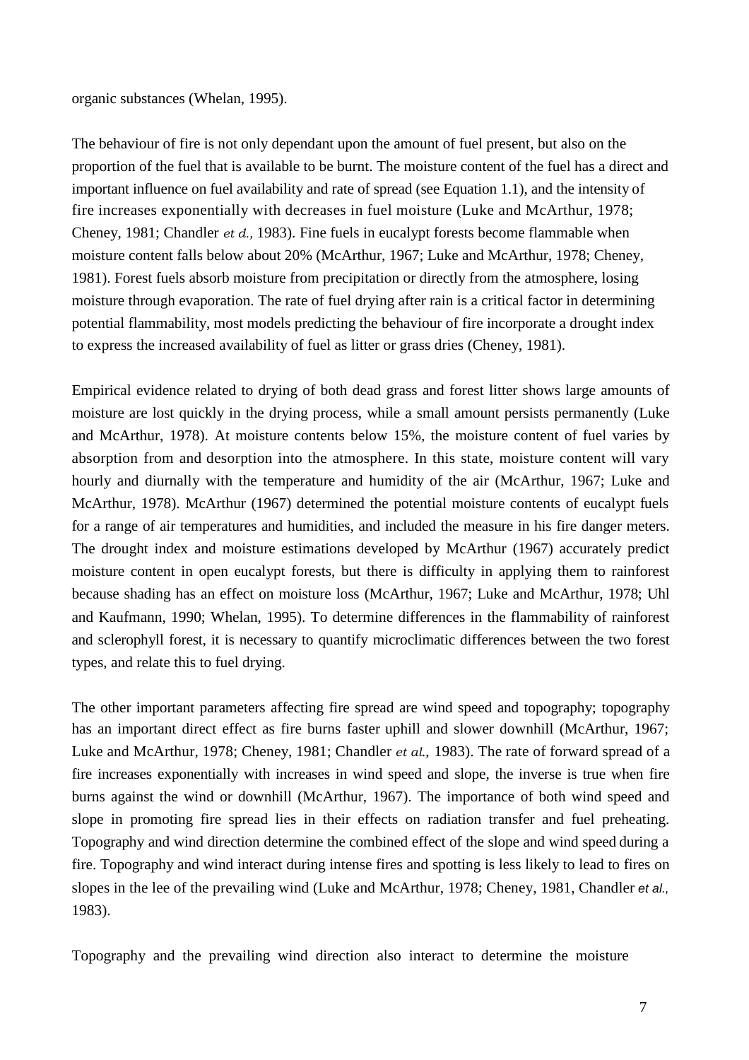organic substances (Whelan, 1995).

The behaviour of fire is not only dependant upon the amount of fuel present, but also on the proportion of the fuel that is available to be burnt. The moisture content of the fuel has a direct and important influence on fuel availability and rate of spread (see Equation 1.1), and the intensity of fire increases exponentially with decreases in fuel moisture (Luke and McArthur, 1978; Cheney, 1981; Chandler *et d.,* 1983). Fine fuels in eucalypt forests become flammable when moisture content falls below about 20% (McArthur, 1967; Luke and McArthur, 1978; Cheney, 1981). Forest fuels absorb moisture from precipitation or directly from the atmosphere, losing moisture through evaporation. The rate of fuel drying after rain is a critical factor in determining potential flammability, most models predicting the behaviour of fire incorporate a drought index to express the increased availability of fuel as litter or grass dries (Cheney, 1981).

Empirical evidence related to drying of both dead grass and forest litter shows large amounts of moisture are lost quickly in the drying process, while a small amount persists permanently (Luke and McArthur, 1978). At moisture contents below 15%, the moisture content of fuel varies by absorption from and desorption into the atmosphere. In this state, moisture content will vary hourly and diurnally with the temperature and humidity of the air (McArthur, 1967; Luke and McArthur, 1978). McArthur (1967) determined the potential moisture contents of eucalypt fuels for a range of air temperatures and humidities, and included the measure in his fire danger meters. The drought index and moisture estimations developed by McArthur (1967) accurately predict moisture content in open eucalypt forests, but there is difficulty in applying them to rainforest because shading has an effect on moisture loss (McArthur, 1967; Luke and McArthur, 1978; Uhl and Kaufmann, 1990; Whelan, 1995). To determine differences in the flammability of rainforest and sclerophyll forest, it is necessary to quantify microclimatic differences between the two forest types, and relate this to fuel drying.

The other important parameters affecting fire spread are wind speed and topography; topography has an important direct effect as fire burns faster uphill and slower downhill (McArthur, 1967; Luke and McArthur, 1978; Cheney, 1981; Chandler *et al.*, 1983). The rate of forward spread of a fire increases exponentially with increases in wind speed and slope, the inverse is true when fire burns against the wind or downhill (McArthur, 1967). The importance of both wind speed and slope in promoting fire spread lies in their effects on radiation transfer and fuel preheating. Topography and wind direction determine the combined effect of the slope and wind speed during a fire. Topography and wind interact during intense fires and spotting is less likely to lead to fires on slopes in the lee of the prevailing wind (Luke and McArthur, 1978; Cheney, 1981, Chandler *et al.,* 1983).

Topography and the prevailing wind direction also interact to determine the moisture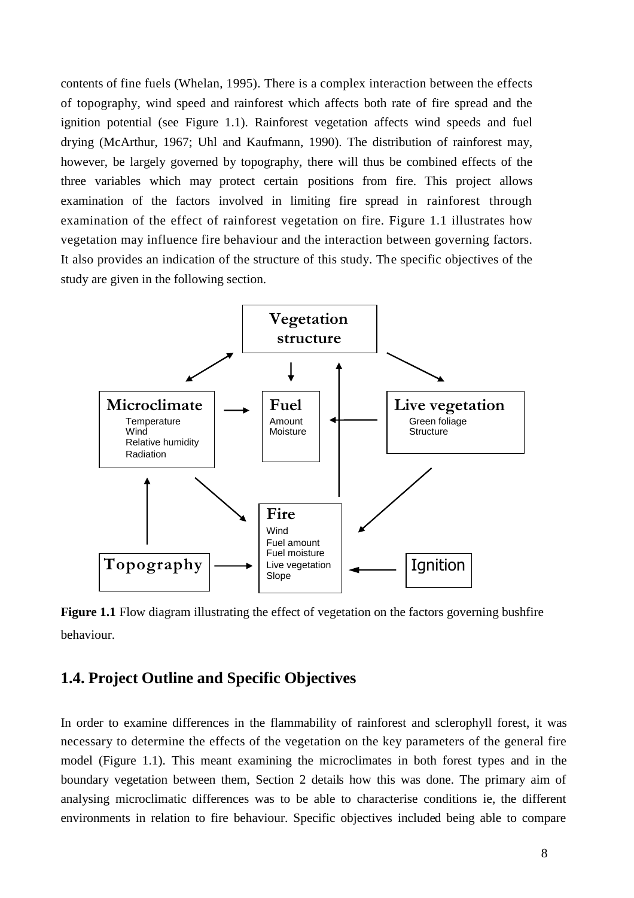contents of fine fuels (Whelan, 1995). There is a complex interaction between the effects of topography, wind speed and rainforest which affects both rate of fire spread and the ignition potential (see Figure 1.1). Rainforest vegetation affects wind speeds and fuel drying (McArthur, 1967; Uhl and Kaufmann, 1990). The distribution of rainforest may, however, be largely governed by topography, there will thus be combined effects of the three variables which may protect certain positions from fire. This project allows examination of the factors involved in limiting fire spread in rainforest through examination of the effect of rainforest vegetation on fire. Figure 1.1 illustrates how vegetation may influence fire behaviour and the interaction between governing factors. It also provides an indication of the structure of this study. The specific objectives of the study are given in the following section.

**Figure 1.1** Flow diagram illustrating the effect of vegetation on the factors governing bushfire behaviour.

## 1.4. Project Outline and Specific Objectives

In order to examine differences in the flammability of rainforest and sclerophyll forest, it was necessary to determine the effects of the vegetation on the key parameters of the general fire model (Figure 1.1). This meant examining the microclimates in both forest types and in the boundary vegetation between them, Section 2 details how this was done. The primary aim of analysing microclimatic differences was to be able to characterise conditions ie, the different environments in relation to fire behaviour. Specific objectives included being able to compare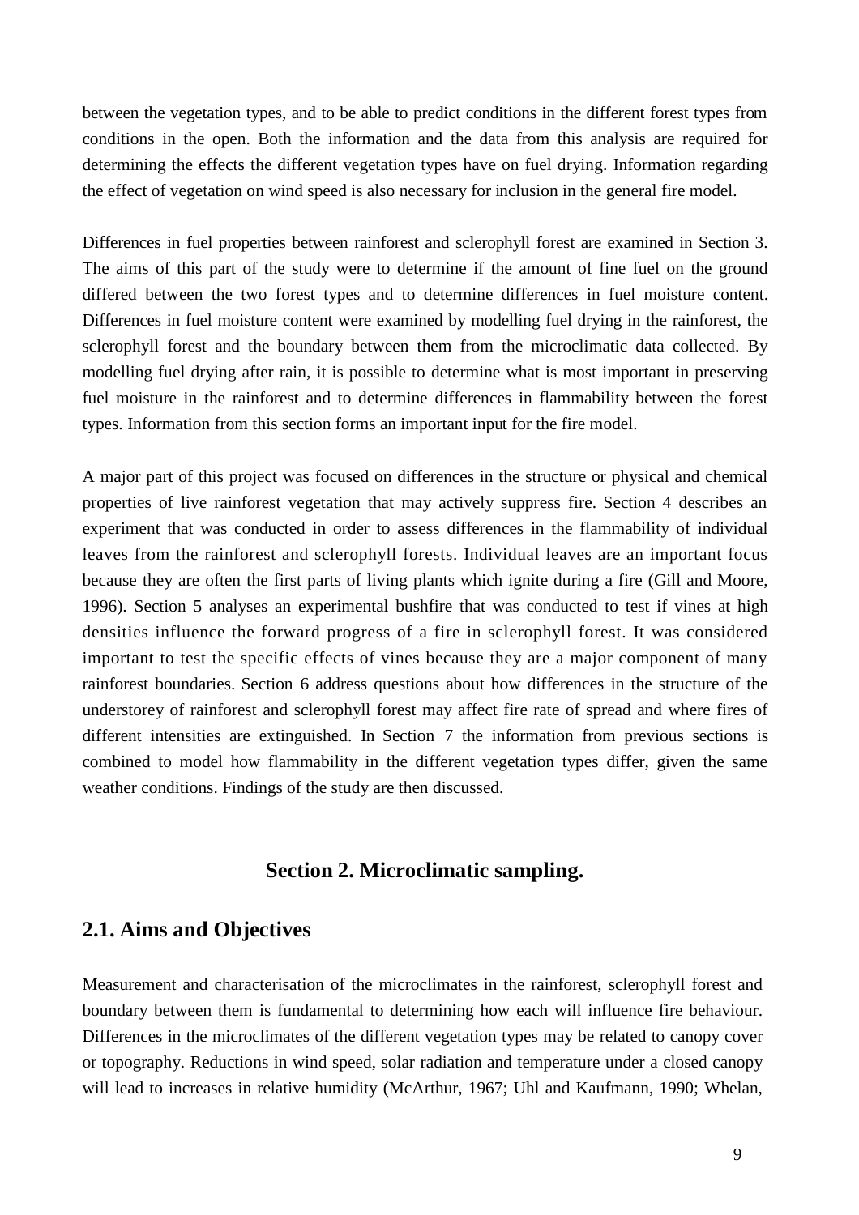between the vegetation types, and to be able to predict conditions in the different forest types from conditions in the open. Both the information and the data from this analysis are required for determining the effects the different vegetation types have on fuel drying. Information regarding the effect of vegetation on wind speed is also necessary for inclusion in the general fire model.

Differences in fuel properties between rainforest and sclerophyll forest are examined in Section 3. The aims of this part of the study were to determine if the amount of fine fuel on the ground differed between the two forest types and to determine differences in fuel moisture content. Differences in fuel moisture content were examined by modelling fuel drying in the rainforest, the sclerophyll forest and the boundary between them from the microclimatic data collected. By modelling fuel drying after rain, it is possible to determine what is most important in preserving fuel moisture in the rainforest and to determine differences in flammability between the forest types. Information from this section forms an important input for the fire model.

A major part of this project was focused on differences in the structure or physical and chemical properties of live rainforest vegetation that may actively suppress fire. Section 4 describes an experiment that was conducted in order to assess differences in the flammability of individual leaves from the rainforest and sclerophyll forests. Individual leaves are an important focus because they are often the first parts of living plants which ignite during a fire (Gill and Moore, 1996). Section 5 analyses an experimental bushfire that was conducted to test if vines at high densities influence the forward progress of a fire in sclerophyll forest. It was considered important to test the specific effects of vines because they are a major component of many rainforest boundaries. Section 6 address questions about how differences in the structure of the understorey of rainforest and sclerophyll forest may affect fire rate of spread and where fires of different intensities are extinguished. In Section 7 the information from previous sections is combined to model how flammability in the different vegetation types differ, given the same weather conditions. Findings of the study are then discussed.

# Section 2. Microclimatic sampling.

## 2.1. Aims and Objectives

Measurement and characterisation of the microclimates in the rainforest, sclerophyll forest and boundary between them is fundamental to determining how each will influence fire behaviour. Differences in the microclimates of the different vegetation types may be related to canopy cover or topography. Reductions in wind speed, solar radiation and temperature under a closed canopy will lead to increases in relative humidity (McArthur, 1967; Uhl and Kaufmann, 1990; Whelan,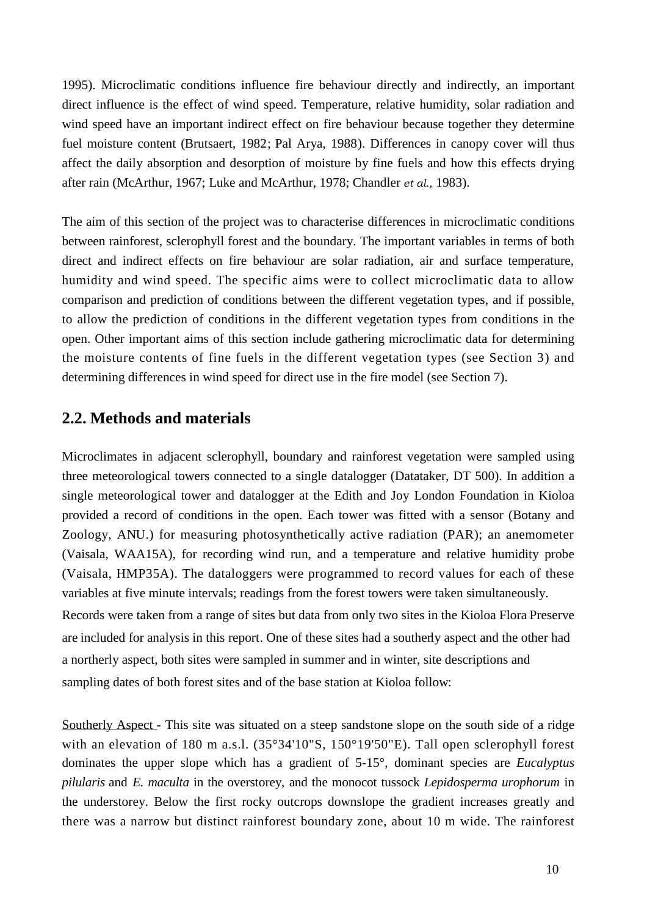1995). Microclimatic conditions influence fire behaviour directly and indirectly, an important direct influence is the effect of wind speed. Temperature, relative humidity, solar radiation and wind speed have an important indirect effect on fire behaviour because together they determine fuel moisture content (Brutsaert, 1982; Pal Arya, 1988). Differences in canopy cover will thus affect the daily absorption and desorption of moisture by fine fuels and how this effects drying after rain (McArthur, 1967; Luke and McArthur, 1978; Chandler *et al.,* 1983).

The aim of this section of the project was to characterise differences in microclimatic conditions between rainforest, sclerophyll forest and the boundary. The important variables in terms of both direct and indirect effects on fire behaviour are solar radiation, air and surface temperature, humidity and wind speed. The specific aims were to collect microclimatic data to allow comparison and prediction of conditions between the different vegetation types, and if possible, to allow the prediction of conditions in the different vegetation types from conditions in the open. Other important aims of this section include gathering microclimatic data for determining the moisture contents of fine fuels in the different vegetation types (see Section 3) and determining differences in wind speed for direct use in the fire model (see Section 7).

## 2.2. Methods and materials

Microclimates in adjacent sclerophyll, boundary and rainforest vegetation were sampled using three meteorological towers connected to a single datalogger (Datataker, DT 500). In addition a single meteorological tower and datalogger at the Edith and Joy London Foundation in Kioloa provided a record of conditions in the open. Each tower was fitted with a sensor (Botany and Zoology, ANU.) for measuring photosynthetically active radiation (PAR); an anemometer (Vaisala, WAA15A), for recording wind run, and a temperature and relative humidity probe (Vaisala, HMP35A). The dataloggers were programmed to record values for each of these variables at five minute intervals; readings from the forest towers were taken simultaneously. Records were taken from a range of sites but data from only two sites in the Kioloa Flora Preserve are included for analysis in this report. One of these sites had a southerly aspect and the other had a northerly aspect, both sites were sampled in summer and in winter, site descriptions and sampling dates of both forest sites and of the base station at Kioloa follow:

Southerly Aspect - This site was situated on a steep sandstone slope on the south side of a ridge with an elevation of 180 m a.s.l. (35°34'10"S, 150°19'50"E). Tall open sclerophyll forest dominates the upper slope which has a gradient of 5-15°, dominant species are *Eucalyptus pilularis* and *E. macu**lta* in the overstorey, and the monocot tussock *Lepidosperma urophorum* in the understorey. Below the first rocky outcrops downslope the gradient increases greatly and there was a narrow but distinct rainforest boundary zone, about 10 m wide. The rainforest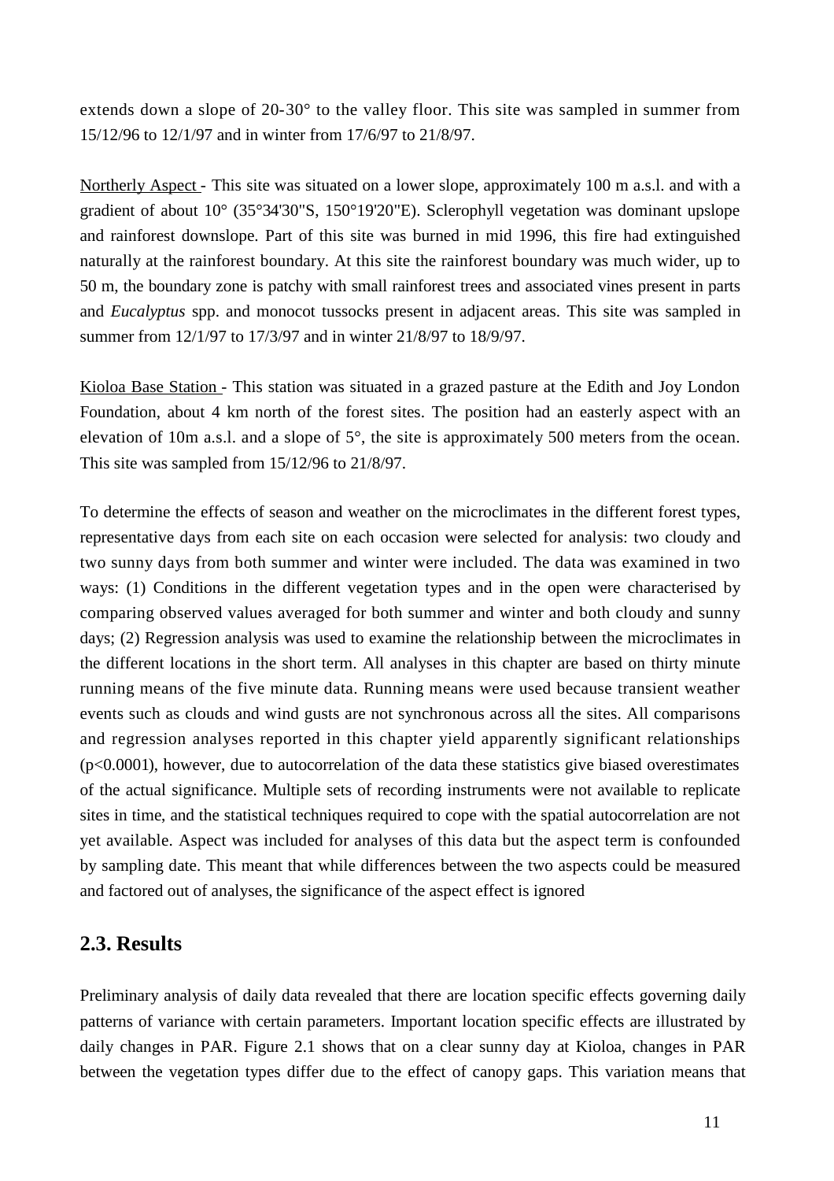extends down a slope of 20-30° to the valley floor. This site was sampled in summer from 15/12/96 to 12/1/97 and in winter from 17/6/97 to 21/8/97.

Northerly Aspect - This site was situated on a lower slope, approximately 100 m a.s.l. and with a gradient of about 10° (35°34'30"S, 150°19'20"E). Sclerophyll vegetation was dominant upslope and rainforest downslope. Part of this site was burned in mid 1996, this fire had extinguished naturally at the rainforest boundary. At this site the rainforest boundary was much wider, up to 50 m, the boundary zone is patchy with small rainforest trees and associated vines present in parts and *Eucalyptus* spp. and monocot tussocks present in adjacent areas. This site was sampled in summer from 12/1/97 to 17/3/97 and in winter 21/8/97 to 18/9/97.

Kioloa Base Station - This station was situated in a grazed pasture at the Edith and Joy London Foundation, about 4 km north of the forest sites. The position had an easterly aspect with an elevation of 10m a.s.l. and a slope of 5°, the site is approximately 500 meters from the ocean. This site was sampled from 15/12/96 to 21/8/97.

To determine the effects of season and weather on the microclimates in the different forest types, representative days from each site on each occasion were selected for analysis: two cloudy and two sunny days from both summer and winter were included. The data was examined in two ways: (1) Conditions in the different vegetation types and in the open were characterised by comparing observed values averaged for both summer and winter and both cloudy and sunny days; (2) Regression analysis was used to examine the relationship between the microclimates in the different locations in the short term. All analyses in this chapter are based on thirty minute running means of the five minute data. Running means were used because transient weather events such as clouds and wind gusts are not synchronous across all the sites. All comparisons and regression analyses reported in this chapter yield apparently significant relationships ($p<0.0001$), however, due to autocorrelation of the data these statistics give biased overestimates of the actual significance. Multiple sets of recording instruments were not available to replicate sites in time, and the statistical techniques required to cope with the spatial autocorrelation are not yet available. Aspect was included for analyses of this data but the aspect term is confounded by sampling date. This meant that while differences between the two aspects could be measured and factored out of analyses, the significance of the aspect effect is ignored

## 2.3. Results

Preliminary analysis of daily data revealed that there are location specific effects governing daily patterns of variance with certain parameters. Important location specific effects are illustrated by daily changes in PAR. Figure 2.1 shows that on a clear sunny day at Kioloa, changes in PAR between the vegetation types differ due to the effect of canopy gaps. This variation means that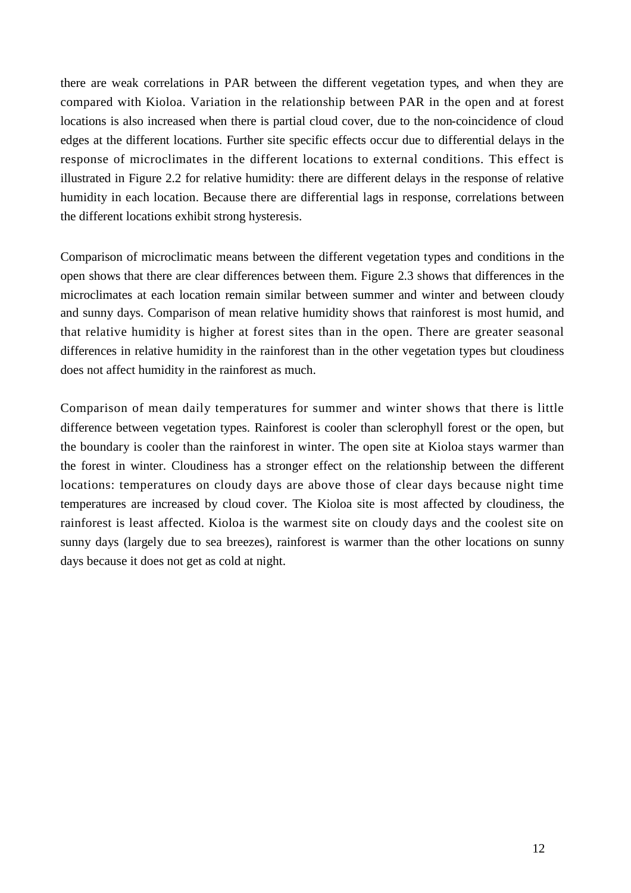there are weak correlations in PAR between the different vegetation types, and when they are compared with Kioloa. Variation in the relationship between PAR in the open and at forest locations is also increased when there is partial cloud cover, due to the non-coincidence of cloud edges at the different locations. Further site specific effects occur due to differential delays in the response of microclimates in the different locations to external conditions. This effect is illustrated in Figure 2.2 for relative humidity: there are different delays in the response of relative humidity in each location. Because there are differential lags in response, correlations between the different locations exhibit strong hysteresis.

Comparison of microclimatic means between the different vegetation types and conditions in the open shows that there are clear differences between them. Figure 2.3 shows that differences in the microclimates at each location remain similar between summer and winter and between cloudy and sunny days. Comparison of mean relative humidity shows that rainforest is most humid, and that relative humidity is higher at forest sites than in the open. There are greater seasonal differences in relative humidity in the rainforest than in the other vegetation types but cloudiness does not affect humidity in the rainforest as much.

Comparison of mean daily temperatures for summer and winter shows that there is little difference between vegetation types. Rainforest is cooler than sclerophyll forest or the open, but the boundary is cooler than the rainforest in winter. The open site at Kioloa stays warmer than the forest in winter. Cloudiness has a stronger effect on the relationship between the different locations: temperatures on cloudy days are above those of clear days because night time temperatures are increased by cloud cover. The Kioloa site is most affected by cloudiness, the rainforest is least affected. Kioloa is the warmest site on cloudy days and the coolest site on sunny days (largely due to sea breezes), rainforest is warmer than the other locations on sunny days because it does not get as cold at night.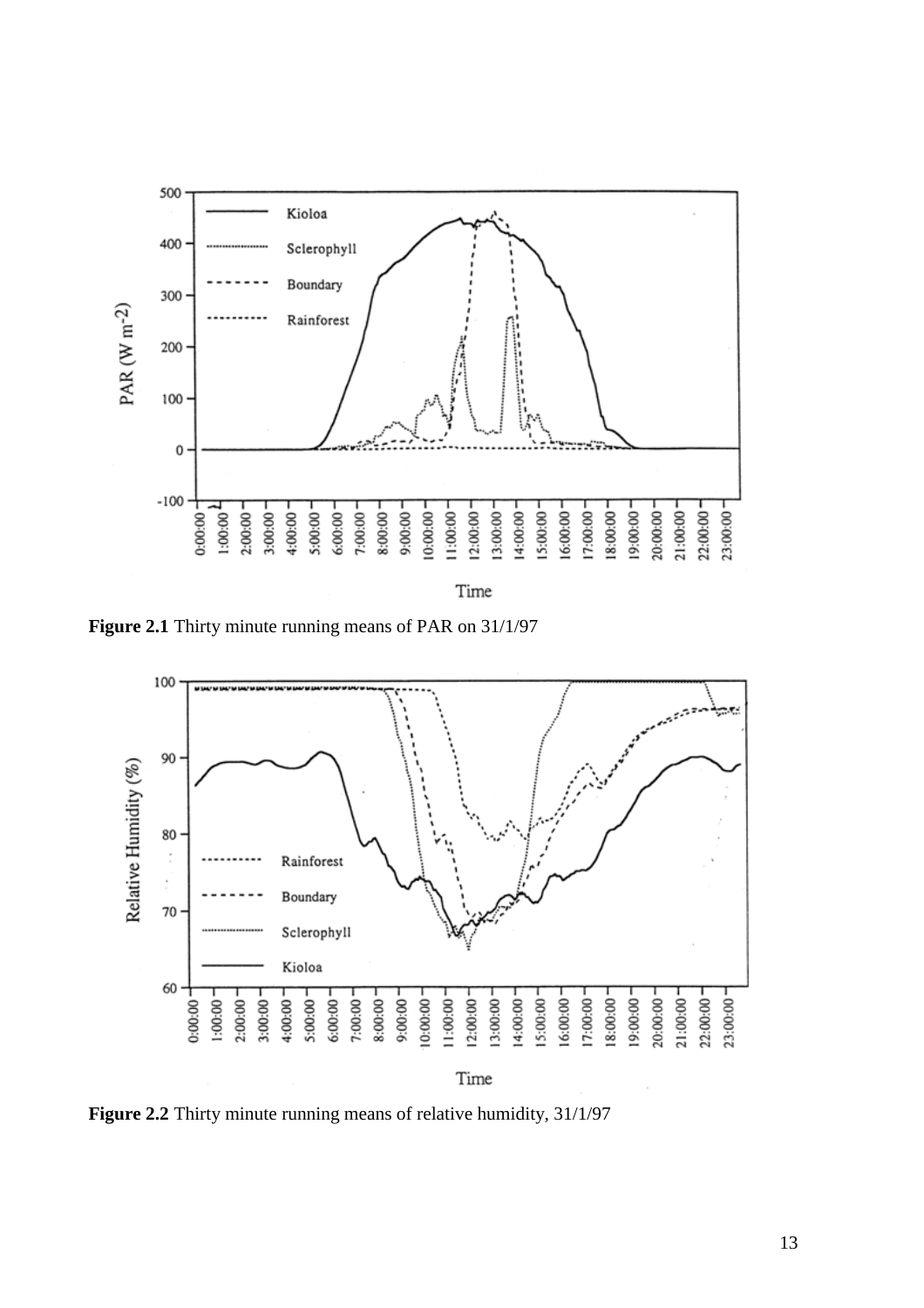**Figure 2.1** Thirty minute running means of PAR on 31/1/97

**Figure 2.2** Thirty minute running means of relative humidity, 31/1/97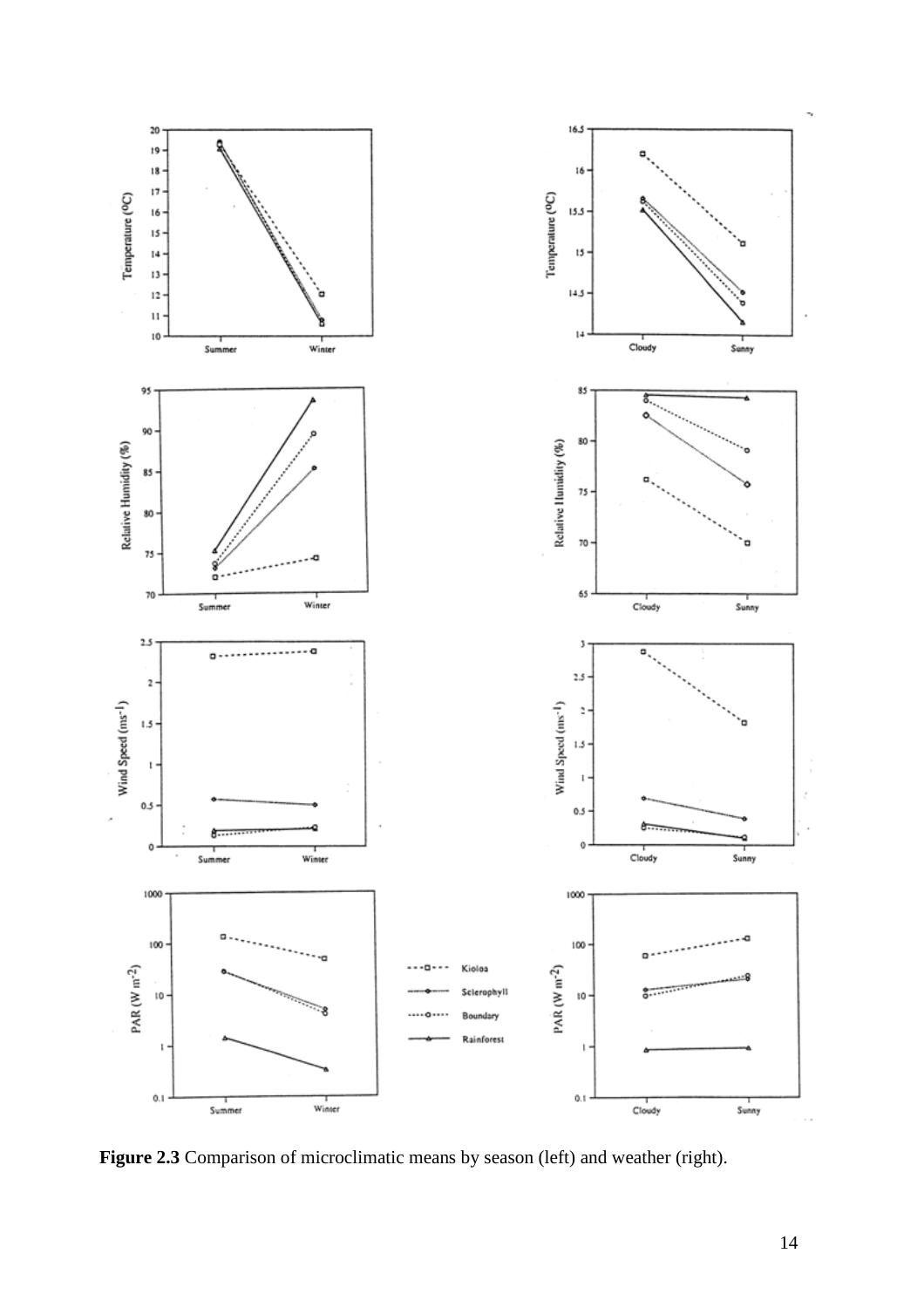**Figure 2.3** Comparison of microclimatic means by season (left) and weather (right).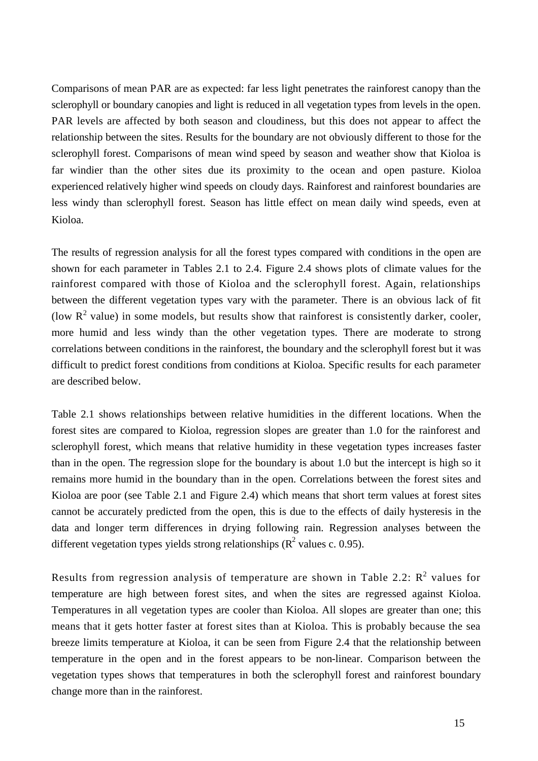Comparisons of mean PAR are as expected: far less light penetrates the rainforest canopy than the sclerophyll or boundary canopies and light is reduced in all vegetation types from levels in the open. PAR levels are affected by both season and cloudiness, but this does not appear to affect the relationship between the sites. Results for the boundary are not obviously different to those for the sclerophyll forest. Comparisons of mean wind speed by season and weather show that Kioloa is far windier than the other sites due its proximity to the ocean and open pasture. Kioloa experienced relatively higher wind speeds on cloudy days. Rainforest and rainforest boundaries are less windy than sclerophyll forest. Season has little effect on mean daily wind speeds, even at Kioloa.

The results of regression analysis for all the forest types compared with conditions in the open are shown for each parameter in Tables 2.1 to 2.4. Figure 2.4 shows plots of climate values for the rainforest compared with those of Kioloa and the sclerophyll forest. Again, relationships between the different vegetation types vary with the parameter. There is an obvious lack of fit (low $R^2$ value) in some models, but results show that rainforest is consistently darker, cooler, more humid and less windy than the other vegetation types. There are moderate to strong correlations between conditions in the rainforest, the boundary and the sclerophyll forest but it was difficult to predict forest conditions from conditions at Kioloa. Specific results for each parameter are described below.

Table 2.1 shows relationships between relative humidities in the different locations. When the forest sites are compared to Kioloa, regression slopes are greater than 1.0 for the rainforest and sclerophyll forest, which means that relative humidity in these vegetation types increases faster than in the open. The regression slope for the boundary is about 1.0 but the intercept is high so it remains more humid in the boundary than in the open. Correlations between the forest sites and Kioloa are poor (see Table 2.1 and Figure 2.4) which means that short term values at forest sites cannot be accurately predicted from the open, this is due to the effects of daily hysteresis in the data and longer term differences in drying following rain. Regression analyses between the different vegetation types yields strong relationships ($R^2$ values c. 0.95).

Results from regression analysis of temperature are shown in Table 2.2: $R^2$ values for temperature are high between forest sites, and when the sites are regressed against Kioloa. Temperatures in all vegetation types are cooler than Kioloa. All slopes are greater than one; this means that it gets hotter faster at forest sites than at Kioloa. This is probably because the sea breeze limits temperature at Kioloa, it can be seen from Figure 2.4 that the relationship between temperature in the open and in the forest appears to be non-linear. Comparison between the vegetation types shows that temperatures in both the sclerophyll forest and rainforest boundary change more than in the rainforest.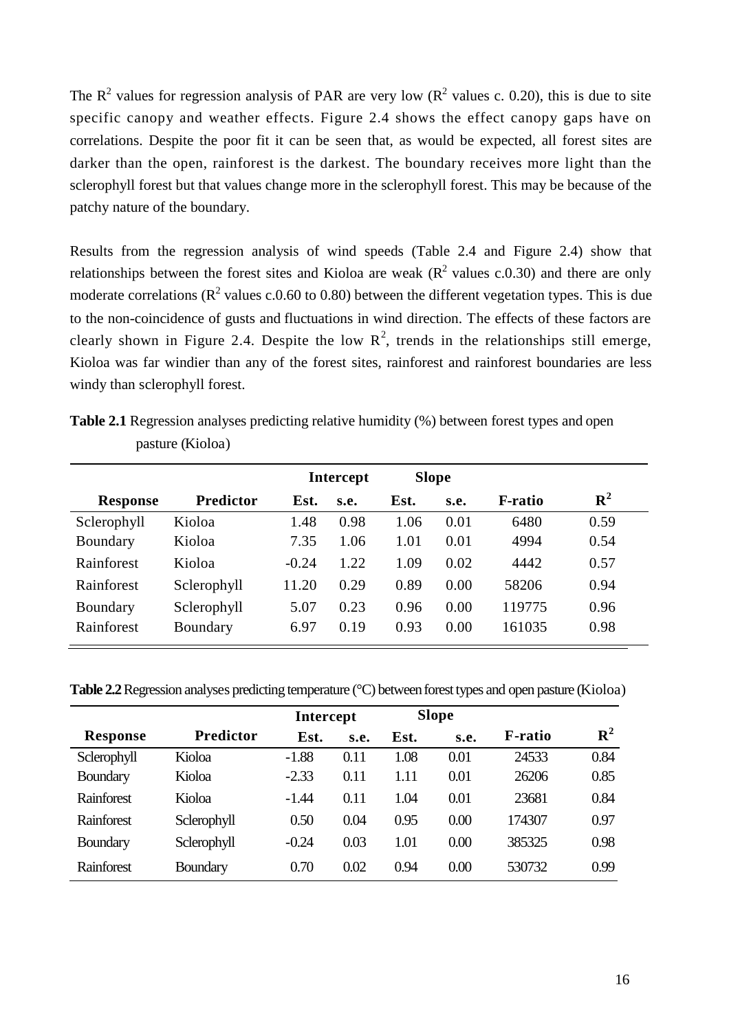The $R^2$ values for regression analysis of PAR are very low ($R^2$ values c. 0.20), this is due to site specific canopy and weather effects. Figure 2.4 shows the effect canopy gaps have on correlations. Despite the poor fit it can be seen that, as would be expected, all forest sites are darker than the open, rainforest is the darkest. The boundary receives more light than the sclerophyll forest but that values change more in the sclerophyll forest. This may be because of the patchy nature of the boundary.

Results from the regression analysis of wind speeds (Table 2.4 and Figure 2.4) show that relationships between the forest sites and Kioloa are weak ($R^2$ values c.0.30) and there are only moderate correlations ($R^2$ values c.0.60 to 0.80) between the different vegetation types. This is due to the non-coincidence of gusts and fluctuations in wind direction. The effects of these factors are clearly shown in Figure 2.4. Despite the low $R^2$, trends in the relationships still emerge, Kioloa was far windier than any of the forest sites, rainforest and rainforest boundaries are less windy than sclerophyll forest.

**Table 2.1** Regression analyses predicting relative humidity (%) between forest types and open pasture (Kioloa)

| | | Intercept | | Slope | | | |
|---|---|---|---|---|---|---|---|
| **Response** | **Predictor** | **Est.** | **s.e.** | **Est.** | **s.e.** | **F-ratio** | $\mathbf{R^2}$ |
| Sclerophyll | Kioloa | 1.48 | 0.98 | 1.06 | 0.01 | 6480 | 0.59 |
| Boundary | Kioloa | 7.35 | 1.06 | 1.01 | 0.01 | 4994 | 0.54 |
| Rainforest | Kioloa | -0.24 | 1.22 | 1.09 | 0.02 | 4442 | 0.57 |
| Rainforest | Sclerophyll | 11.20 | 0.29 | 0.89 | 0.00 | 58206 | 0.94 |
| Boundary | Sclerophyll | 5.07 | 0.23 | 0.96 | 0.00 | 119775 | 0.96 |
| Rainforest | Boundary | 6.97 | 0.19 | 0.93 | 0.00 | 161035 | 0.98 |

**Table 2.2** Regression analyses predicting temperature (°C) between forest types and open pasture (Kioloa)

| | | Intercept | | Slope | | | |
|---|---|---|---|---|---|---|---|
| **Response** | **Predictor** | **Est.** | **s.e.** | **Est.** | **s.e.** | **F-ratio** | $\mathbf{R^2}$ |
| Sclerophyll | Kioloa | -1.88 | 0.11 | 1.08 | 0.01 | 24533 | 0.84 |
| Boundary | Kioloa | -2.33 | 0.11 | 1.11 | 0.01 | 26206 | 0.85 |
| Rainforest | Kioloa | -1.44 | 0.11 | 1.04 | 0.01 | 23681 | 0.84 |
| Rainforest | Sclerophyll | 0.50 | 0.04 | 0.95 | 0.00 | 174307 | 0.97 |
| Boundary | Sclerophyll | -0.24 | 0.03 | 1.01 | 0.00 | 385325 | 0.98 |
| Rainforest | Boundary | 0.70 | 0.02 | 0.94 | 0.00 | 530732 | 0.99 |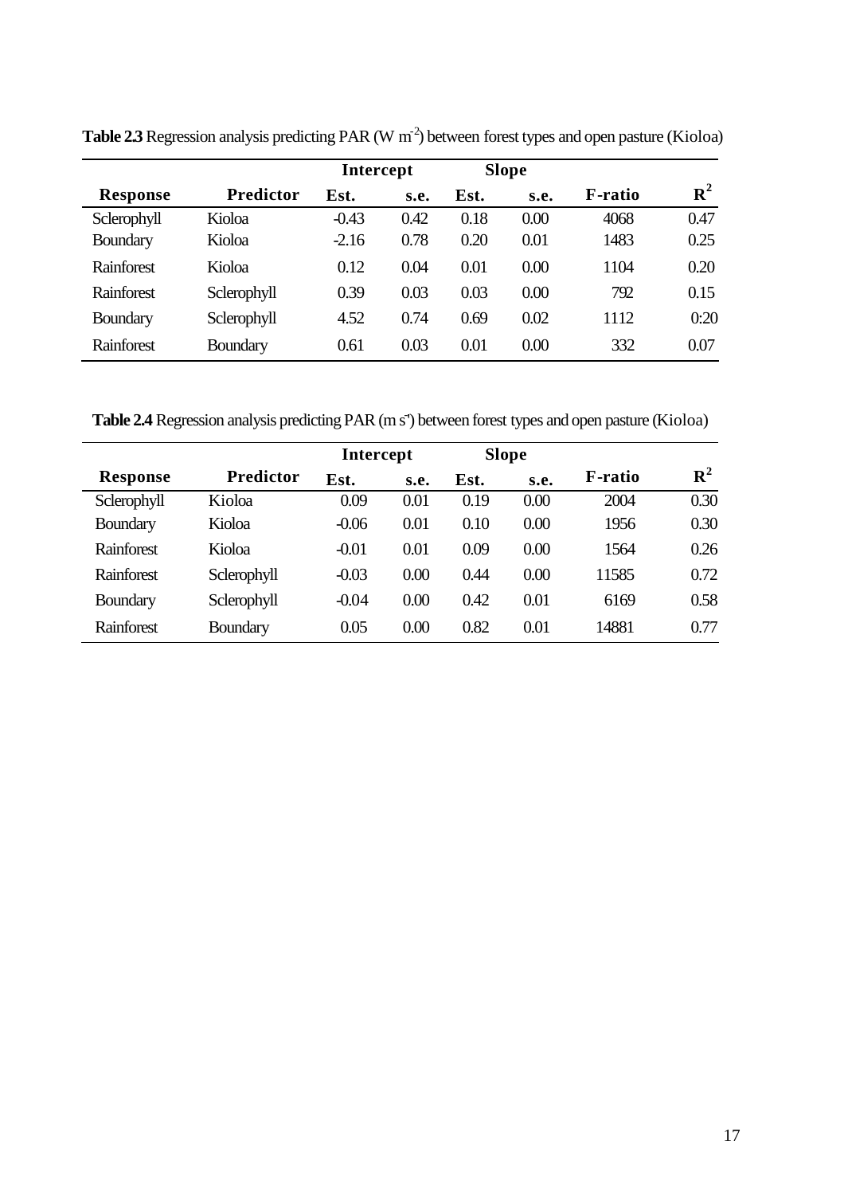**Table 2.3** Regression analysis predicting PAR (W m$^{-2}$) between forest types and open pasture (Kioloa)

| Response | Predictor | Intercept | | Slope | | F-ratio | $R^2$ |
|---|---|---|---|---|---|---|---|
| | | Est. | s.e. | Est. | s.e. | | |
| Sclerophyll | Kioloa | -0.43 | 0.42 | 0.18 | 0.00 | 4068 | 0.47 |
| Boundary | Kioloa | -2.16 | 0.78 | 0.20 | 0.01 | 1483 | 0.25 |
| Rainforest | Kioloa | 0.12 | 0.04 | 0.01 | 0.00 | 1104 | 0.20 |
| Rainforest | Sclerophyll | 0.39 | 0.03 | 0.03 | 0.00 | 792 | 0.15 |
| Boundary | Sclerophyll | 4.52 | 0.74 | 0.69 | 0.02 | 1112 | 0:20 |
| Rainforest | Boundary | 0.61 | 0.03 | 0.01 | 0.00 | 332 | 0.07 |

**Table 2.4** Regression analysis predicting PAR (m s$^{-}$) between forest types and open pasture (Kioloa)

| Response | Predictor | Intercept | | Slope | | F-ratio | $R^2$ |
|---|---|---|---|---|---|---|---|
| | | Est. | s.e. | Est. | s.e. | | |
| Sclerophyll | Kioloa | 0.09 | 0.01 | 0.19 | 0.00 | 2004 | 0.30 |
| Boundary | Kioloa | -0.06 | 0.01 | 0.10 | 0.00 | 1956 | 0.30 |
| Rainforest | Kioloa | -0.01 | 0.01 | 0.09 | 0.00 | 1564 | 0.26 |
| Rainforest | Sclerophyll | -0.03 | 0.00 | 0.44 | 0.00 | 11585 | 0.72 |
| Boundary | Sclerophyll | -0.04 | 0.00 | 0.42 | 0.01 | 6169 | 0.58 |
| Rainforest | Boundary | 0.05 | 0.00 | 0.82 | 0.01 | 14881 | 0.77 |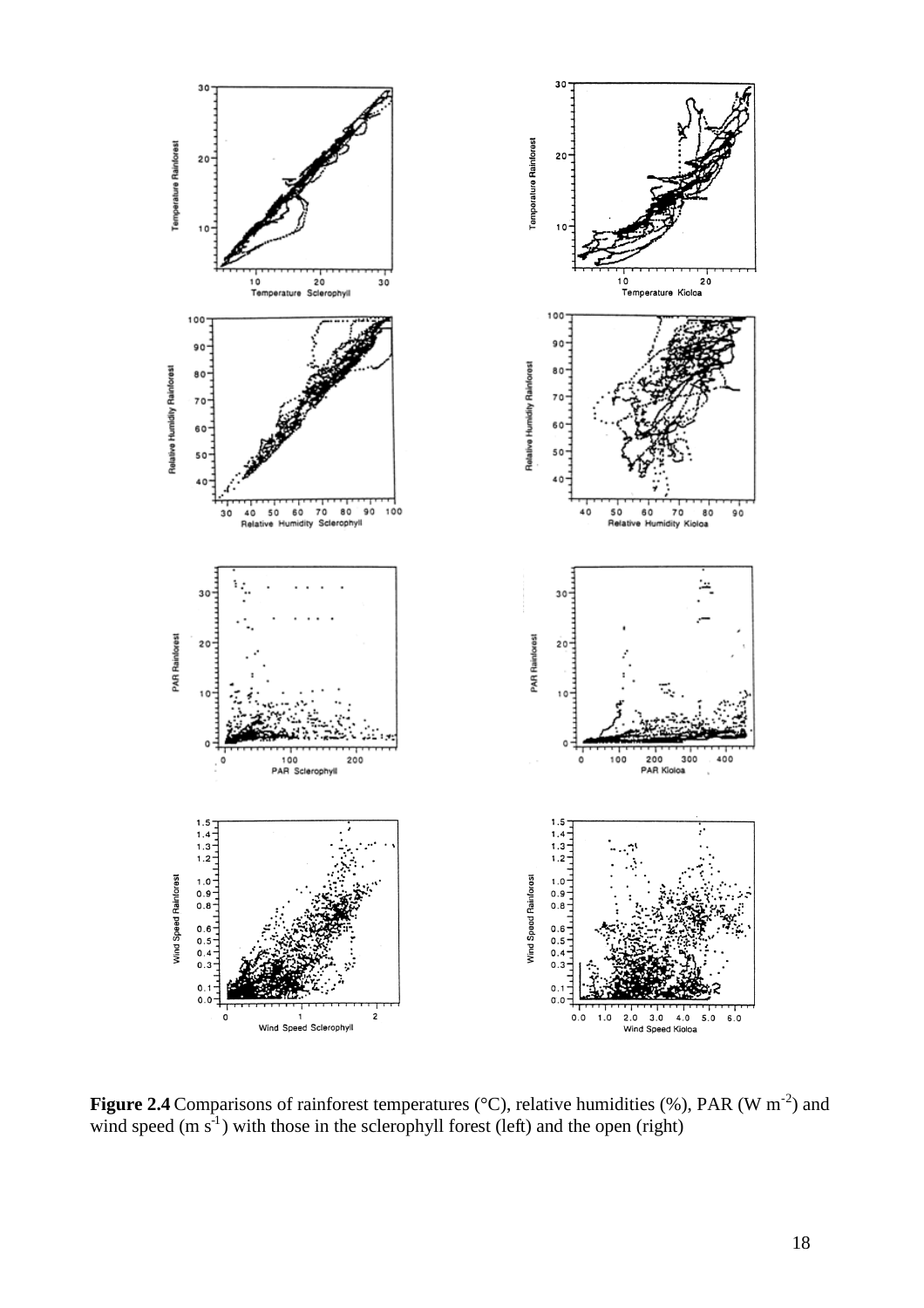**Figure 2.4** Comparisons of rainforest temperatures (°C), relative humidities (%), PAR (W $m^{-2}$) and wind speed (m $s^{-1}$) with those in the sclerophyll forest (left) and the open (right)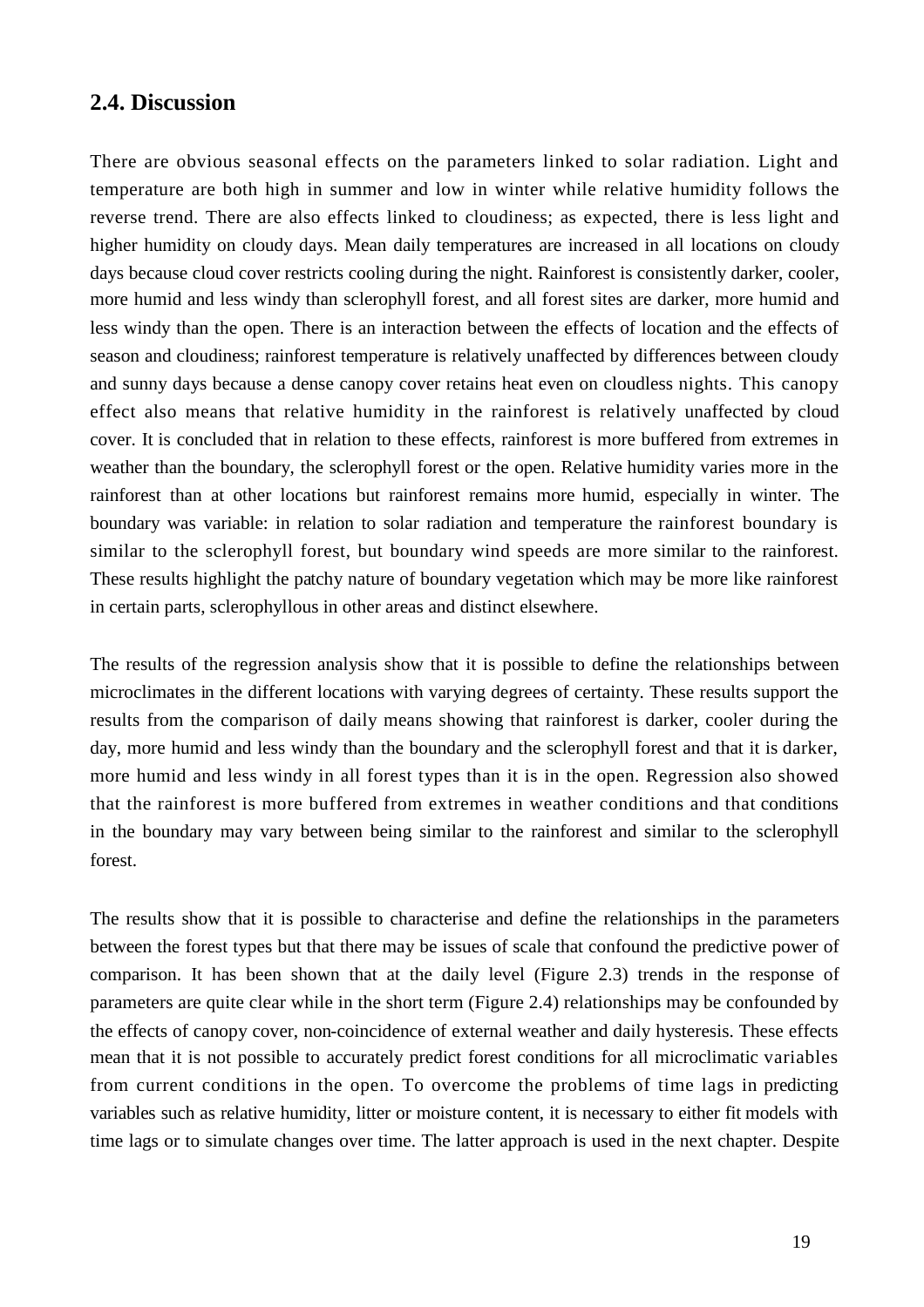## 2.4. Discussion

There are obvious seasonal effects on the parameters linked to solar radiation. Light and temperature are both high in summer and low in winter while relative humidity follows the reverse trend. There are also effects linked to cloudiness; as expected, there is less light and higher humidity on cloudy days. Mean daily temperatures are increased in all locations on cloudy days because cloud cover restricts cooling during the night. Rainforest is consistently darker, cooler, more humid and less windy than sclerophyll forest, and all forest sites are darker, more humid and less windy than the open. There is an interaction between the effects of location and the effects of season and cloudiness; rainforest temperature is relatively unaffected by differences between cloudy and sunny days because a dense canopy cover retains heat even on cloudless nights. This canopy effect also means that relative humidity in the rainforest is relatively unaffected by cloud cover. It is concluded that in relation to these effects, rainforest is more buffered from extremes in weather than the boundary, the sclerophyll forest or the open. Relative humidity varies more in the rainforest than at other locations but rainforest remains more humid, especially in winter. The boundary was variable: in relation to solar radiation and temperature the rainforest boundary is similar to the sclerophyll forest, but boundary wind speeds are more similar to the rainforest. These results highlight the patchy nature of boundary vegetation which may be more like rainforest in certain parts, sclerophyllous in other areas and distinct elsewhere.

The results of the regression analysis show that it is possible to define the relationships between microclimates in the different locations with varying degrees of certainty. These results support the results from the comparison of daily means showing that rainforest is darker, cooler during the day, more humid and less windy than the boundary and the sclerophyll forest and that it is darker, more humid and less windy in all forest types than it is in the open. Regression also showed that the rainforest is more buffered from extremes in weather conditions and that conditions in the boundary may vary between being similar to the rainforest and similar to the sclerophyll forest.

The results show that it is possible to characterise and define the relationships in the parameters between the forest types but that there may be issues of scale that confound the predictive power of comparison. It has been shown that at the daily level (Figure 2.3) trends in the response of parameters are quite clear while in the short term (Figure 2.4) relationships may be confounded by the effects of canopy cover, non-coincidence of external weather and daily hysteresis. These effects mean that it is not possible to accurately predict forest conditions for all microclimatic variables from current conditions in the open. To overcome the problems of time lags in predicting variables such as relative humidity, litter or moisture content, it is necessary to either fit models with time lags or to simulate changes over time. The latter approach is used in the next chapter. Despite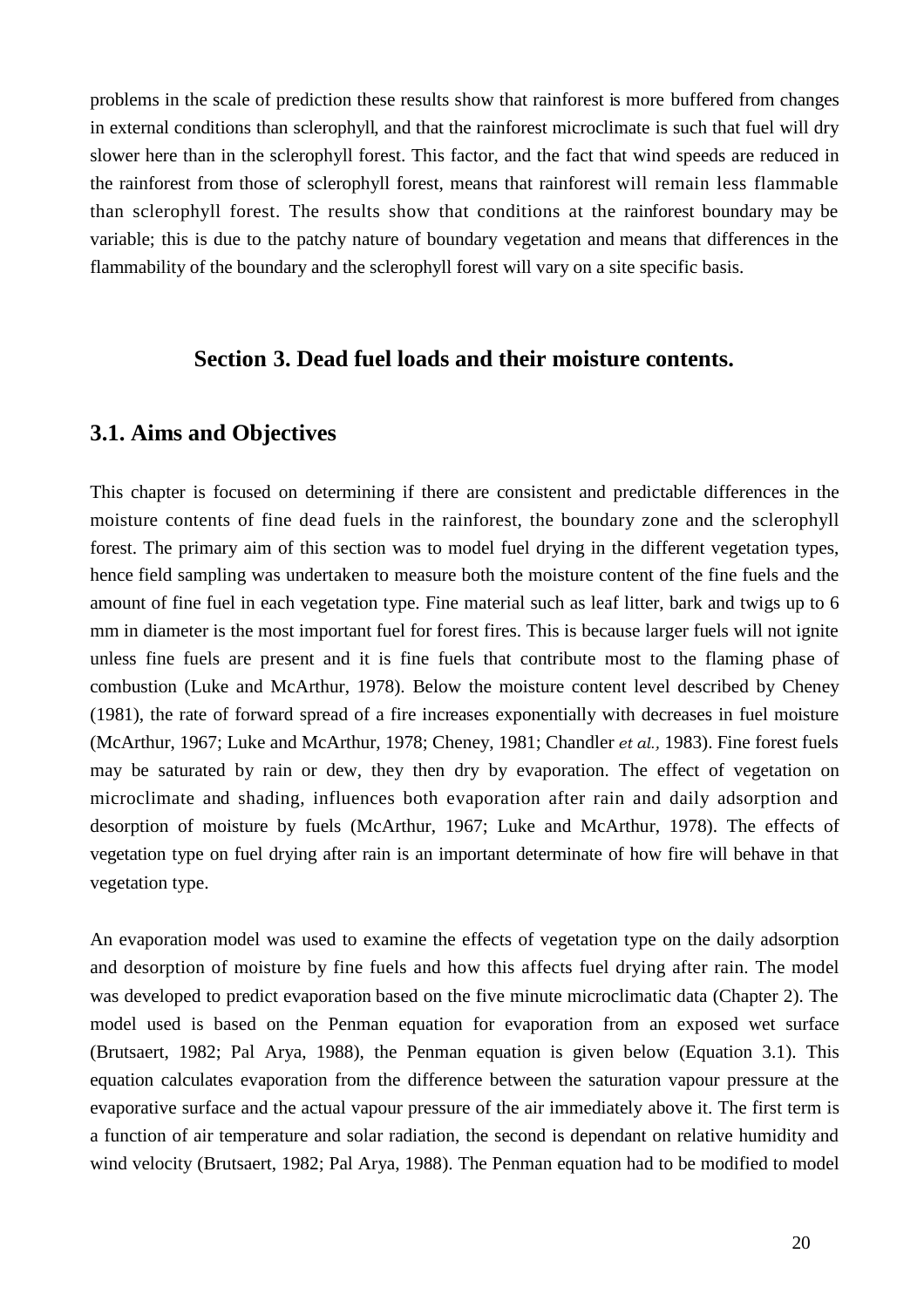problems in the scale of prediction these results show that rainforest is more buffered from changes in external conditions than sclerophyll, and that the rainforest microclimate is such that fuel will dry slower here than in the sclerophyll forest. This factor, and the fact that wind speeds are reduced in the rainforest from those of sclerophyll forest, means that rainforest will remain less flammable than sclerophyll forest. The results show that conditions at the rainforest boundary may be variable; this is due to the patchy nature of boundary vegetation and means that differences in the flammability of the boundary and the sclerophyll forest will vary on a site specific basis.

## Section 3. Dead fuel loads and their moisture contents.

### 3.1. Aims and Objectives

This chapter is focused on determining if there are consistent and predictable differences in the moisture contents of fine dead fuels in the rainforest, the boundary zone and the sclerophyll forest. The primary aim of this section was to model fuel drying in the different vegetation types, hence field sampling was undertaken to measure both the moisture content of the fine fuels and the amount of fine fuel in each vegetation type. Fine material such as leaf litter, bark and twigs up to 6 mm in diameter is the most important fuel for forest fires. This is because larger fuels will not ignite unless fine fuels are present and it is fine fuels that contribute most to the flaming phase of combustion (Luke and McArthur, 1978). Below the moisture content level described by Cheney (1981), the rate of forward spread of a fire increases exponentially with decreases in fuel moisture (McArthur, 1967; Luke and McArthur, 1978; Cheney, 1981; Chandler *et al.,* 1983). Fine forest fuels may be saturated by rain or dew, they then dry by evaporation. The effect of vegetation on microclimate and shading, influences both evaporation after rain and daily adsorption and desorption of moisture by fuels (McArthur, 1967; Luke and McArthur, 1978). The effects of vegetation type on fuel drying after rain is an important determinate of how fire will behave in that vegetation type.

An evaporation model was used to examine the effects of vegetation type on the daily adsorption and desorption of moisture by fine fuels and how this affects fuel drying after rain. The model was developed to predict evaporation based on the five minute microclimatic data (Chapter 2). The model used is based on the Penman equation for evaporation from an exposed wet surface (Brutsaert, 1982; Pal Arya, 1988), the Penman equation is given below (Equation 3.1). This equation calculates evaporation from the difference between the saturation vapour pressure at the evaporative surface and the actual vapour pressure of the air immediately above it. The first term is a function of air temperature and solar radiation, the second is dependant on relative humidity and wind velocity (Brutsaert, 1982; Pal Arya, 1988). The Penman equation had to be modified to model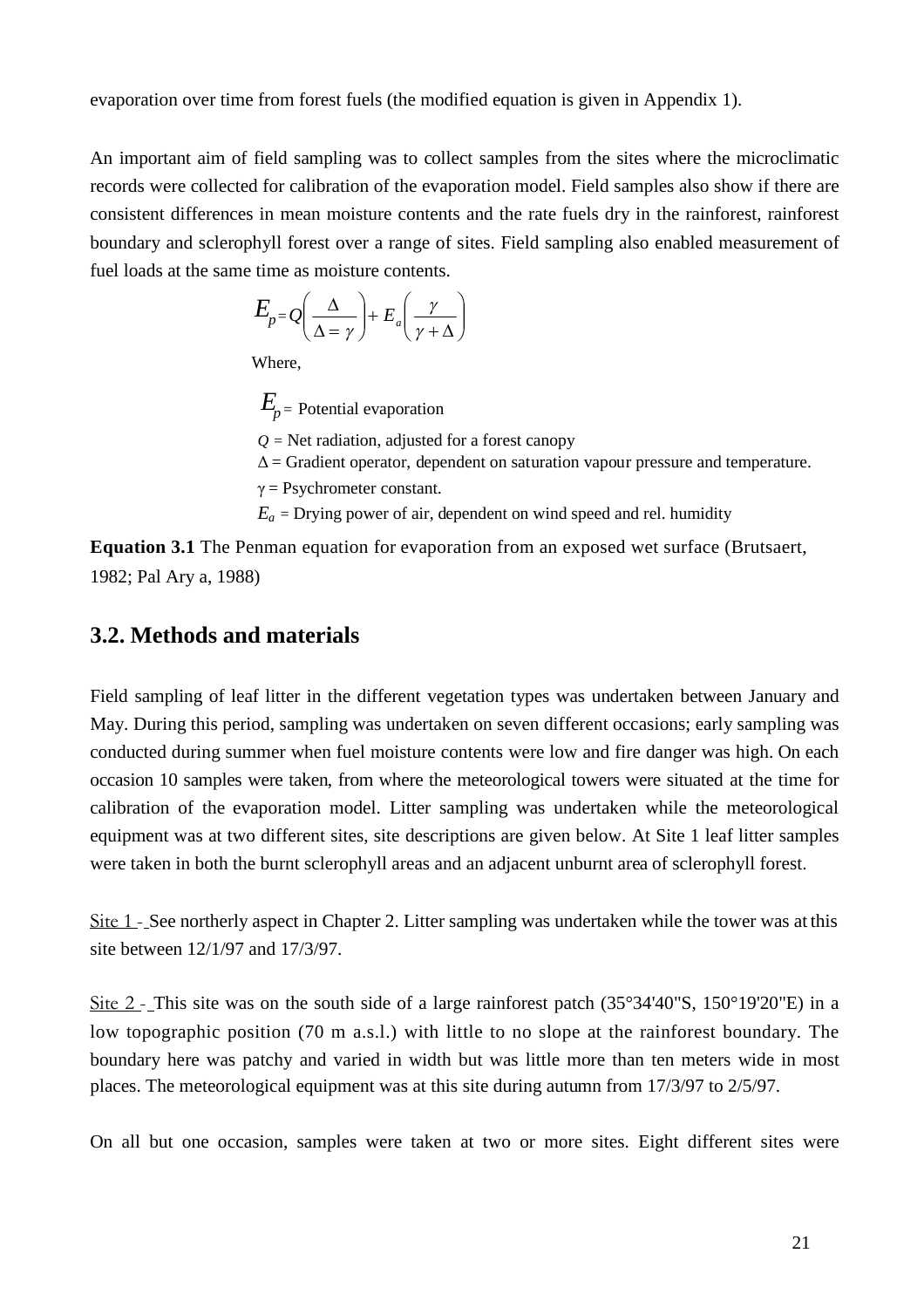evaporation over time from forest fuels (the modified equation is given in Appendix 1).

An important aim of field sampling was to collect samples from the sites where the microclimatic records were collected for calibration of the evaporation model. Field samples also show if there are consistent differences in mean moisture contents and the rate fuels dry in the rainforest, rainforest boundary and sclerophyll forest over a range of sites. Field sampling also enabled measurement of fuel loads at the same time as moisture contents.

$$E_p = Q\left(\frac{\Delta}{\Delta = \gamma}\right) + E_a\left(\frac{\gamma}{\gamma + \Delta}\right)$$

Where,

$E_p$ = Potential evaporation

$Q$ = Net radiation, adjusted for a forest canopy

$\Delta$ = Gradient operator, dependent on saturation vapour pressure and temperature.

$\gamma$ = Psychrometer constant.

$E_a$ = Drying power of air, dependent on wind speed and rel. humidity

**Equation 3.1** The Penman equation for evaporation from an exposed wet surface (Brutsaert, 1982; Pal Ary a, 1988)

## 3.2. Methods and materials

Field sampling of leaf litter in the different vegetation types was undertaken between January and May. During this period, sampling was undertaken on seven different occasions; early sampling was conducted during summer when fuel moisture contents were low and fire danger was high. On each occasion 10 samples were taken, from where the meteorological towers were situated at the time for calibration of the evaporation model. Litter sampling was undertaken while the meteorological equipment was at two different sites, site descriptions are given below. At Site 1 leaf litter samples were taken in both the burnt sclerophyll areas and an adjacent unburnt area of sclerophyll forest.

Site 1 - See northerly aspect in Chapter 2. Litter sampling was undertaken while the tower was at this site between 12/1/97 and 17/3/97.

Site 2 - This site was on the south side of a large rainforest patch (35°34'40"S, 150°19'20"E) in a low topographic position (70 m a.s.l.) with little to no slope at the rainforest boundary. The boundary here was patchy and varied in width but was little more than ten meters wide in most places. The meteorological equipment was at this site during autumn from 17/3/97 to 2/5/97.

On all but one occasion, samples were taken at two or more sites. Eight different sites were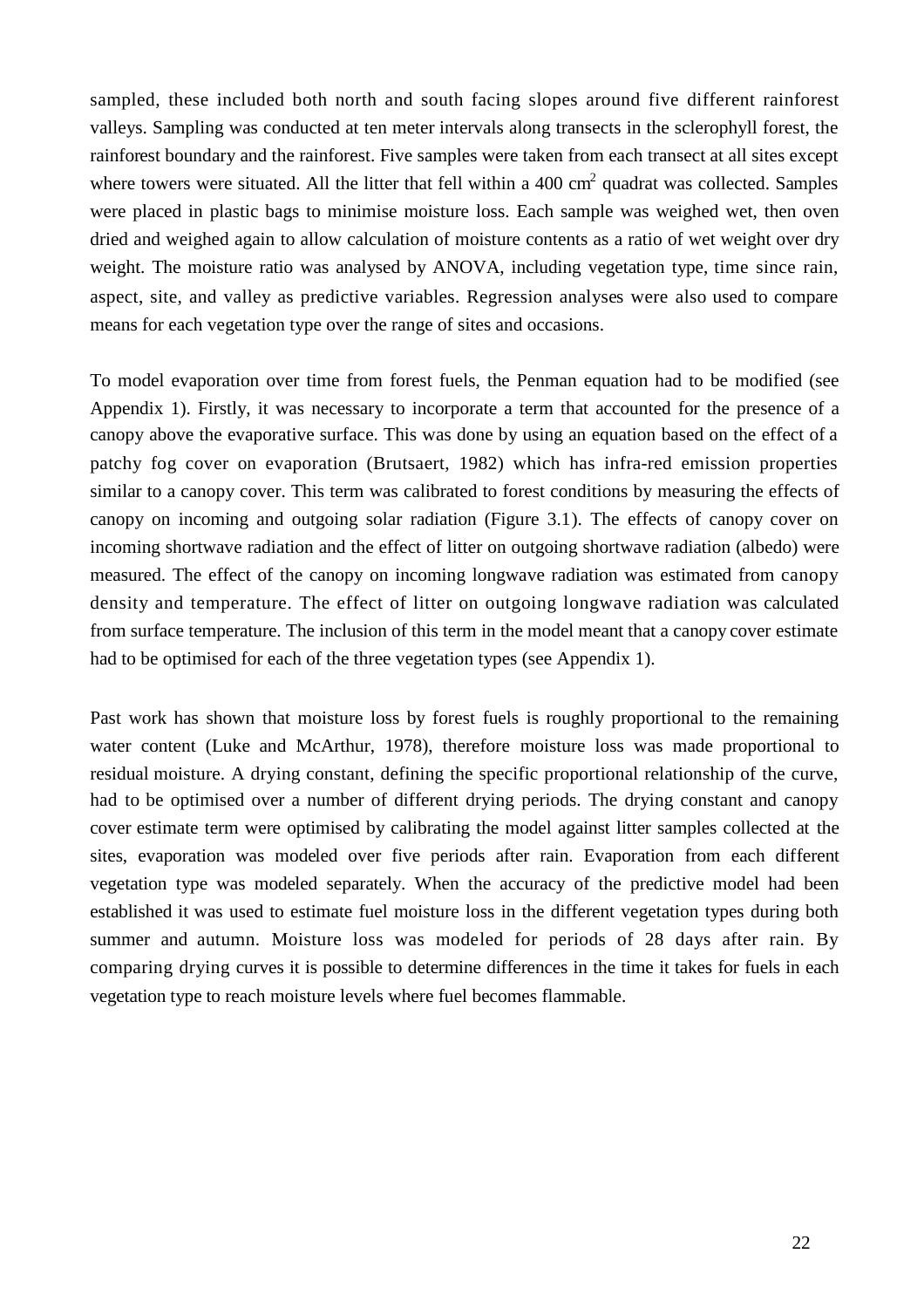sampled, these included both north and south facing slopes around five different rainforest valleys. Sampling was conducted at ten meter intervals along transects in the sclerophyll forest, the rainforest boundary and the rainforest. Five samples were taken from each transect at all sites except where towers were situated. All the litter that fell within a 400 $cm^2$ quadrat was collected. Samples were placed in plastic bags to minimise moisture loss. Each sample was weighed wet, then oven dried and weighed again to allow calculation of moisture contents as a ratio of wet weight over dry weight. The moisture ratio was analysed by ANOVA, including vegetation type, time since rain, aspect, site, and valley as predictive variables. Regression analyses were also used to compare means for each vegetation type over the range of sites and occasions.

To model evaporation over time from forest fuels, the Penman equation had to be modified (see Appendix 1). Firstly, it was necessary to incorporate a term that accounted for the presence of a canopy above the evaporative surface. This was done by using an equation based on the effect of a patchy fog cover on evaporation (Brutsaert, 1982) which has infra-red emission properties similar to a canopy cover. This term was calibrated to forest conditions by measuring the effects of canopy on incoming and outgoing solar radiation (Figure 3.1). The effects of canopy cover on incoming shortwave radiation and the effect of litter on outgoing shortwave radiation (albedo) were measured. The effect of the canopy on incoming longwave radiation was estimated from canopy density and temperature. The effect of litter on outgoing longwave radiation was calculated from surface temperature. The inclusion of this term in the model meant that a canopy cover estimate had to be optimised for each of the three vegetation types (see Appendix 1).

Past work has shown that moisture loss by forest fuels is roughly proportional to the remaining water content (Luke and McArthur, 1978), therefore moisture loss was made proportional to residual moisture. A drying constant, defining the specific proportional relationship of the curve, had to be optimised over a number of different drying periods. The drying constant and canopy cover estimate term were optimised by calibrating the model against litter samples collected at the sites, evaporation was modeled over five periods after rain. Evaporation from each different vegetation type was modeled separately. When the accuracy of the predictive model had been established it was used to estimate fuel moisture loss in the different vegetation types during both summer and autumn. Moisture loss was modeled for periods of 28 days after rain. By comparing drying curves it is possible to determine differences in the time it takes for fuels in each vegetation type to reach moisture levels where fuel becomes flammable.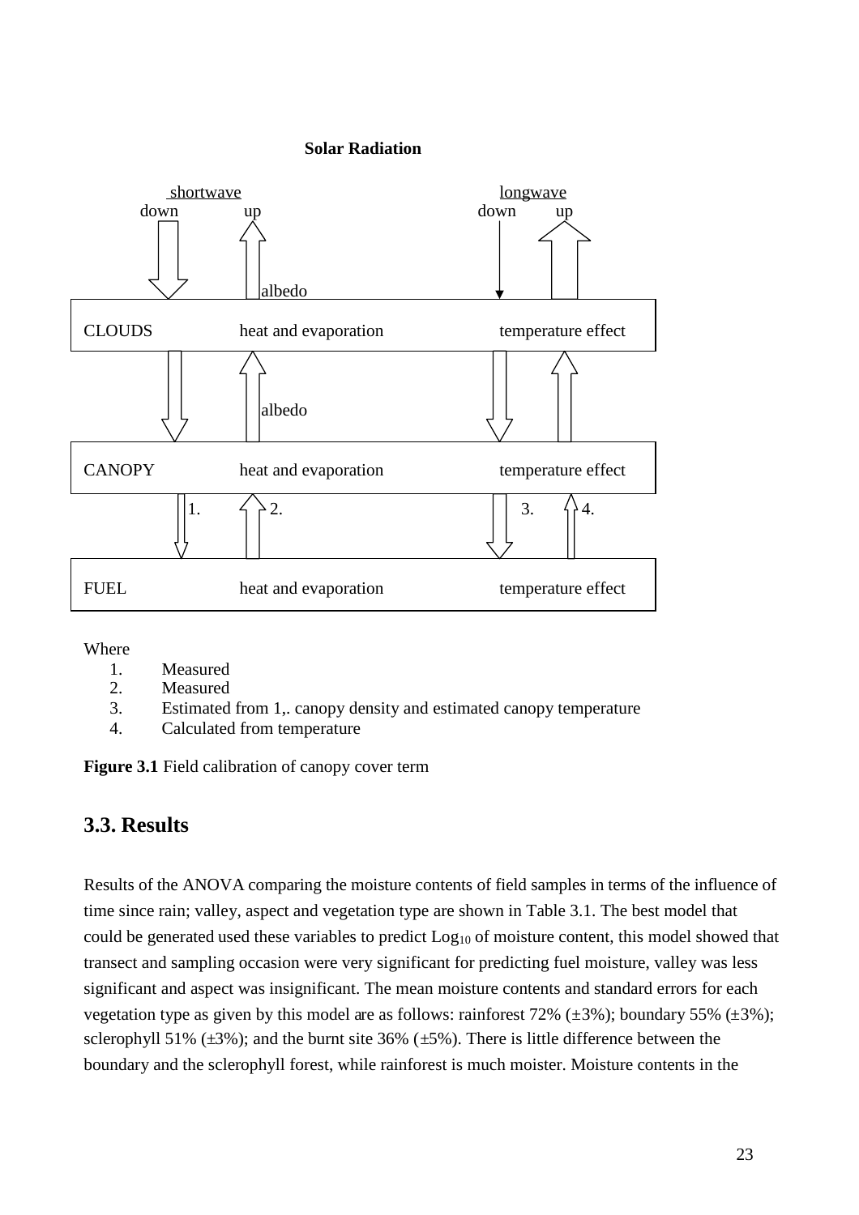**Solar Radiation**

| | shortwave down | shortwave up | longwave down | longwave up |
|---|---|---|---|---|
| | ↓ | ↑ albedo | ↓ | ↑ |
| CLOUDS | heat and evaporation | | temperature effect | |
| | ↓ | ↑ albedo | ↓ | ↑ |
| CANOPY | heat and evaporation | | temperature effect | |
| | ↓ 1. | ↑ 2. | ↓ 3. | ↑ 4. |
| FUEL | heat and evaporation | | temperature effect | |

Where

1. Measured
2. Measured
3. Estimated from 1,. canopy density and estimated canopy temperature
4. Calculated from temperature

**Figure 3.1** Field calibration of canopy cover term

## 3.3. Results

Results of the ANOVA comparing the moisture contents of field samples in terms of the influence of time since rain; valley, aspect and vegetation type are shown in Table 3.1. The best model that could be generated used these variables to predict $Log_{10}$ of moisture content, this model showed that transect and sampling occasion were very significant for predicting fuel moisture, valley was less significant and aspect was insignificant. The mean moisture contents and standard errors for each vegetation type as given by this model are as follows: rainforest 72% (±3%); boundary 55% (±3%); sclerophyll 51% (±3%); and the burnt site 36% (±5%). There is little difference between the boundary and the sclerophyll forest, while rainforest is much moister. Moisture contents in the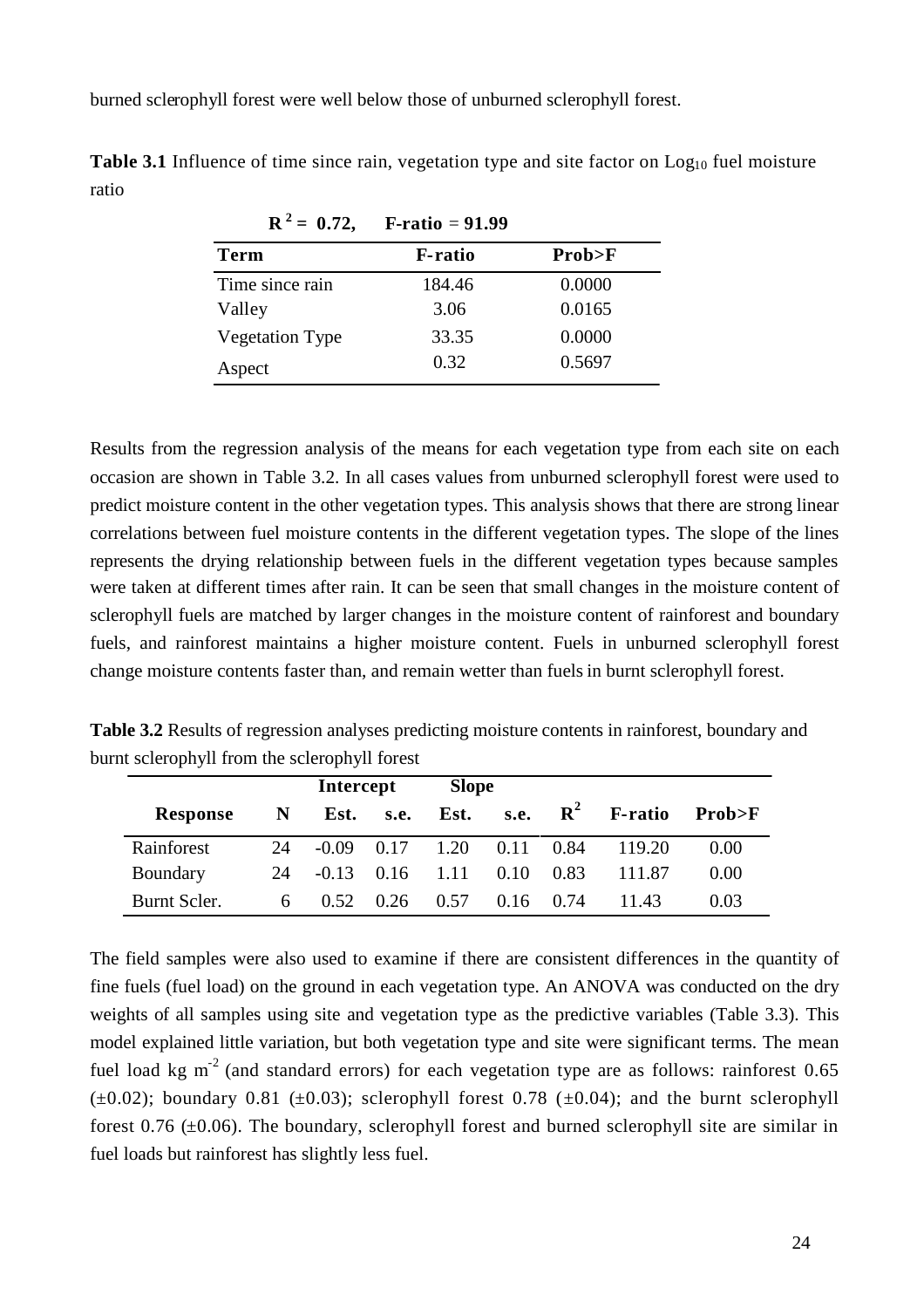burned sclerophyll forest were well below those of unburned sclerophyll forest.

**Table 3.1** Influence of time since rain, vegetation type and site factor on $Log_{10}$ fuel moisture ratio

**$R^2$ = 0.72, F-ratio = 91.99**

| Term | F-ratio | Prob>F |
|---|---|---|
| Time since rain | 184.46 | 0.0000 |
| Valley | 3.06 | 0.0165 |
| Vegetation Type | 33.35 | 0.0000 |
| Aspect | 0.32 | 0.5697 |

Results from the regression analysis of the means for each vegetation type from each site on each occasion are shown in Table 3.2. In all cases values from unburned sclerophyll forest were used to predict moisture content in the other vegetation types. This analysis shows that there are strong linear correlations between fuel moisture contents in the different vegetation types. The slope of the lines represents the drying relationship between fuels in the different vegetation types because samples were taken at different times after rain. It can be seen that small changes in the moisture content of sclerophyll fuels are matched by larger changes in the moisture content of rainforest and boundary fuels, and rainforest maintains a higher moisture content. Fuels in unburned sclerophyll forest change moisture contents faster than, and remain wetter than fuels in burnt sclerophyll forest.

**Table 3.2** Results of regression analyses predicting moisture contents in rainforest, boundary and burnt sclerophyll from the sclerophyll forest

| | | Intercept | | Slope | | | | |
|---|---|---|---|---|---|---|---|---|
| **Response** | **N** | **Est.** | **s.e.** | **Est.** | **s.e.** | **$R^2$** | **F-ratio** | **Prob>F** |
| Rainforest | 24 | -0.09 | 0.17 | 1.20 | 0.11 | 0.84 | 119.20 | 0.00 |
| Boundary | 24 | -0.13 | 0.16 | 1.11 | 0.10 | 0.83 | 111.87 | 0.00 |
| Burnt Scler. | 6 | 0.52 | 0.26 | 0.57 | 0.16 | 0.74 | 11.43 | 0.03 |

The field samples were also used to examine if there are consistent differences in the quantity of fine fuels (fuel load) on the ground in each vegetation type. An ANOVA was conducted on the dry weights of all samples using site and vegetation type as the predictive variables (Table 3.3). This model explained little variation, but both vegetation type and site were significant terms. The mean fuel load kg $m^{-2}$ (and standard errors) for each vegetation type are as follows: rainforest 0.65 (±0.02); boundary 0.81 (±0.03); sclerophyll forest 0.78 (±0.04); and the burnt sclerophyll forest 0.76 (±0.06). The boundary, sclerophyll forest and burned sclerophyll site are similar in fuel loads but rainforest has slightly less fuel.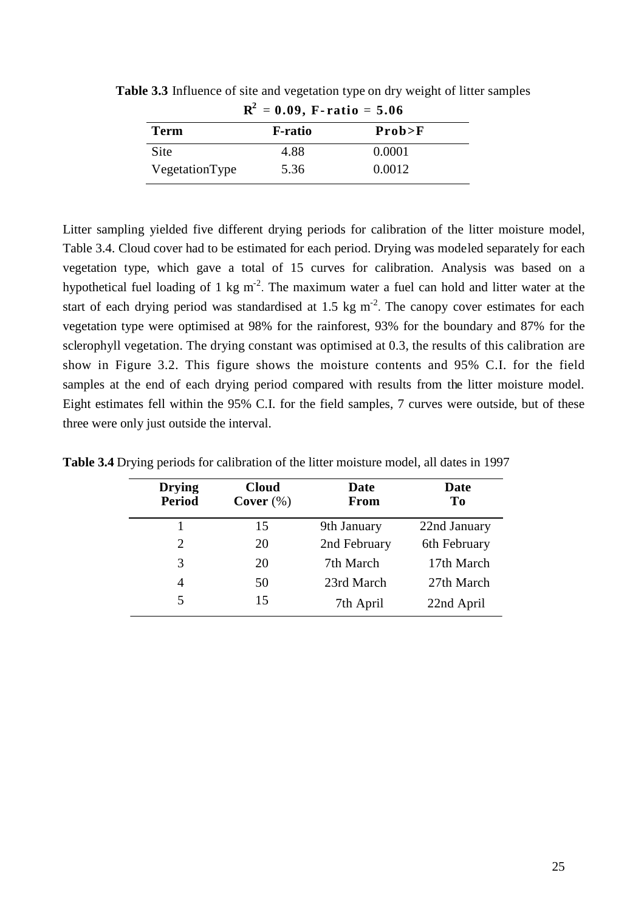**Table 3.3** Influence of site and vegetation type on dry weight of litter samples

$R^2 = 0.09$, F-ratio = 5.06

| Term | F-ratio | Prob>F |
|---|---|---|
| Site | 4.88 | 0.0001 |
| VegetationType | 5.36 | 0.0012 |

Litter sampling yielded five different drying periods for calibration of the litter moisture model, Table 3.4. Cloud cover had to be estimated for each period. Drying was modeled separately for each vegetation type, which gave a total of 15 curves for calibration. Analysis was based on a hypothetical fuel loading of 1 kg $m^{-2}$. The maximum water a fuel can hold and litter water at the start of each drying period was standardised at 1.5 kg $m^{-2}$. The canopy cover estimates for each vegetation type were optimised at 98% for the rainforest, 93% for the boundary and 87% for the sclerophyll vegetation. The drying constant was optimised at 0.3, the results of this calibration are show in Figure 3.2. This figure shows the moisture contents and 95% C.I. for the field samples at the end of each drying period compared with results from the litter moisture model. Eight estimates fell within the 95% C.I. for the field samples, 7 curves were outside, but of these three were only just outside the interval.

**Table 3.4** Drying periods for calibration of the litter moisture model, all dates in 1997

| Drying Period | Cloud Cover (%) | Date From | Date To |
|---|---|---|---|
| 1 | 15 | 9th January | 22nd January |
| 2 | 20 | 2nd February | 6th February |
| 3 | 20 | 7th March | 17th March |
| 4 | 50 | 23rd March | 27th March |
| 5 | 15 | 7th April | 22nd April |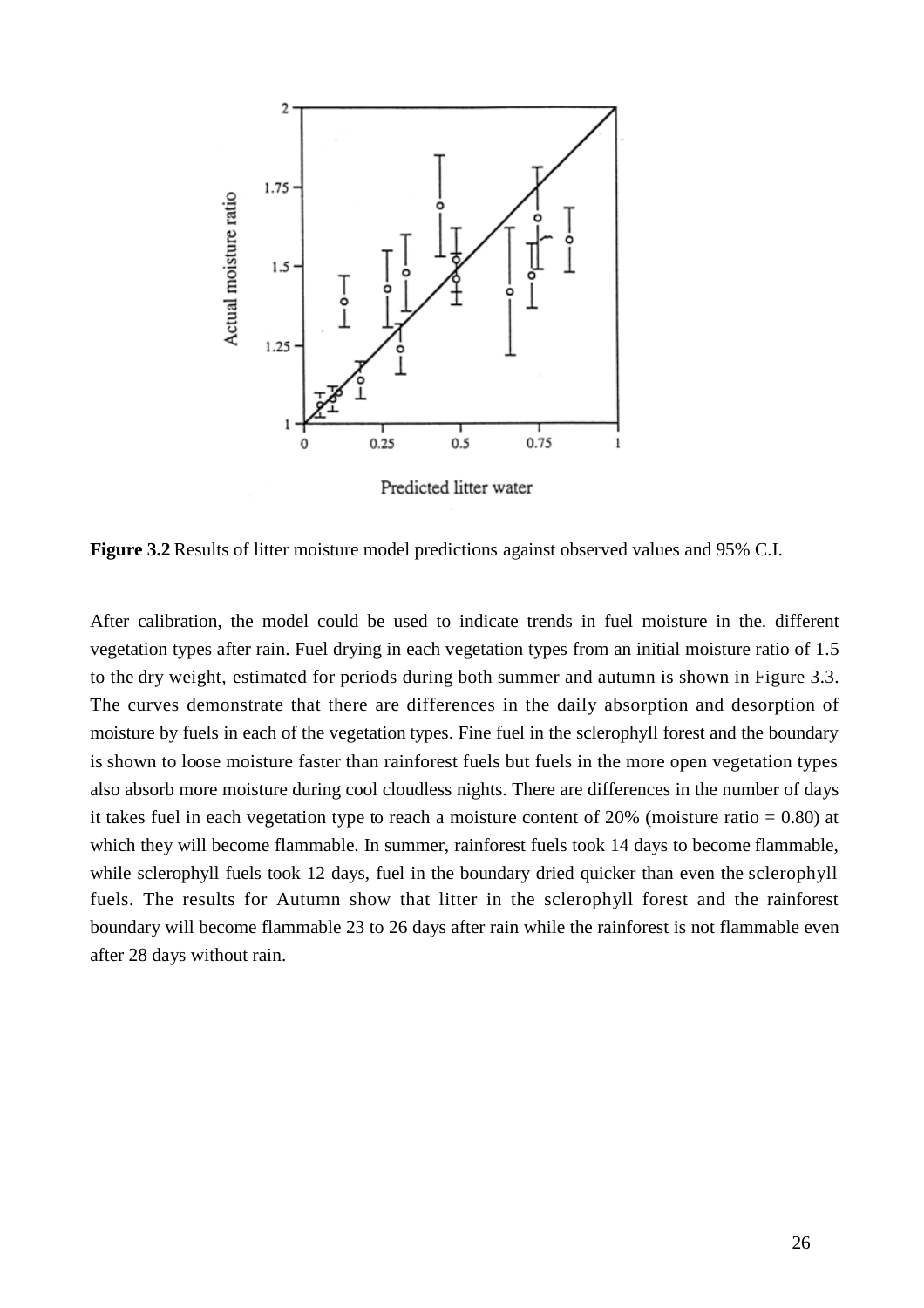**Figure 3.2** Results of litter moisture model predictions against observed values and 95% C.I.

After calibration, the model could be used to indicate trends in fuel moisture in the. different vegetation types after rain. Fuel drying in each vegetation types from an initial moisture ratio of 1.5 to the dry weight, estimated for periods during both summer and autumn is shown in Figure 3.3. The curves demonstrate that there are differences in the daily absorption and desorption of moisture by fuels in each of the vegetation types. Fine fuel in the sclerophyll forest and the boundary is shown to loose moisture faster than rainforest fuels but fuels in the more open vegetation types also absorb more moisture during cool cloudless nights. There are differences in the number of days it takes fuel in each vegetation type to reach a moisture content of 20% (moisture ratio = 0.80) at which they will become flammable. In summer, rainforest fuels took 14 days to become flammable, while sclerophyll fuels took 12 days, fuel in the boundary dried quicker than even the sclerophyll fuels. The results for Autumn show that litter in the sclerophyll forest and the rainforest boundary will become flammable 23 to 26 days after rain while the rainforest is not flammable even after 28 days without rain.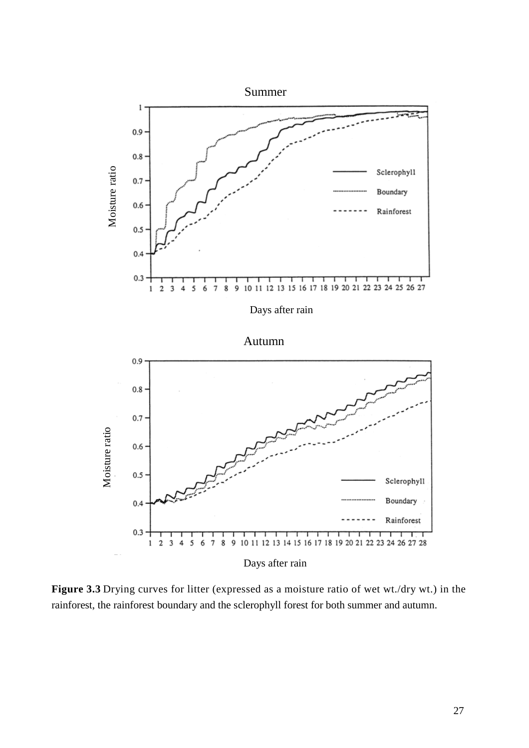**Figure 3.3** Drying curves for litter (expressed as a moisture ratio of wet wt./dry wt.) in the rainforest, the rainforest boundary and the sclerophyll forest for both summer and autumn.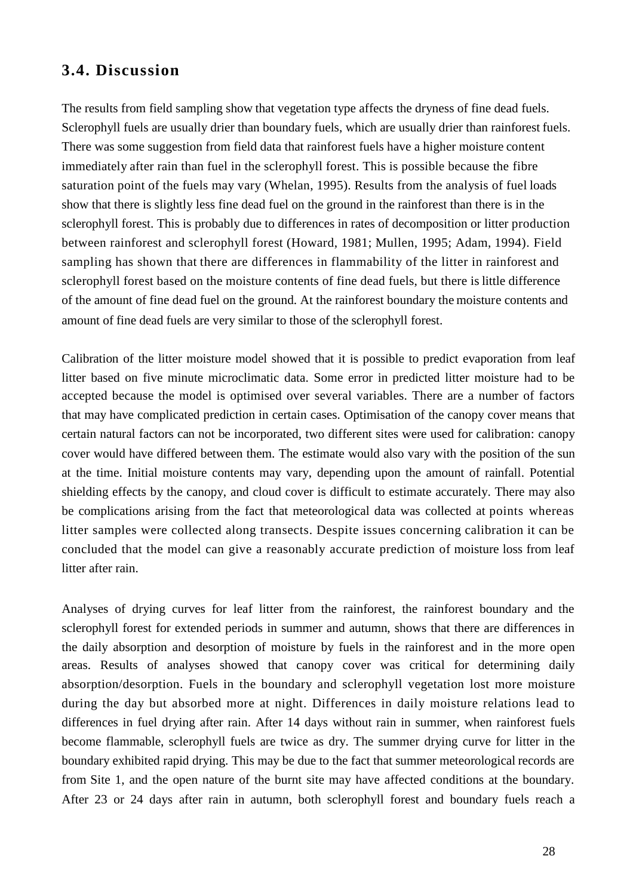## 3.4. Discussion

The results from field sampling show that vegetation type affects the dryness of fine dead fuels. Sclerophyll fuels are usually drier than boundary fuels, which are usually drier than rainforest fuels. There was some suggestion from field data that rainforest fuels have a higher moisture content immediately after rain than fuel in the sclerophyll forest. This is possible because the fibre saturation point of the fuels may vary (Whelan, 1995). Results from the analysis of fuel loads show that there is slightly less fine dead fuel on the ground in the rainforest than there is in the sclerophyll forest. This is probably due to differences in rates of decomposition or litter production between rainforest and sclerophyll forest (Howard, 1981; Mullen, 1995; Adam, 1994). Field sampling has shown that there are differences in flammability of the litter in rainforest and sclerophyll forest based on the moisture contents of fine dead fuels, but there is little difference of the amount of fine dead fuel on the ground. At the rainforest boundary the moisture contents and amount of fine dead fuels are very similar to those of the sclerophyll forest.

Calibration of the litter moisture model showed that it is possible to predict evaporation from leaf litter based on five minute microclimatic data. Some error in predicted litter moisture had to be accepted because the model is optimised over several variables. There are a number of factors that may have complicated prediction in certain cases. Optimisation of the canopy cover means that certain natural factors can not be incorporated, two different sites were used for calibration: canopy cover would have differed between them. The estimate would also vary with the position of the sun at the time. Initial moisture contents may vary, depending upon the amount of rainfall. Potential shielding effects by the canopy, and cloud cover is difficult to estimate accurately. There may also be complications arising from the fact that meteorological data was collected at points whereas litter samples were collected along transects. Despite issues concerning calibration it can be concluded that the model can give a reasonably accurate prediction of moisture loss from leaf litter after rain.

Analyses of drying curves for leaf litter from the rainforest, the rainforest boundary and the sclerophyll forest for extended periods in summer and autumn, shows that there are differences in the daily absorption and desorption of moisture by fuels in the rainforest and in the more open areas. Results of analyses showed that canopy cover was critical for determining daily absorption/desorption. Fuels in the boundary and sclerophyll vegetation lost more moisture during the day but absorbed more at night. Differences in daily moisture relations lead to differences in fuel drying after rain. After 14 days without rain in summer, when rainforest fuels become flammable, sclerophyll fuels are twice as dry. The summer drying curve for litter in the boundary exhibited rapid drying. This may be due to the fact that summer meteorological records are from Site 1, and the open nature of the burnt site may have affected conditions at the boundary. After 23 or 24 days after rain in autumn, both sclerophyll forest and boundary fuels reach a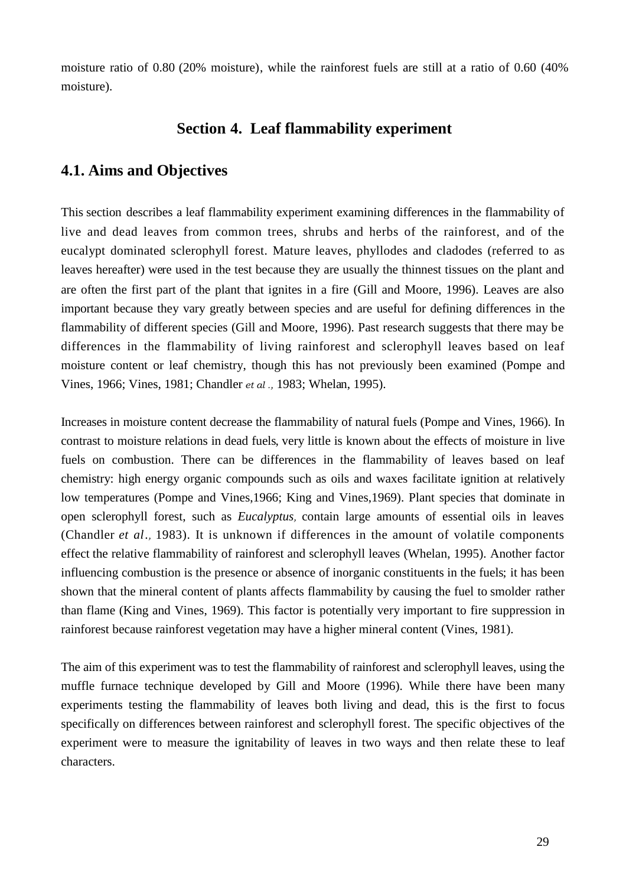moisture ratio of 0.80 (20% moisture), while the rainforest fuels are still at a ratio of 0.60 (40% moisture).

# Section 4. Leaf flammability experiment

## 4.1. Aims and Objectives

This section describes a leaf flammability experiment examining differences in the flammability of live and dead leaves from common trees, shrubs and herbs of the rainforest, and of the eucalypt dominated sclerophyll forest. Mature leaves, phyllodes and cladodes (referred to as leaves hereafter) were used in the test because they are usually the thinnest tissues on the plant and are often the first part of the plant that ignites in a fire (Gill and Moore, 1996). Leaves are also important because they vary greatly between species and are useful for defining differences in the flammability of different species (Gill and Moore, 1996). Past research suggests that there may be differences in the flammability of living rainforest and sclerophyll leaves based on leaf moisture content or leaf chemistry, though this has not previously been examined (Pompe and Vines, 1966; Vines, 1981; Chandler *et al.,* 1983; Whelan, 1995).

Increases in moisture content decrease the flammability of natural fuels (Pompe and Vines, 1966). In contrast to moisture relations in dead fuels, very little is known about the effects of moisture in live fuels on combustion. There can be differences in the flammability of leaves based on leaf chemistry: high energy organic compounds such as oils and waxes facilitate ignition at relatively low temperatures (Pompe and Vines,1966; King and Vines,1969). Plant species that dominate in open sclerophyll forest, such as *Eucalyptus,* contain large amounts of essential oils in leaves (Chandler *et al.,* 1983). It is unknown if differences in the amount of volatile components effect the relative flammability of rainforest and sclerophyll leaves (Whelan, 1995). Another factor influencing combustion is the presence or absence of inorganic constituents in the fuels; it has been shown that the mineral content of plants affects flammability by causing the fuel to smolder rather than flame (King and Vines, 1969). This factor is potentially very important to fire suppression in rainforest because rainforest vegetation may have a higher mineral content (Vines, 1981).

The aim of this experiment was to test the flammability of rainforest and sclerophyll leaves, using the muffle furnace technique developed by Gill and Moore (1996). While there have been many experiments testing the flammability of leaves both living and dead, this is the first to focus specifically on differences between rainforest and sclerophyll forest. The specific objectives of the experiment were to measure the ignitability of leaves in two ways and then relate these to leaf characters.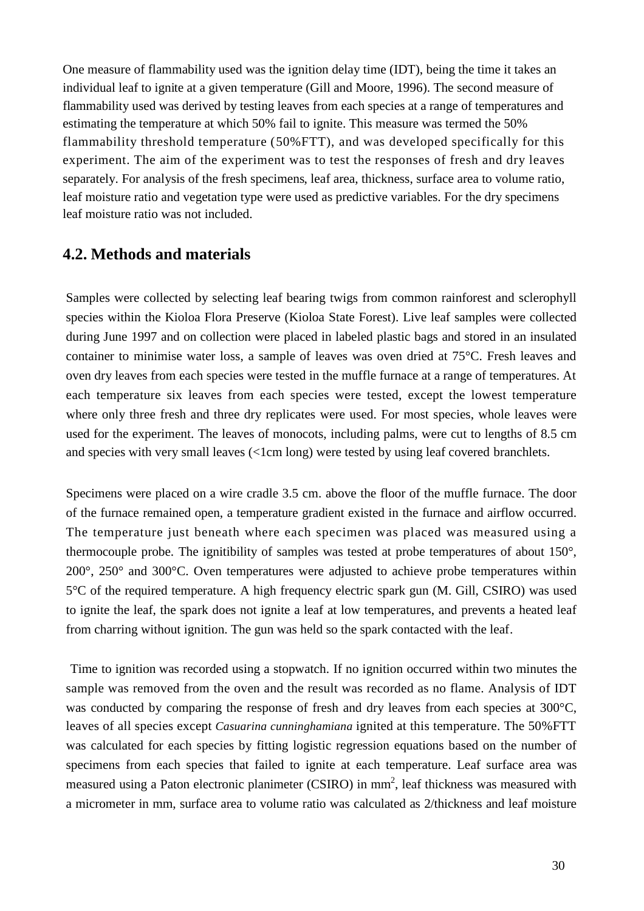One measure of flammability used was the ignition delay time (IDT), being the time it takes an individual leaf to ignite at a given temperature (Gill and Moore, 1996). The second measure of flammability used was derived by testing leaves from each species at a range of temperatures and estimating the temperature at which 50% fail to ignite. This measure was termed the 50% flammability threshold temperature (50%FTT), and was developed specifically for this experiment. The aim of the experiment was to test the responses of fresh and dry leaves separately. For analysis of the fresh specimens, leaf area, thickness, surface area to volume ratio, leaf moisture ratio and vegetation type were used as predictive variables. For the dry specimens leaf moisture ratio was not included.

## 4.2. Methods and materials

Samples were collected by selecting leaf bearing twigs from common rainforest and sclerophyll species within the Kioloa Flora Preserve (Kioloa State Forest). Live leaf samples were collected during June 1997 and on collection were placed in labeled plastic bags and stored in an insulated container to minimise water loss, a sample of leaves was oven dried at 75°C. Fresh leaves and oven dry leaves from each species were tested in the muffle furnace at a range of temperatures. At each temperature six leaves from each species were tested, except the lowest temperature where only three fresh and three dry replicates were used. For most species, whole leaves were used for the experiment. The leaves of monocots, including palms, were cut to lengths of 8.5 cm and species with very small leaves (<1cm long) were tested by using leaf covered branchlets.

Specimens were placed on a wire cradle 3.5 cm. above the floor of the muffle furnace. The door of the furnace remained open, a temperature gradient existed in the furnace and airflow occurred. The temperature just beneath where each specimen was placed was measured using a thermocouple probe. The ignitibility of samples was tested at probe temperatures of about 150°, 200°, 250° and 300°C. Oven temperatures were adjusted to achieve probe temperatures within 5°C of the required temperature. A high frequency electric spark gun (M. Gill, CSIRO) was used to ignite the leaf, the spark does not ignite a leaf at low temperatures, and prevents a heated leaf from charring without ignition. The gun was held so the spark contacted with the leaf.

Time to ignition was recorded using a stopwatch. If no ignition occurred within two minutes the sample was removed from the oven and the result was recorded as no flame. Analysis of IDT was conducted by comparing the response of fresh and dry leaves from each species at 300°C, leaves of all species except *Casuarina cunninghamiana* ignited at this temperature. The 50%FTT was calculated for each species by fitting logistic regression equations based on the number of specimens from each species that failed to ignite at each temperature. Leaf surface area was measured using a Paton electronic planimeter (CSIRO) in $mm^2$, leaf thickness was measured with a micrometer in mm, surface area to volume ratio was calculated as 2/thickness and leaf moisture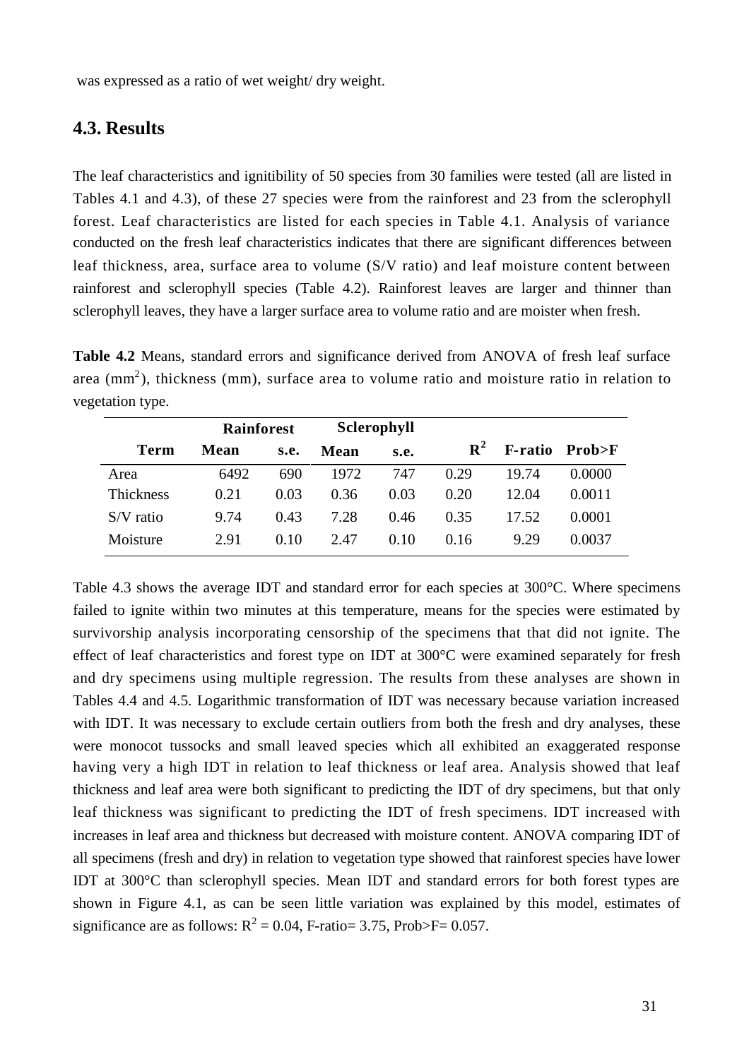was expressed as a ratio of wet weight/ dry weight.

## 4.3. Results

The leaf characteristics and ignitibility of 50 species from 30 families were tested (all are listed in Tables 4.1 and 4.3), of these 27 species were from the rainforest and 23 from the sclerophyll forest. Leaf characteristics are listed for each species in Table 4.1. Analysis of variance conducted on the fresh leaf characteristics indicates that there are significant differences between leaf thickness, area, surface area to volume (S/V ratio) and leaf moisture content between rainforest and sclerophyll species (Table 4.2). Rainforest leaves are larger and thinner than sclerophyll leaves, they have a larger surface area to volume ratio and are moister when fresh.

**Table 4.2** Means, standard errors and significance derived from ANOVA of fresh leaf surface area ($mm^2$), thickness (mm), surface area to volume ratio and moisture ratio in relation to vegetation type.

| | Rainforest | | Sclerophyll | | | | |
|---|---|---|---|---|---|---|---|
| **Term** | **Mean** | **s.e.** | **Mean** | **s.e.** | $R^2$ | **F-ratio** | **Prob>F** |
| Area | 6492 | 690 | 1972 | 747 | 0.29 | 19.74 | 0.0000 |
| Thickness | 0.21 | 0.03 | 0.36 | 0.03 | 0.20 | 12.04 | 0.0011 |
| S/V ratio | 9.74 | 0.43 | 7.28 | 0.46 | 0.35 | 17.52 | 0.0001 |
| Moisture | 2.91 | 0.10 | 2.47 | 0.10 | 0.16 | 9.29 | 0.0037 |

Table 4.3 shows the average IDT and standard error for each species at 300°C. Where specimens failed to ignite within two minutes at this temperature, means for the species were estimated by survivorship analysis incorporating censorship of the specimens that that did not ignite. The effect of leaf characteristics and forest type on IDT at 300°C were examined separately for fresh and dry specimens using multiple regression. The results from these analyses are shown in Tables 4.4 and 4.5. Logarithmic transformation of IDT was necessary because variation increased with IDT. It was necessary to exclude certain outliers from both the fresh and dry analyses, these were monocot tussocks and small leaved species which all exhibited an exaggerated response having very a high IDT in relation to leaf thickness or leaf area. Analysis showed that leaf thickness and leaf area were both significant to predicting the IDT of dry specimens, but that only leaf thickness was significant to predicting the IDT of fresh specimens. IDT increased with increases in leaf area and thickness but decreased with moisture content. ANOVA comparing IDT of all specimens (fresh and dry) in relation to vegetation type showed that rainforest species have lower IDT at 300°C than sclerophyll species. Mean IDT and standard errors for both forest types are shown in Figure 4.1, as can be seen little variation was explained by this model, estimates of significance are as follows: $R^2 = 0.04$, F-ratio= 3.75, Prob>F= 0.057.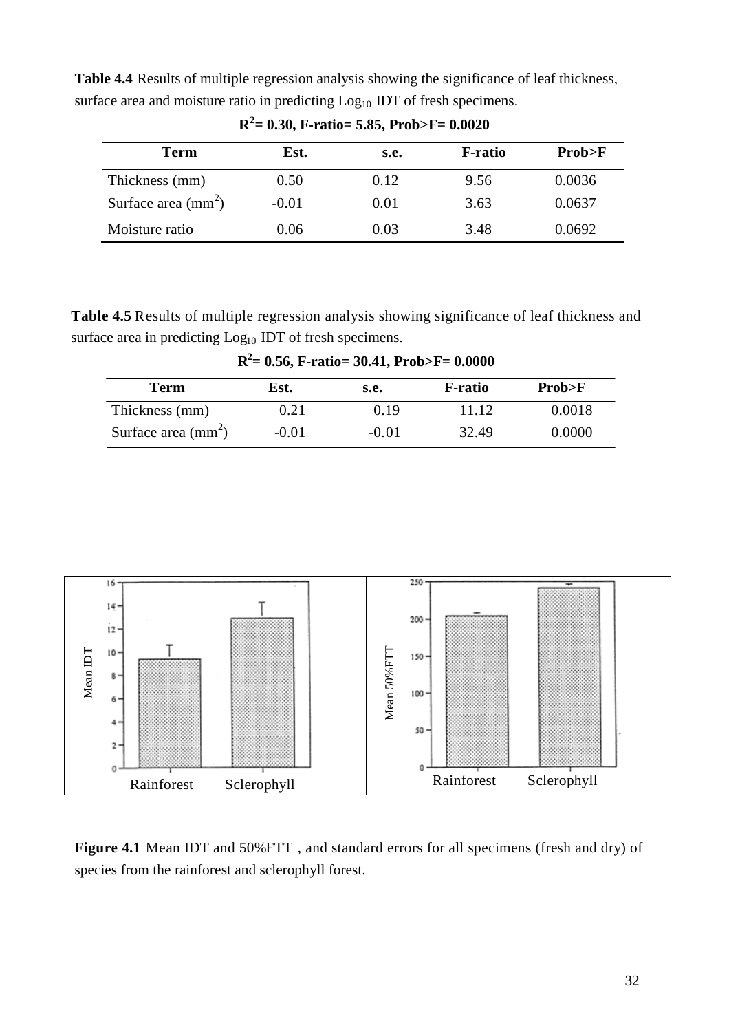**Table 4.4** Results of multiple regression analysis showing the significance of leaf thickness, surface area and moisture ratio in predicting $Log_{10}$ IDT of fresh specimens.

**$R^2$= 0.30, F-ratio= 5.85, Prob>F= 0.0020**

| Term | Est. | s.e. | F-ratio | Prob>F |
|---|---|---|---|---|
| Thickness (mm) | 0.50 | 0.12 | 9.56 | 0.0036 |
| Surface area ($mm^2$) | -0.01 | 0.01 | 3.63 | 0.0637 |
| Moisture ratio | 0.06 | 0.03 | 3.48 | 0.0692 |

**Table 4.5** Results of multiple regression analysis showing significance of leaf thickness and surface area in predicting $Log_{10}$ IDT of fresh specimens.

**$R^2$= 0.56, F-ratio= 30.41, Prob>F= 0.0000**

| Term | Est. | s.e. | F-ratio | Prob>F |
|---|---|---|---|---|
| Thickness (mm) | 0.21 | 0.19 | 11.12 | 0.0018 |
| Surface area ($mm^2$) | -0.01 | -0.01 | 32.49 | 0.0000 |

**Figure 4.1** Mean IDT and 50%FTT , and standard errors for all specimens (fresh and dry) of species from the rainforest and sclerophyll forest.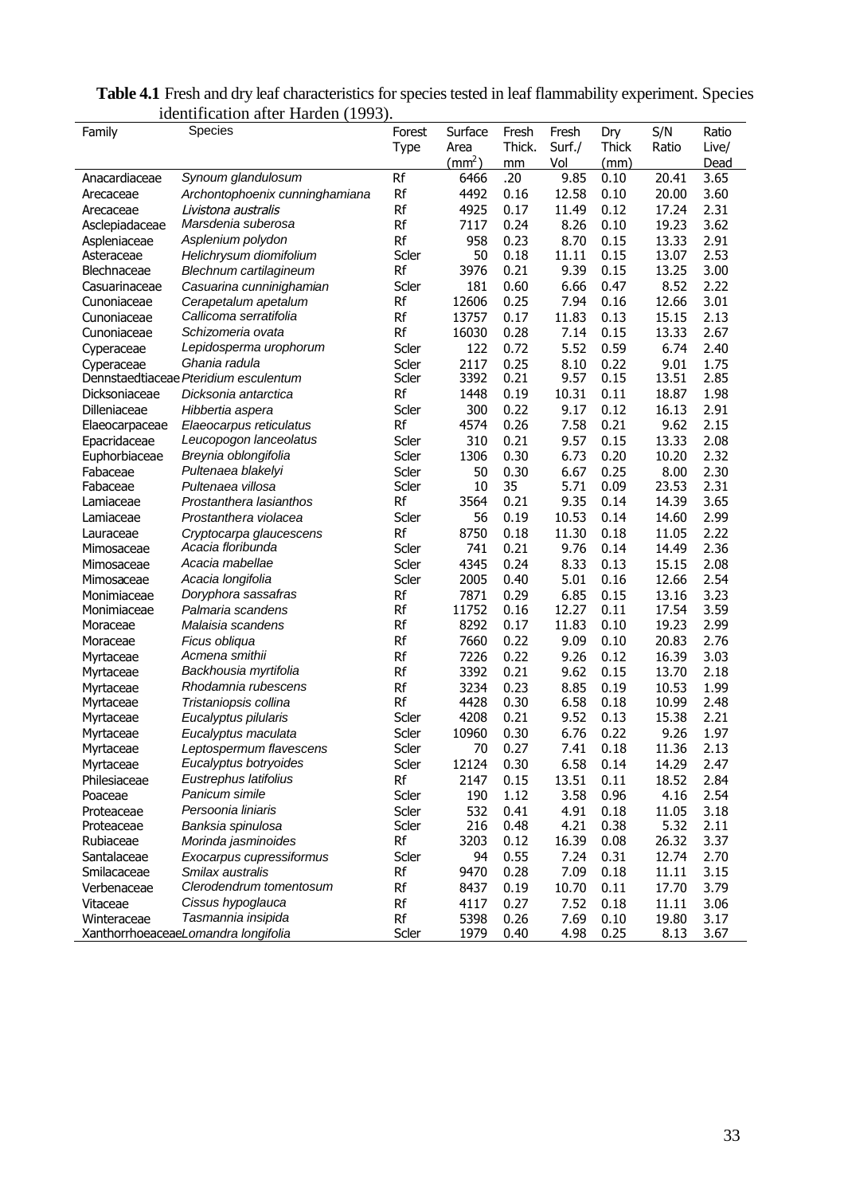**Table 4.1** Fresh and dry leaf characteristics for species tested in leaf flammability experiment. Species identification after Harden (1993).

| Family | Species | Forest Type | Surface Area ($mm^2$) | Fresh Thick. mm | Fresh Surf./ Vol | Dry Thick (mm) | S/N Ratio | Ratio Live/ Dead |
|---|---|---|---|---|---|---|---|---|
| Anacardiaceae | *Synoum glandulosum* | Rf | 6466 | .20 | 9.85 | 0.10 | 20.41 | 3.65 |
| Arecaceae | *Archontophoenix cunninghamiana* | Rf | 4492 | 0.16 | 12.58 | 0.10 | 20.00 | 3.60 |
| Arecaceae | *Livistona australis* | Rf | 4925 | 0.17 | 11.49 | 0.12 | 17.24 | 2.31 |
| Asclepiadaceae | *Marsdenia suberosa* | Rf | 7117 | 0.24 | 8.26 | 0.10 | 19.23 | 3.62 |
| Aspleniaceae | *Asplenium polydon* | Rf | 958 | 0.23 | 8.70 | 0.15 | 13.33 | 2.91 |
| Asteraceae | *Helichrysum diomifolium* | Scler | 50 | 0.18 | 11.11 | 0.15 | 13.07 | 2.53 |
| Blechnaceae | *Blechnum cartilagineum* | Rf | 3976 | 0.21 | 9.39 | 0.15 | 13.25 | 3.00 |
| Casuarinaceae | *Casuarina cunninighamian* | Scler | 181 | 0.60 | 6.66 | 0.47 | 8.52 | 2.22 |
| Cunoniaceae | *Cerapetalum apetalum* | Rf | 12606 | 0.25 | 7.94 | 0.16 | 12.66 | 3.01 |
| Cunoniaceae | *Callicoma serratifolia* | Rf | 13757 | 0.17 | 11.83 | 0.13 | 15.15 | 2.13 |
| Cunoniaceae | *Schizomeria ovata* | Rf | 16030 | 0.28 | 7.14 | 0.15 | 13.33 | 2.67 |
| Cyperaceae | *Lepidosperma urophorum* | Scler | 122 | 0.72 | 5.52 | 0.59 | 6.74 | 2.40 |
| Cyperaceae | *Ghania radula* | Scler | 2117 | 0.25 | 8.10 | 0.22 | 9.01 | 1.75 |
| Dennstaedtiaceae | *Pteridium esculentum* | Scler | 3392 | 0.21 | 9.57 | 0.15 | 13.51 | 2.85 |
| Dicksoniaceae | *Dicksonia antarctica* | Rf | 1448 | 0.19 | 10.31 | 0.11 | 18.87 | 1.98 |
| Dilleniaceae | *Hibbertia aspera* | Scler | 300 | 0.22 | 9.17 | 0.12 | 16.13 | 2.91 |
| Elaeocarpaceae | *Elaeocarpus reticulatus* | Rf | 4574 | 0.26 | 7.58 | 0.21 | 9.62 | 2.15 |
| Epacridaceae | *Leucopogon lanceolatus* | Scler | 310 | 0.21 | 9.57 | 0.15 | 13.33 | 2.08 |
| Euphorbiaceae | *Breynia oblongifolia* | Scler | 1306 | 0.30 | 6.73 | 0.20 | 10.20 | 2.32 |
| Fabaceae | *Pultenaea blakelyi* | Scler | 50 | 0.30 | 6.67 | 0.25 | 8.00 | 2.30 |
| Fabaceae | *Pultenaea villosa* | Scler | 10 | 35 | 5.71 | 0.09 | 23.53 | 2.31 |
| Lamiaceae | *Prostanthera lasianthos* | Rf | 3564 | 0.21 | 9.35 | 0.14 | 14.39 | 3.65 |
| Lamiaceae | *Prostanthera violacea* | Scler | 56 | 0.19 | 10.53 | 0.14 | 14.60 | 2.99 |
| Lauraceae | *Cryptocarpa glaucescens* | Rf | 8750 | 0.18 | 11.30 | 0.18 | 11.05 | 2.22 |
| Mimosaceae | *Acacia floribunda* | Scler | 741 | 0.21 | 9.76 | 0.14 | 14.49 | 2.36 |
| Mimosaceae | *Acacia mabellae* | Scler | 4345 | 0.24 | 8.33 | 0.13 | 15.15 | 2.08 |
| Mimosaceae | *Acacia longifolia* | Scler | 2005 | 0.40 | 5.01 | 0.16 | 12.66 | 2.54 |
| Monimiaceae | *Doryphora sassafras* | Rf | 7871 | 0.29 | 6.85 | 0.15 | 13.16 | 3.23 |
| Monimiaceae | *Palmaria scandens* | Rf | 11752 | 0.16 | 12.27 | 0.11 | 17.54 | 3.59 |
| Moraceae | *Malaisia scandens* | Rf | 8292 | 0.17 | 11.83 | 0.10 | 19.23 | 2.99 |
| Moraceae | *Ficus obliqua* | Rf | 7660 | 0.22 | 9.09 | 0.10 | 20.83 | 2.76 |
| Myrtaceae | *Acmena smithii* | Rf | 7226 | 0.22 | 9.26 | 0.12 | 16.39 | 3.03 |
| Myrtaceae | *Backhousia myrtifolia* | Rf | 3392 | 0.21 | 9.62 | 0.15 | 13.70 | 2.18 |
| Myrtaceae | *Rhodamnia rubescens* | Rf | 3234 | 0.23 | 8.85 | 0.19 | 10.53 | 1.99 |
| Myrtaceae | *Tristaniopsis collina* | Rf | 4428 | 0.30 | 6.58 | 0.18 | 10.99 | 2.48 |
| Myrtaceae | *Eucalyptus pilularis* | Scler | 4208 | 0.21 | 9.52 | 0.13 | 15.38 | 2.21 |
| Myrtaceae | *Eucalyptus maculata* | Scler | 10960 | 0.30 | 6.76 | 0.22 | 9.26 | 1.97 |
| Myrtaceae | *Leptospermum flavescens* | Scler | 70 | 0.27 | 7.41 | 0.18 | 11.36 | 2.13 |
| Myrtaceae | *Eucalyptus botryoides* | Scler | 12124 | 0.30 | 6.58 | 0.14 | 14.29 | 2.47 |
| Philesiaceae | *Eustrephus latifolius* | Rf | 2147 | 0.15 | 13.51 | 0.11 | 18.52 | 2.84 |
| Poaceae | *Panicum simile* | Scler | 190 | 1.12 | 3.58 | 0.96 | 4.16 | 2.54 |
| Proteaceae | *Persoonia liniaris* | Scler | 532 | 0.41 | 4.91 | 0.18 | 11.05 | 3.18 |
| Proteaceae | *Banksia spinulosa* | Scler | 216 | 0.48 | 4.21 | 0.38 | 5.32 | 2.11 |
| Rubiaceae | *Morinda jasminoides* | Rf | 3203 | 0.12 | 16.39 | 0.08 | 26.32 | 3.37 |
| Santalaceae | *Exocarpus cupressiformus* | Scler | 94 | 0.55 | 7.24 | 0.31 | 12.74 | 2.70 |
| Smilacaceae | *Smilax australis* | Rf | 9470 | 0.28 | 7.09 | 0.18 | 11.11 | 3.15 |
| Verbenaceae | *Clerodendrum tomentosum* | Rf | 8437 | 0.19 | 10.70 | 0.11 | 17.70 | 3.79 |
| Vitaceae | *Cissus hypoglauca* | Rf | 4117 | 0.27 | 7.52 | 0.18 | 11.11 | 3.06 |
| Winteraceae | *Tasmannia insipida* | Rf | 5398 | 0.26 | 7.69 | 0.10 | 19.80 | 3.17 |
| Xanthorrhoeaceae | *Lomandra longifolia* | Scler | 1979 | 0.40 | 4.98 | 0.25 | 8.13 | 3.67 |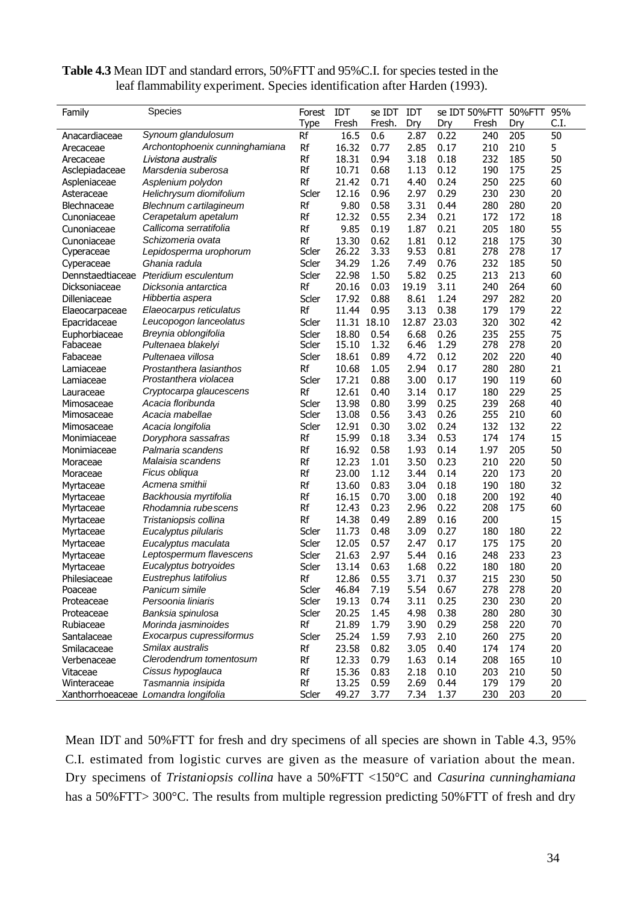**Table 4.3** Mean IDT and standard errors, 50%FTT and 95%C.I. for species tested in the leaf flammability experiment. Species identification after Harden (1993).

| Family | Species | Forest Type | IDT Fresh | se IDT Fresh. | IDT Dry | se IDT Dry | 50%FTT Fresh | 50%FTT Dry | 95% C.I. |
|---|---|---|---|---|---|---|---|---|---|
| Anacardiaceae | *Synoum glandulosum* | Rf | 16.5 | 0.6 | 2.87 | 0.22 | 240 | 205 | 50 |
| Arecaceae | *Archontophoenix cunninghamiana* | Rf | 16.32 | 0.77 | 2.85 | 0.17 | 210 | 210 | 5 |
| Arecaceae | *Livistona australis* | Rf | 18.31 | 0.94 | 3.18 | 0.18 | 232 | 185 | 50 |
| Asclepiadaceae | *Marsdenia suberosa* | Rf | 10.71 | 0.68 | 1.13 | 0.12 | 190 | 175 | 25 |
| Aspleniaceae | *Asplenium polydon* | Rf | 21.42 | 0.71 | 4.40 | 0.24 | 250 | 225 | 60 |
| Asteraceae | *Helichrysum diomifolium* | Scler | 12.16 | 0.96 | 2.97 | 0.29 | 230 | 230 | 20 |
| Blechnaceae | *Blechnum cartilagineum* | Rf | 9.80 | 0.58 | 3.31 | 0.44 | 280 | 280 | 20 |
| Cunoniaceae | *Cerapetalum apetalum* | Rf | 12.32 | 0.55 | 2.34 | 0.21 | 172 | 172 | 18 |
| Cunoniaceae | *Callicoma serratifolia* | Rf | 9.85 | 0.19 | 1.87 | 0.21 | 205 | 180 | 55 |
| Cunoniaceae | *Schizomeria ovata* | Rf | 13.30 | 0.62 | 1.81 | 0.12 | 218 | 175 | 30 |
| Cyperaceae | *Lepidosperma urophorum* | Scler | 26.22 | 3.33 | 9.53 | 0.81 | 278 | 278 | 17 |
| Cyperaceae | *Ghania radula* | Scler | 34.29 | 1.26 | 7.49 | 0.76 | 232 | 185 | 50 |
| Dennstaedtiaceae | *Pteridium esculentum* | Scler | 22.98 | 1.50 | 5.82 | 0.25 | 213 | 213 | 60 |
| Dicksoniaceae | *Dicksonia antarctica* | Rf | 20.16 | 0.03 | 19.19 | 3.11 | 240 | 264 | 60 |
| Dilleniaceae | *Hibbertia aspera* | Scler | 17.92 | 0.88 | 8.61 | 1.24 | 297 | 282 | 20 |
| Elaeocarpaceae | *Elaeocarpus reticulatus* | Rf | 11.44 | 0.95 | 3.13 | 0.38 | 179 | 179 | 22 |
| Epacridaceae | *Leucopogon lanceolatus* | Scler | 11.31 | 18.10 | 12.87 | 23.03 | 320 | 302 | 42 |
| Euphorbiaceae | *Breynia oblongifolia* | Scler | 18.80 | 0.54 | 6.68 | 0.26 | 235 | 255 | 75 |
| Fabaceae | *Pultenaea blakelyi* | Scler | 15.10 | 1.32 | 6.46 | 1.29 | 278 | 278 | 20 |
| Fabaceae | *Pultenaea villosa* | Scler | 18.61 | 0.89 | 4.72 | 0.12 | 202 | 220 | 40 |
| Lamiaceae | *Prostanthera lasianthos* | Rf | 10.68 | 1.05 | 2.94 | 0.17 | 280 | 280 | 21 |
| Lamiaceae | *Prostanthera violacea* | Scler | 17.21 | 0.88 | 3.00 | 0.17 | 190 | 119 | 60 |
| Lauraceae | *Cryptocarpa glaucescens* | Rf | 12.61 | 0.40 | 3.14 | 0.17 | 180 | 229 | 25 |
| Mimosaceae | *Acacia floribunda* | Scler | 13.98 | 0.80 | 3.99 | 0.25 | 239 | 268 | 40 |
| Mimosaceae | *Acacia mabellae* | Scler | 13.08 | 0.56 | 3.43 | 0.26 | 255 | 210 | 60 |
| Mimosaceae | *Acacia longifolia* | Scler | 12.91 | 0.30 | 3.02 | 0.24 | 132 | 132 | 22 |
| Monimiaceae | *Doryphora sassafras* | Rf | 15.99 | 0.18 | 3.34 | 0.53 | 174 | 174 | 15 |
| Monimiaceae | *Palmaria scandens* | Rf | 16.92 | 0.58 | 1.93 | 0.14 | 1.97 | 205 | 50 |
| Moraceae | *Malaisia scandens* | Rf | 12.23 | 1.01 | 3.50 | 0.23 | 210 | 220 | 50 |
| Moraceae | *Ficus obliqua* | Rf | 23.00 | 1.12 | 3.44 | 0.14 | 220 | 173 | 20 |
| Myrtaceae | *Acmena smithii* | Rf | 13.60 | 0.83 | 3.04 | 0.18 | 190 | 180 | 32 |
| Myrtaceae | *Backhousia myrtifolia* | Rf | 16.15 | 0.70 | 3.00 | 0.18 | 200 | 192 | 40 |
| Myrtaceae | *Rhodamnia rubescens* | Rf | 12.43 | 0.23 | 2.96 | 0.22 | 208 | 175 | 60 |
| Myrtaceae | *Tristaniopsis collina* | Rf | 14.38 | 0.49 | 2.89 | 0.16 | 200 | | 15 |
| Myrtaceae | *Eucalyptus pilularis* | Scler | 11.73 | 0.48 | 3.09 | 0.27 | 180 | 180 | 22 |
| Myrtaceae | *Eucalyptus maculata* | Scler | 12.05 | 0.57 | 2.47 | 0.17 | 175 | 175 | 20 |
| Myrtaceae | *Leptospermum flavescens* | Scler | 21.63 | 2.97 | 5.44 | 0.16 | 248 | 233 | 23 |
| Myrtaceae | *Eucalyptus botryoides* | Scler | 13.14 | 0.63 | 1.68 | 0.22 | 180 | 180 | 20 |
| Philesiaceae | *Eustrephus latifolius* | Rf | 12.86 | 0.55 | 3.71 | 0.37 | 215 | 230 | 50 |
| Poaceae | *Panicum simile* | Scler | 46.84 | 7.19 | 5.54 | 0.67 | 278 | 278 | 20 |
| Proteaceae | *Persoonia liniaris* | Scler | 19.13 | 0.74 | 3.11 | 0.25 | 230 | 230 | 20 |
| Proteaceae | *Banksia spinulosa* | Scler | 20.25 | 1.45 | 4.98 | 0.38 | 280 | 280 | 30 |
| Rubiaceae | *Morinda jasminoides* | Rf | 21.89 | 1.79 | 3.90 | 0.29 | 258 | 220 | 70 |
| Santalaceae | *Exocarpus cupressiformus* | Scler | 25.24 | 1.59 | 7.93 | 2.10 | 260 | 275 | 20 |
| Smilacaceae | *Smilax australis* | Rf | 23.58 | 0.82 | 3.05 | 0.40 | 174 | 174 | 20 |
| Verbenaceae | *Clerodendrum tomentosum* | Rf | 12.33 | 0.79 | 1.63 | 0.14 | 208 | 165 | 10 |
| Vitaceae | *Cissus hypoglauca* | Rf | 15.36 | 0.83 | 2.18 | 0.10 | 203 | 210 | 50 |
| Winteraceae | *Tasmannia insipida* | Rf | 13.25 | 0.59 | 2.69 | 0.44 | 179 | 179 | 20 |
| Xanthorrhoeaceae | *Lomandra longifolia* | Scler | 49.27 | 3.77 | 7.34 | 1.37 | 230 | 203 | 20 |

Mean IDT and 50%FTT for fresh and dry specimens of all species are shown in Table 4.3, 95% C.I. estimated from logistic curves are given as the measure of variation about the mean. Dry specimens of *Tristaniopsis collina* have a 50%FTT <150°C and *Casurina cunninghamiana* has a 50%FTT> 300°C. The results from multiple regression predicting 50%FTT of fresh and dry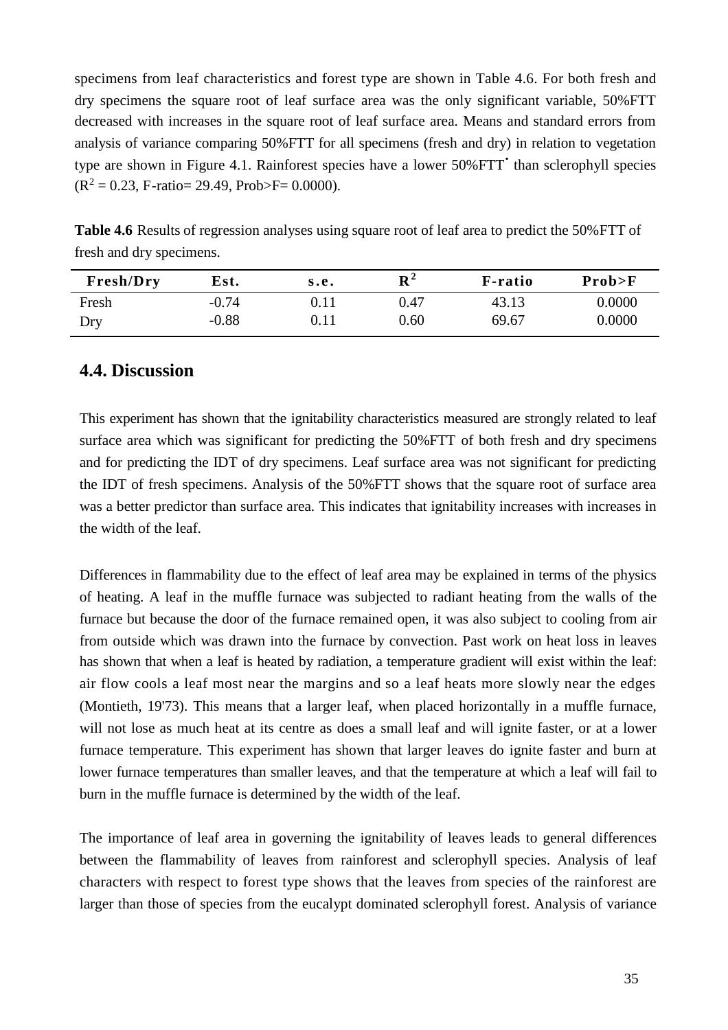specimens from leaf characteristics and forest type are shown in Table 4.6. For both fresh and dry specimens the square root of leaf surface area was the only significant variable, 50%FTT decreased with increases in the square root of leaf surface area. Means and standard errors from analysis of variance comparing 50%FTT for all specimens (fresh and dry) in relation to vegetation type are shown in Figure 4.1. Rainforest species have a lower 50%FTT* than sclerophyll species ($R^2$ = 0.23, F-ratio= 29.49, Prob>F= 0.0000).

**Table 4.6** Results of regression analyses using square root of leaf area to predict the 50%FTT of fresh and dry specimens.

| Fresh/Dry | Est. | s.e. | $R^2$ | F-ratio | Prob>F |
|---|---|---|---|---|---|
| Fresh | -0.74 | 0.11 | 0.47 | 43.13 | 0.0000 |
| Dry | -0.88 | 0.11 | 0.60 | 69.67 | 0.0000 |

## 4.4. Discussion

This experiment has shown that the ignitability characteristics measured are strongly related to leaf surface area which was significant for predicting the 50%FTT of both fresh and dry specimens and for predicting the IDT of dry specimens. Leaf surface area was not significant for predicting the IDT of fresh specimens. Analysis of the 50%FTT shows that the square root of surface area was a better predictor than surface area. This indicates that ignitability increases with increases in the width of the leaf.

Differences in flammability due to the effect of leaf area may be explained in terms of the physics of heating. A leaf in the muffle furnace was subjected to radiant heating from the walls of the furnace but because the door of the furnace remained open, it was also subject to cooling from air from outside which was drawn into the furnace by convection. Past work on heat loss in leaves has shown that when a leaf is heated by radiation, a temperature gradient will exist within the leaf: air flow cools a leaf most near the margins and so a leaf heats more slowly near the edges (Montieth, 19'73). This means that a larger leaf, when placed horizontally in a muffle furnace, will not lose as much heat at its centre as does a small leaf and will ignite faster, or at a lower furnace temperature. This experiment has shown that larger leaves do ignite faster and burn at lower furnace temperatures than smaller leaves, and that the temperature at which a leaf will fail to burn in the muffle furnace is determined by the width of the leaf.

The importance of leaf area in governing the ignitability of leaves leads to general differences between the flammability of leaves from rainforest and sclerophyll species. Analysis of leaf characters with respect to forest type shows that the leaves from species of the rainforest are larger than those of species from the eucalypt dominated sclerophyll forest. Analysis of variance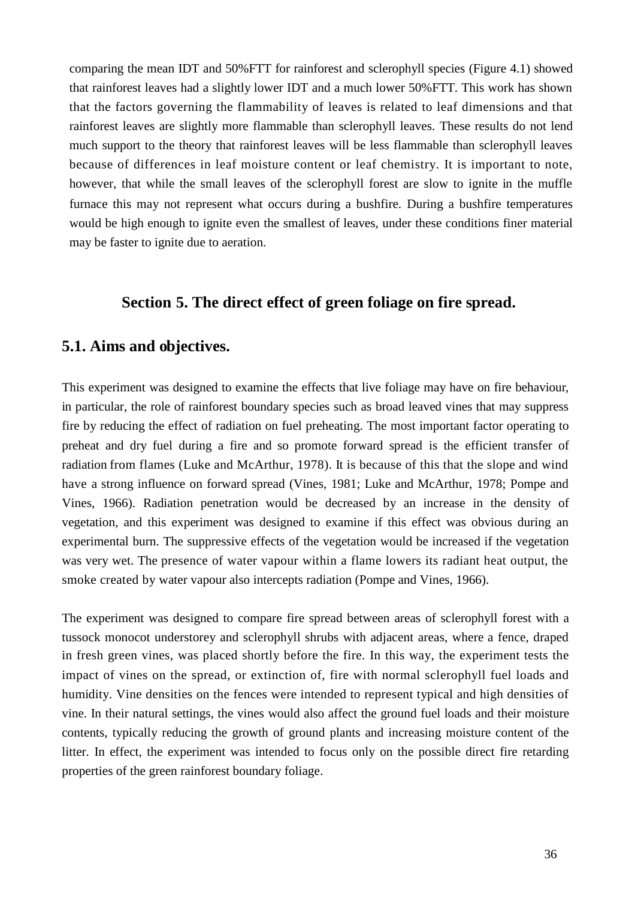comparing the mean IDT and 50%FTT for rainforest and sclerophyll species (Figure 4.1) showed that rainforest leaves had a slightly lower IDT and a much lower 50%FTT. This work has shown that the factors governing the flammability of leaves is related to leaf dimensions and that rainforest leaves are slightly more flammable than sclerophyll leaves. These results do not lend much support to the theory that rainforest leaves will be less flammable than sclerophyll leaves because of differences in leaf moisture content or leaf chemistry. It is important to note, however, that while the small leaves of the sclerophyll forest are slow to ignite in the muffle furnace this may not represent what occurs during a bushfire. During a bushfire temperatures would be high enough to ignite even the smallest of leaves, under these conditions finer material may be faster to ignite due to aeration.

# Section 5. The direct effect of green foliage on fire spread.

## 5.1. Aims and objectives.

This experiment was designed to examine the effects that live foliage may have on fire behaviour, in particular, the role of rainforest boundary species such as broad leaved vines that may suppress fire by reducing the effect of radiation on fuel preheating. The most important factor operating to preheat and dry fuel during a fire and so promote forward spread is the efficient transfer of radiation from flames (Luke and McArthur, 1978). It is because of this that the slope and wind have a strong influence on forward spread (Vines, 1981; Luke and McArthur, 1978; Pompe and Vines, 1966). Radiation penetration would be decreased by an increase in the density of vegetation, and this experiment was designed to examine if this effect was obvious during an experimental burn. The suppressive effects of the vegetation would be increased if the vegetation was very wet. The presence of water vapour within a flame lowers its radiant heat output, the smoke created by water vapour also intercepts radiation (Pompe and Vines, 1966).

The experiment was designed to compare fire spread between areas of sclerophyll forest with a tussock monocot understorey and sclerophyll shrubs with adjacent areas, where a fence, draped in fresh green vines, was placed shortly before the fire. In this way, the experiment tests the impact of vines on the spread, or extinction of, fire with normal sclerophyll fuel loads and humidity. Vine densities on the fences were intended to represent typical and high densities of vine. In their natural settings, the vines would also affect the ground fuel loads and their moisture contents, typically reducing the growth of ground plants and increasing moisture content of the litter. In effect, the experiment was intended to focus only on the possible direct fire retarding properties of the green rainforest boundary foliage.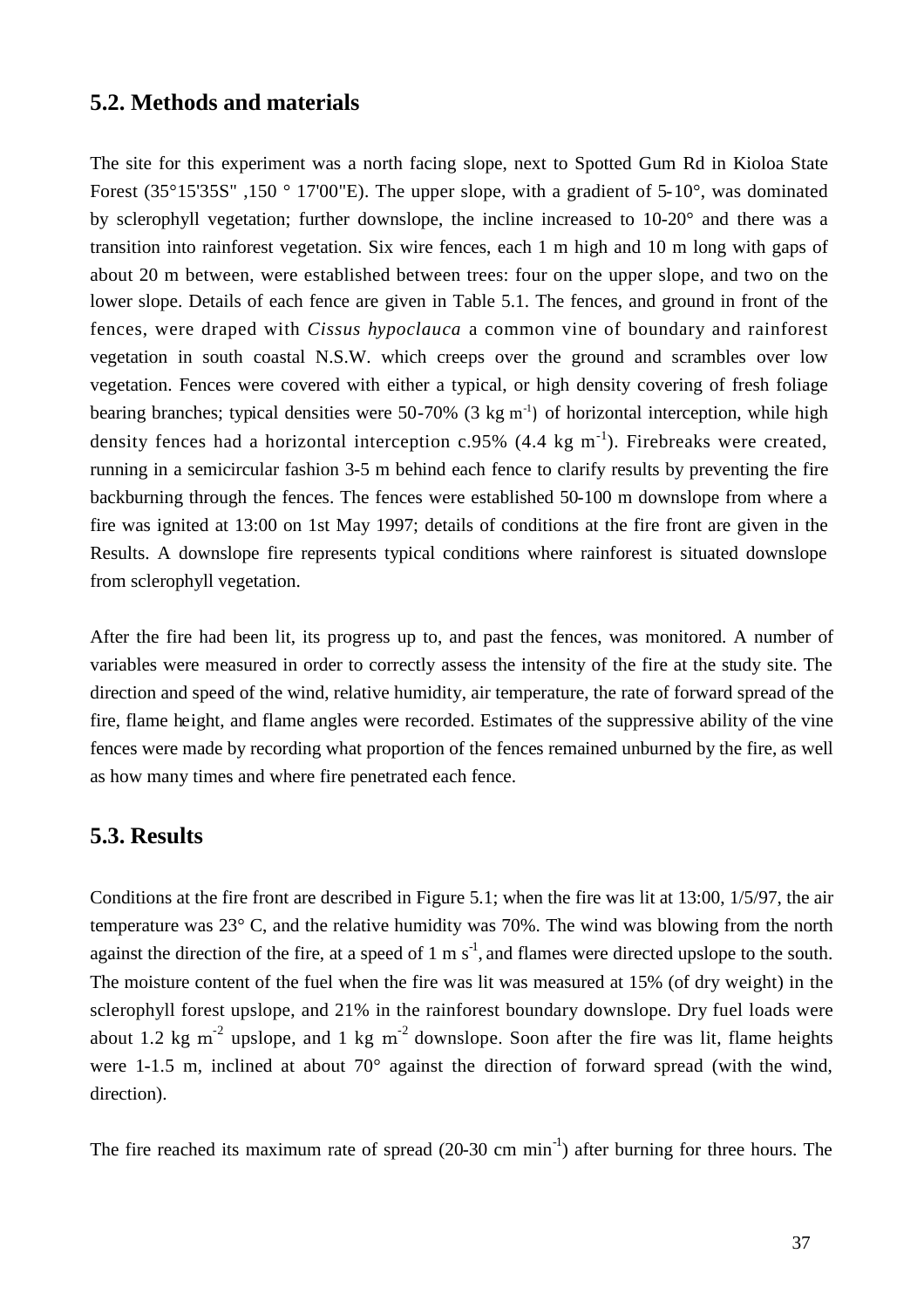## 5.2. Methods and materials

The site for this experiment was a north facing slope, next to Spotted Gum Rd in Kioloa State Forest (35°15'35S" ,150 ° 17'00"E). The upper slope, with a gradient of 5-10°, was dominated by sclerophyll vegetation; further downslope, the incline increased to 10-20° and there was a transition into rainforest vegetation. Six wire fences, each 1 m high and 10 m long with gaps of about 20 m between, were established between trees: four on the upper slope, and two on the lower slope. Details of each fence are given in Table 5.1. The fences, and ground in front of the fences, were draped with *Cissus hypoclauca* a common vine of boundary and rainforest vegetation in south coastal N.S.W. which creeps over the ground and scrambles over low vegetation. Fences were covered with either a typical, or high density covering of fresh foliage bearing branches; typical densities were 50-70% (3 kg $m^{-1}$) of horizontal interception, while high density fences had a horizontal interception c.95% (4.4 kg $m^{-1}$). Firebreaks were created, running in a semicircular fashion 3-5 m behind each fence to clarify results by preventing the fire backburning through the fences. The fences were established 50-100 m downslope from where a fire was ignited at 13:00 on 1st May 1997; details of conditions at the fire front are given in the Results. A downslope fire represents typical conditions where rainforest is situated downslope from sclerophyll vegetation.

After the fire had been lit, its progress up to, and past the fences, was monitored. A number of variables were measured in order to correctly assess the intensity of the fire at the study site. The direction and speed of the wind, relative humidity, air temperature, the rate of forward spread of the fire, flame height, and flame angles were recorded. Estimates of the suppressive ability of the vine fences were made by recording what proportion of the fences remained unburned by the fire, as well as how many times and where fire penetrated each fence.

## 5.3. Results

Conditions at the fire front are described in Figure 5.1; when the fire was lit at 13:00, 1/5/97, the air temperature was 23° C, and the relative humidity was 70%. The wind was blowing from the north against the direction of the fire, at a speed of 1 m $s^{-1}$, and flames were directed upslope to the south. The moisture content of the fuel when the fire was lit was measured at 15% (of dry weight) in the sclerophyll forest upslope, and 21% in the rainforest boundary downslope. Dry fuel loads were about 1.2 kg $m^{-2}$ upslope, and 1 kg $m^{-2}$ downslope. Soon after the fire was lit, flame heights were 1-1.5 m, inclined at about 70° against the direction of forward spread (with the wind, direction).

The fire reached its maximum rate of spread (20-30 cm $min^{-1}$) after burning for three hours. The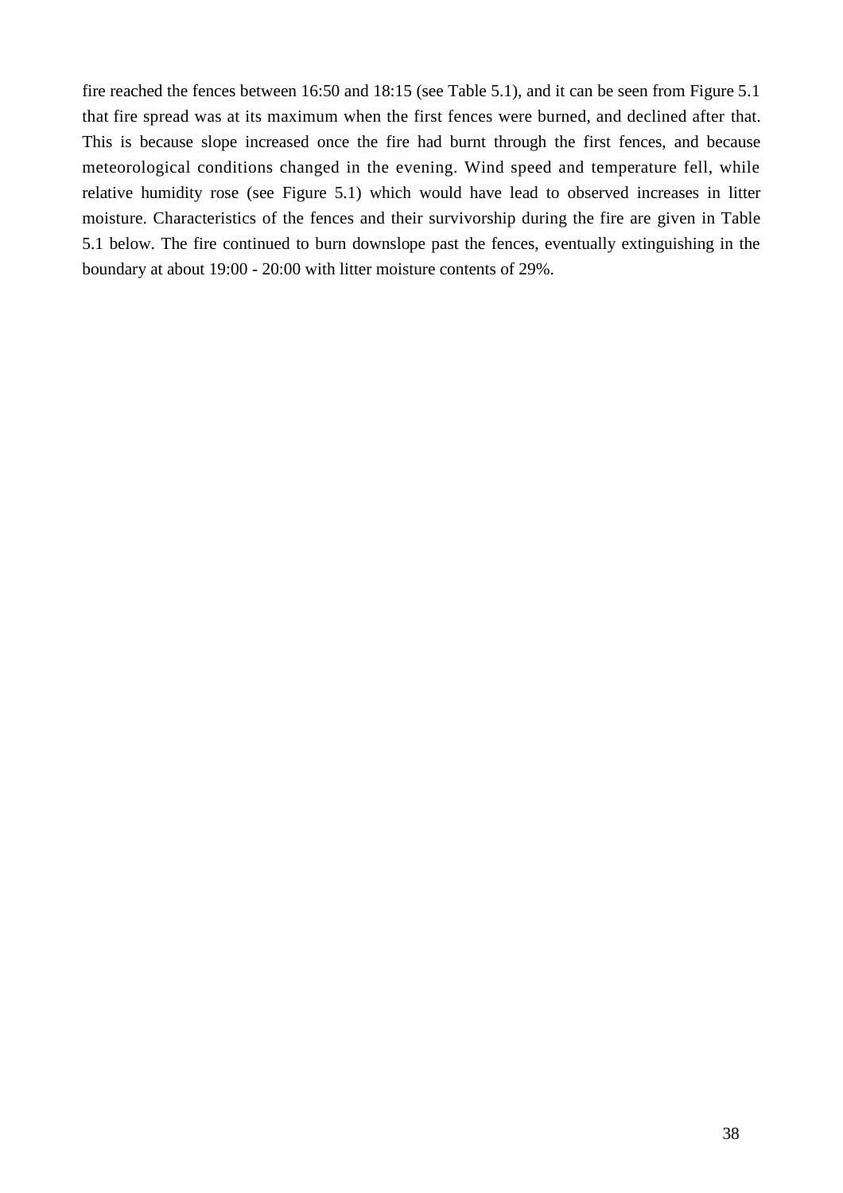fire reached the fences between 16:50 and 18:15 (see Table 5.1), and it can be seen from Figure 5.1 that fire spread was at its maximum when the first fences were burned, and declined after that. This is because slope increased once the fire had burnt through the first fences, and because meteorological conditions changed in the evening. Wind speed and temperature fell, while relative humidity rose (see Figure 5.1) which would have lead to observed increases in litter moisture. Characteristics of the fences and their survivorship during the fire are given in Table 5.1 below. The fire continued to burn downslope past the fences, eventually extinguishing in the boundary at about 19:00 - 20:00 with litter moisture contents of 29%.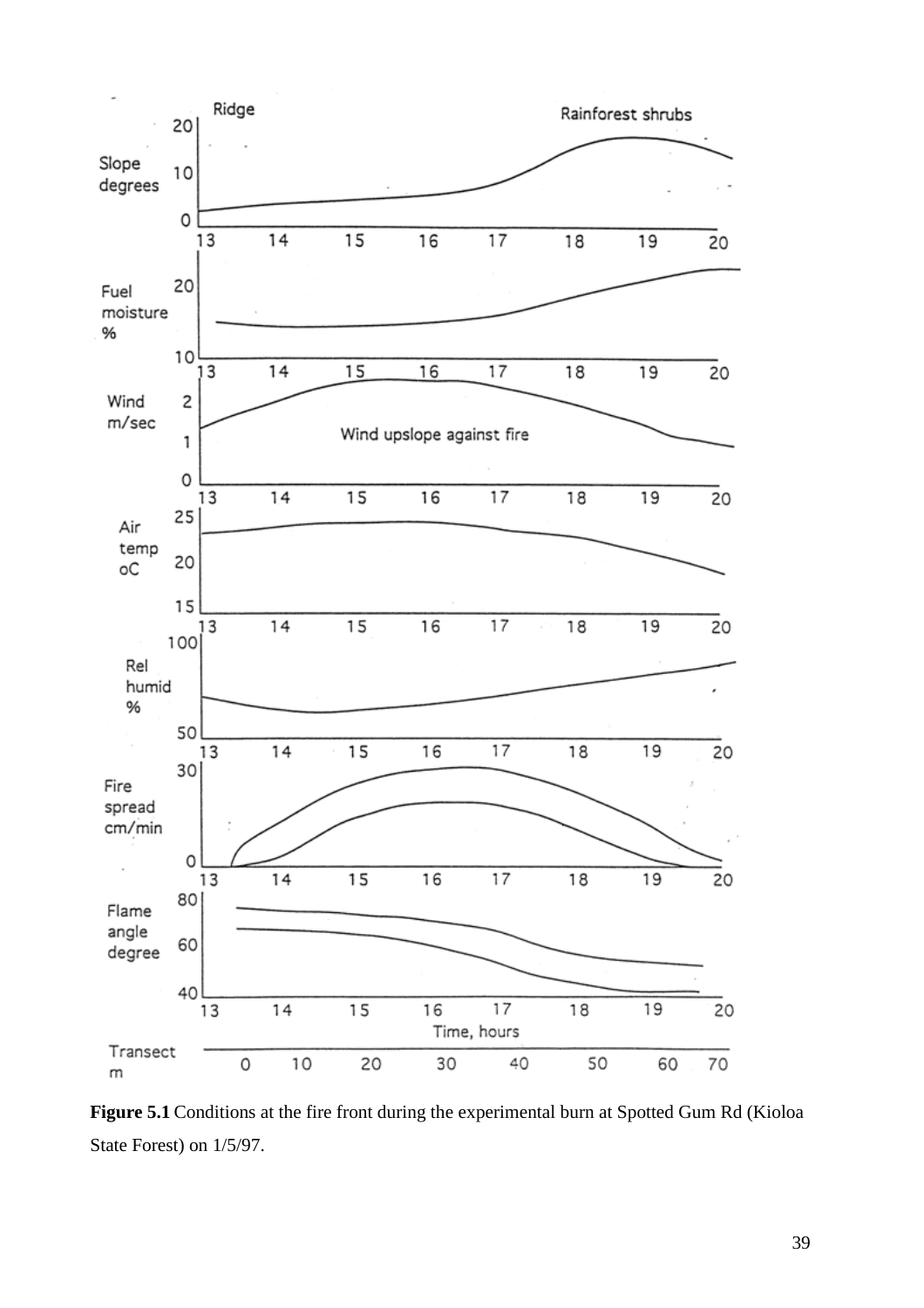**Figure 5.1** Conditions at the fire front during the experimental burn at Spotted Gum Rd (Kioloa State Forest) on 1/5/97.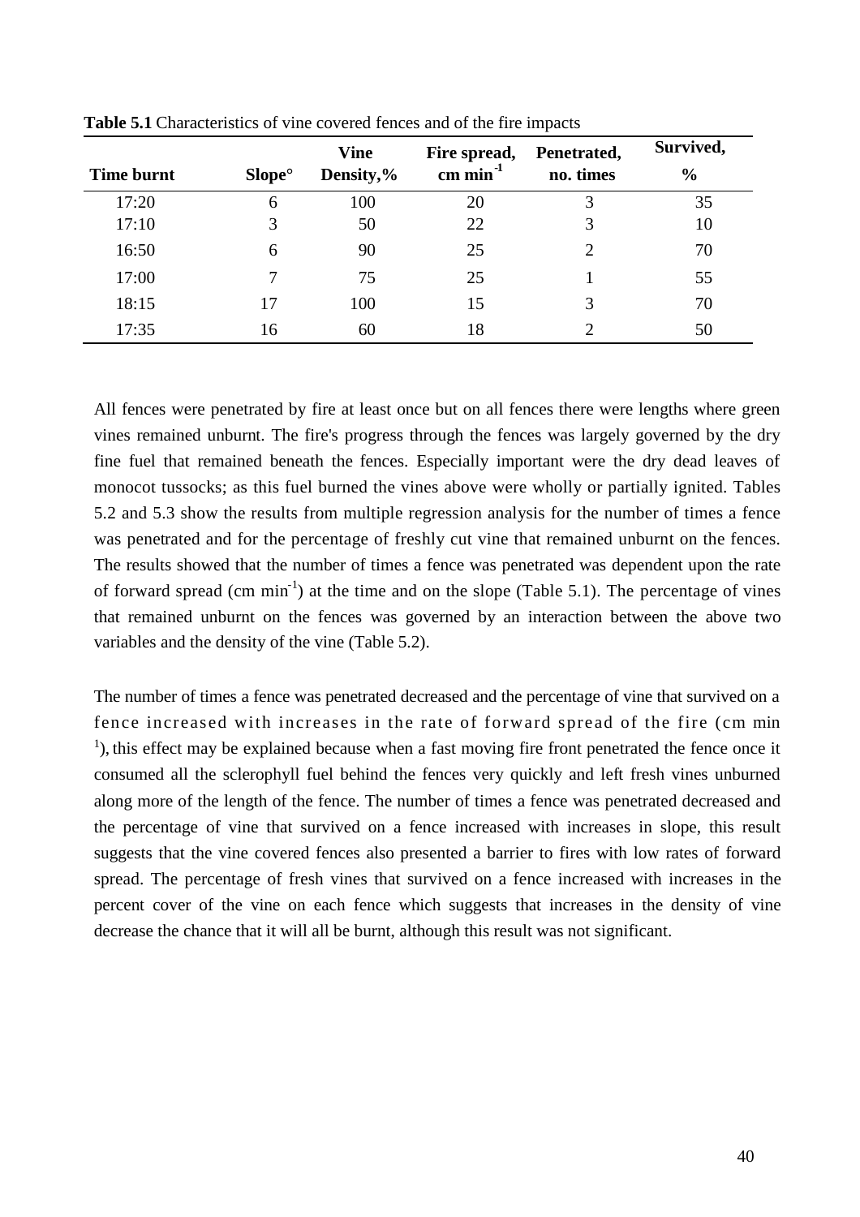**Table 5.1** Characteristics of vine covered fences and of the fire impacts

| Time burnt | Slope° | Vine Density,% | Fire spread, cm $min^{-1}$ | Penetrated, no. times | Survived, % |
|---|---|---|---|---|---|
| 17:20 | 6 | 100 | 20 | 3 | 35 |
| 17:10 | 3 | 50 | 22 | 3 | 10 |
| 16:50 | 6 | 90 | 25 | 2 | 70 |
| 17:00 | 7 | 75 | 25 | 1 | 55 |
| 18:15 | 17 | 100 | 15 | 3 | 70 |
| 17:35 | 16 | 60 | 18 | 2 | 50 |

All fences were penetrated by fire at least once but on all fences there were lengths where green vines remained unburnt. The fire's progress through the fences was largely governed by the dry fine fuel that remained beneath the fences. Especially important were the dry dead leaves of monocot tussocks; as this fuel burned the vines above were wholly or partially ignited. Tables 5.2 and 5.3 show the results from multiple regression analysis for the number of times a fence was penetrated and for the percentage of freshly cut vine that remained unburnt on the fences. The results showed that the number of times a fence was penetrated was dependent upon the rate of forward spread (cm $min^{-1}$) at the time and on the slope (Table 5.1). The percentage of vines that remained unburnt on the fences was governed by an interaction between the above two variables and the density of the vine (Table 5.2).

The number of times a fence was penetrated decreased and the percentage of vine that survived on a fence increased with increases in the rate of forward spread of the fire (cm $min^{-1}$), this effect may be explained because when a fast moving fire front penetrated the fence once it consumed all the sclerophyll fuel behind the fences very quickly and left fresh vines unburned along more of the length of the fence. The number of times a fence was penetrated decreased and the percentage of vine that survived on a fence increased with increases in slope, this result suggests that the vine covered fences also presented a barrier to fires with low rates of forward spread. The percentage of fresh vines that survived on a fence increased with increases in the percent cover of the vine on each fence which suggests that increases in the density of vine decrease the chance that it will all be burnt, although this result was not significant.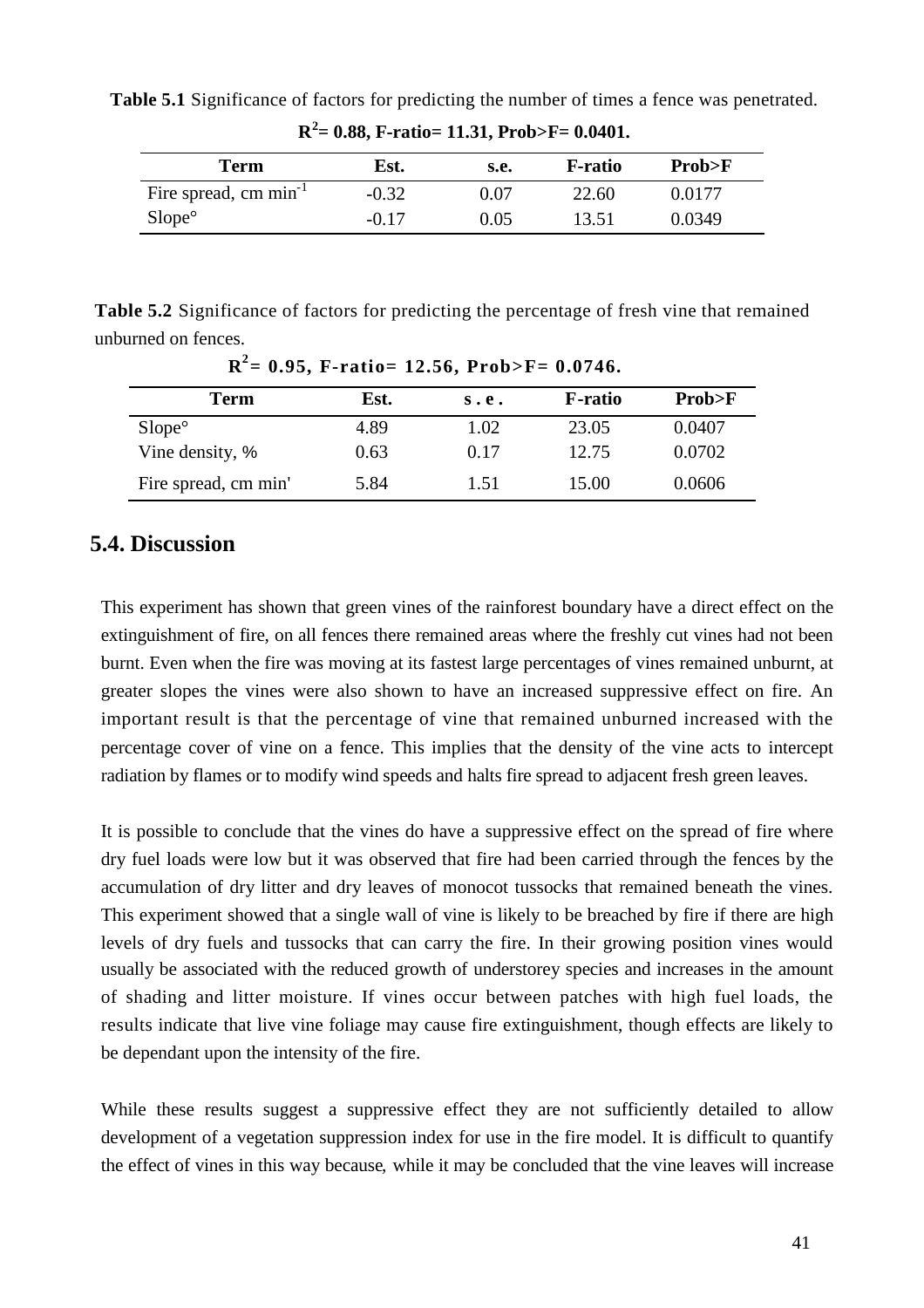**Table 5.1** Significance of factors for predicting the number of times a fence was penetrated.

**$R^2$= 0.88, F-ratio= 11.31, Prob>F= 0.0401.**

| Term | Est. | s.e. | F-ratio | Prob>F |
|---|---|---|---|---|
| Fire spread, cm $min^{-1}$ | -0.32 | 0.07 | 22.60 | 0.0177 |
| Slope° | -0.17 | 0.05 | 13.51 | 0.0349 |

**Table 5.2** Significance of factors for predicting the percentage of fresh vine that remained unburned on fences.

**$R^2$= 0.95, F-ratio= 12.56, Prob>F= 0.0746.**

| Term | Est. | s.e. | F-ratio | Prob>F |
|---|---|---|---|---|
| Slope° | 4.89 | 1.02 | 23.05 | 0.0407 |
| Vine density, % | 0.63 | 0.17 | 12.75 | 0.0702 |
| Fire spread, cm min' | 5.84 | 1.51 | 15.00 | 0.0606 |

## 5.4. Discussion

This experiment has shown that green vines of the rainforest boundary have a direct effect on the extinguishment of fire, on all fences there remained areas where the freshly cut vines had not been burnt. Even when the fire was moving at its fastest large percentages of vines remained unburnt, at greater slopes the vines were also shown to have an increased suppressive effect on fire. An important result is that the percentage of vine that remained unburned increased with the percentage cover of vine on a fence. This implies that the density of the vine acts to intercept radiation by flames or to modify wind speeds and halts fire spread to adjacent fresh green leaves.

It is possible to conclude that the vines do have a suppressive effect on the spread of fire where dry fuel loads were low but it was observed that fire had been carried through the fences by the accumulation of dry litter and dry leaves of monocot tussocks that remained beneath the vines. This experiment showed that a single wall of vine is likely to be breached by fire if there are high levels of dry fuels and tussocks that can carry the fire. In their growing position vines would usually be associated with the reduced growth of understorey species and increases in the amount of shading and litter moisture. If vines occur between patches with high fuel loads, the results indicate that live vine foliage may cause fire extinguishment, though effects are likely to be dependant upon the intensity of the fire.

While these results suggest a suppressive effect they are not sufficiently detailed to allow development of a vegetation suppression index for use in the fire model. It is difficult to quantify the effect of vines in this way because, while it may be concluded that the vine leaves will increase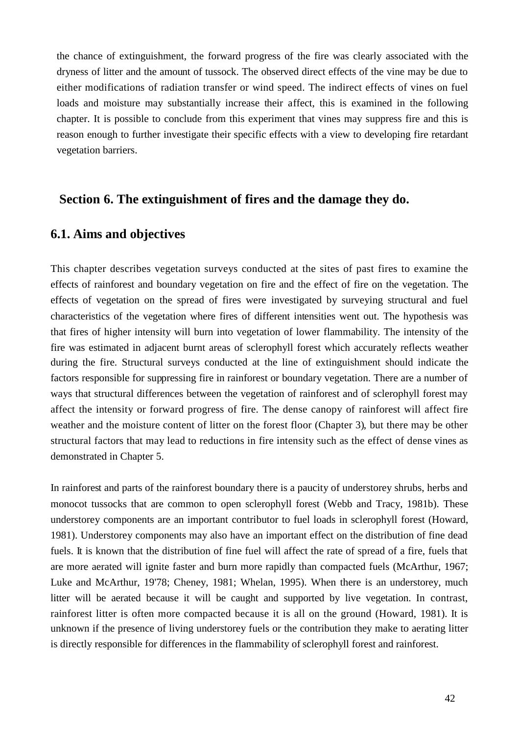the chance of extinguishment, the forward progress of the fire was clearly associated with the dryness of litter and the amount of tussock. The observed direct effects of the vine may be due to either modifications of radiation transfer or wind speed. The indirect effects of vines on fuel loads and moisture may substantially increase their affect, this is examined in the following chapter. It is possible to conclude from this experiment that vines may suppress fire and this is reason enough to further investigate their specific effects with a view to developing fire retardant vegetation barriers.

# Section 6. The extinguishment of fires and the damage they do.

## 6.1. Aims and objectives

This chapter describes vegetation surveys conducted at the sites of past fires to examine the effects of rainforest and boundary vegetation on fire and the effect of fire on the vegetation. The effects of vegetation on the spread of fires were investigated by surveying structural and fuel characteristics of the vegetation where fires of different intensities went out. The hypothesis was that fires of higher intensity will burn into vegetation of lower flammability. The intensity of the fire was estimated in adjacent burnt areas of sclerophyll forest which accurately reflects weather during the fire. Structural surveys conducted at the line of extinguishment should indicate the factors responsible for suppressing fire in rainforest or boundary vegetation. There are a number of ways that structural differences between the vegetation of rainforest and of sclerophyll forest may affect the intensity or forward progress of fire. The dense canopy of rainforest will affect fire weather and the moisture content of litter on the forest floor (Chapter 3), but there may be other structural factors that may lead to reductions in fire intensity such as the effect of dense vines as demonstrated in Chapter 5.

In rainforest and parts of the rainforest boundary there is a paucity of understorey shrubs, herbs and monocot tussocks that are common to open sclerophyll forest (Webb and Tracy, 1981b). These understorey components are an important contributor to fuel loads in sclerophyll forest (Howard, 1981). Understorey components may also have an important effect on the distribution of fine dead fuels. It is known that the distribution of fine fuel will affect the rate of spread of a fire, fuels that are more aerated will ignite faster and burn more rapidly than compacted fuels (McArthur, 1967; Luke and McArthur, 19'78; Cheney, 1981; Whelan, 1995). When there is an understorey, much litter will be aerated because it will be caught and supported by live vegetation. In contrast, rainforest litter is often more compacted because it is all on the ground (Howard, 1981). It is unknown if the presence of living understorey fuels or the contribution they make to aerating litter is directly responsible for differences in the flammability of sclerophyll forest and rainforest.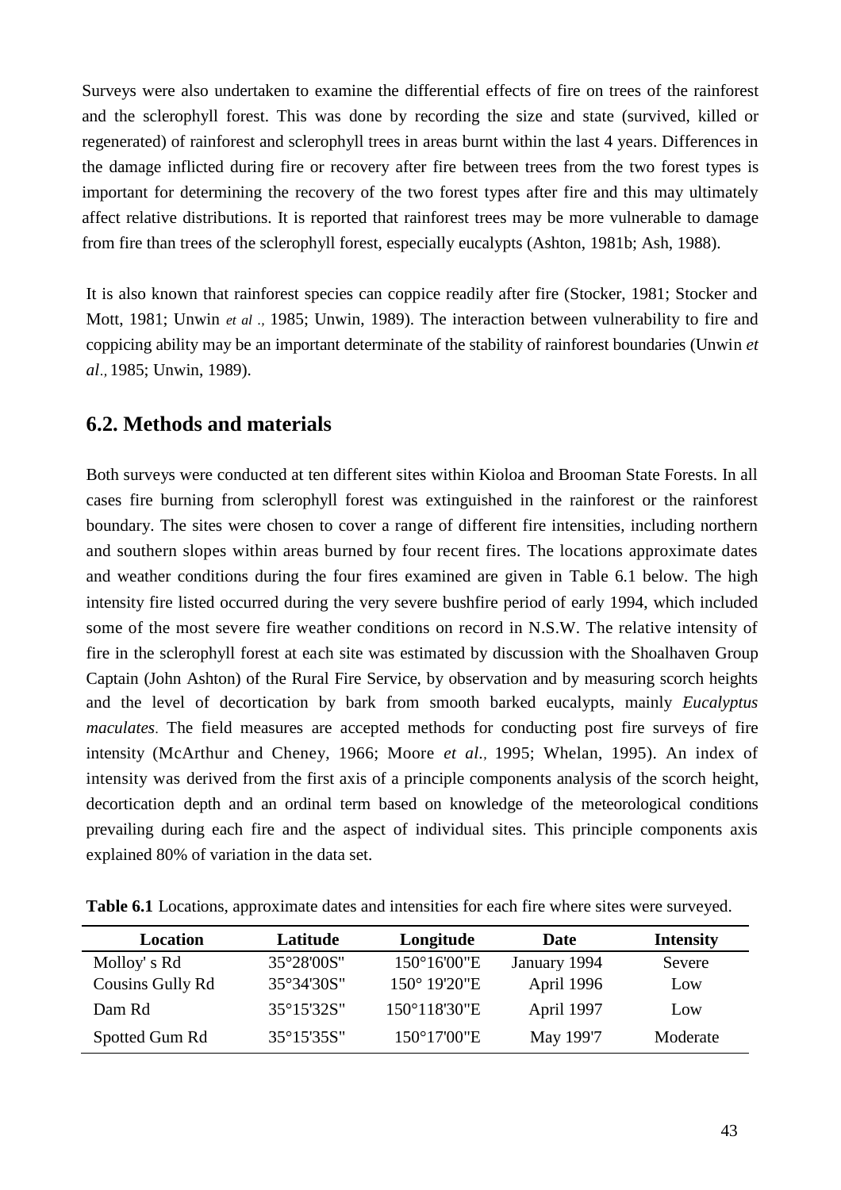Surveys were also undertaken to examine the differential effects of fire on trees of the rainforest and the sclerophyll forest. This was done by recording the size and state (survived, killed or regenerated) of rainforest and sclerophyll trees in areas burnt within the last 4 years. Differences in the damage inflicted during fire or recovery after fire between trees from the two forest types is important for determining the recovery of the two forest types after fire and this may ultimately affect relative distributions. It is reported that rainforest trees may be more vulnerable to damage from fire than trees of the sclerophyll forest, especially eucalypts (Ashton, 1981b; Ash, 1988).

It is also known that rainforest species can coppice readily after fire (Stocker, 1981; Stocker and Mott, 1981; Unwin *et al .,* 1985; Unwin, 1989). The interaction between vulnerability to fire and coppicing ability may be an important determinate of the stability of rainforest boundaries (Unwin *et al*., 1985; Unwin, 1989).

## 6.2. Methods and materials

Both surveys were conducted at ten different sites within Kioloa and Brooman State Forests. In all cases fire burning from sclerophyll forest was extinguished in the rainforest or the rainforest boundary. The sites were chosen to cover a range of different fire intensities, including northern and southern slopes within areas burned by four recent fires. The locations approximate dates and weather conditions during the four fires examined are given in Table 6.1 below. The high intensity fire listed occurred during the very severe bushfire period of early 1994, which included some of the most severe fire weather conditions on record in N.S.W. The relative intensity of fire in the sclerophyll forest at each site was estimated by discussion with the Shoalhaven Group Captain (John Ashton) of the Rural Fire Service, by observation and by measuring scorch heights and the level of decortication by bark from smooth barked eucalypts, mainly *Eucalyptus maculates*. The field measures are accepted methods for conducting post fire surveys of fire intensity (McArthur and Cheney, 1966; Moore *et al.,* 1995; Whelan, 1995). An index of intensity was derived from the first axis of a principle components analysis of the scorch height, decortication depth and an ordinal term based on knowledge of the meteorological conditions prevailing during each fire and the aspect of individual sites. This principle components axis explained 80% of variation in the data set.

**Table 6.1** Locations, approximate dates and intensities for each fire where sites were surveyed.

| Location | Latitude | Longitude | Date | Intensity |
|---|---|---|---|---|
| Molloy' s Rd | 35°28'00S" | 150°16'00"E | January 1994 | Severe |
| Cousins Gully Rd | 35°34'30S" | 150° 19'20"E | April 1996 | Low |
| Dam Rd | 35°15'32S" | 150°118'30"E | April 1997 | Low |
| Spotted Gum Rd | 35°15'35S" | 150°17'00"E | May 199'7 | Moderate |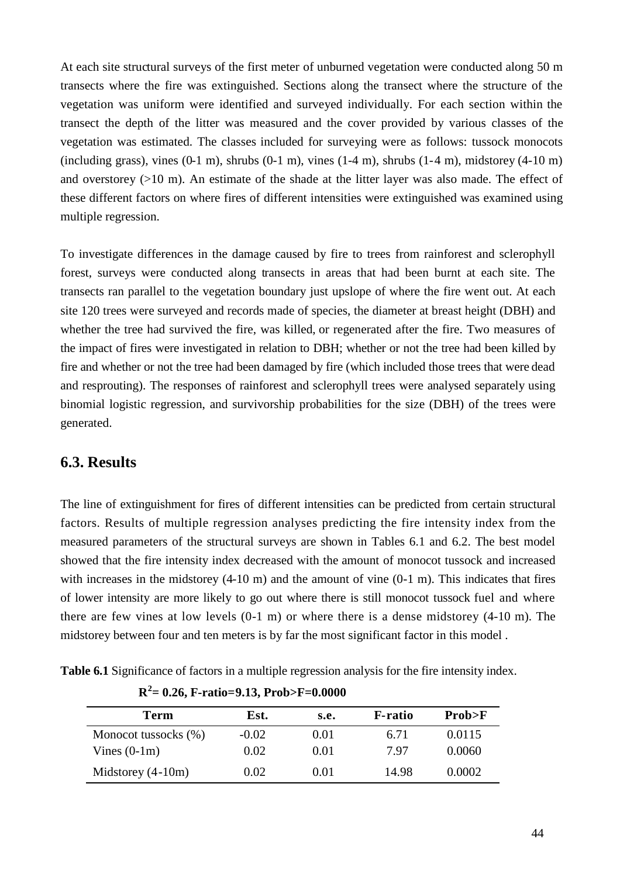At each site structural surveys of the first meter of unburned vegetation were conducted along 50 m transects where the fire was extinguished. Sections along the transect where the structure of the vegetation was uniform were identified and surveyed individually. For each section within the transect the depth of the litter was measured and the cover provided by various classes of the vegetation was estimated. The classes included for surveying were as follows: tussock monocots (including grass), vines (0-1 m), shrubs (0-1 m), vines (1-4 m), shrubs (1-4 m), midstorey (4-10 m) and overstorey (>10 m). An estimate of the shade at the litter layer was also made. The effect of these different factors on where fires of different intensities were extinguished was examined using multiple regression.

To investigate differences in the damage caused by fire to trees from rainforest and sclerophyll forest, surveys were conducted along transects in areas that had been burnt at each site. The transects ran parallel to the vegetation boundary just upslope of where the fire went out. At each site 120 trees were surveyed and records made of species, the diameter at breast height (DBH) and whether the tree had survived the fire, was killed, or regenerated after the fire. Two measures of the impact of fires were investigated in relation to DBH; whether or not the tree had been killed by fire and whether or not the tree had been damaged by fire (which included those trees that were dead and resprouting). The responses of rainforest and sclerophyll trees were analysed separately using binomial logistic regression, and survivorship probabilities for the size (DBH) of the trees were generated.

## 6.3. Results

The line of extinguishment for fires of different intensities can be predicted from certain structural factors. Results of multiple regression analyses predicting the fire intensity index from the measured parameters of the structural surveys are shown in Tables 6.1 and 6.2. The best model showed that the fire intensity index decreased with the amount of monocot tussock and increased with increases in the midstorey (4-10 m) and the amount of vine (0-1 m). This indicates that fires of lower intensity are more likely to go out where there is still monocot tussock fuel and where there are few vines at low levels (0-1 m) or where there is a dense midstorey (4-10 m). The midstorey between four and ten meters is by far the most significant factor in this model .

**Table 6.1** Significance of factors in a multiple regression analysis for the fire intensity index.

**$R^2$= 0.26, F-ratio=9.13, Prob>F=0.0000**

| Term | Est. | s.e. | F-ratio | Prob>F |
|---|---|---|---|---|
| Monocot tussocks (%) | -0.02 | 0.01 | 6.71 | 0.0115 |
| Vines (0-1m) | 0.02 | 0.01 | 7.97 | 0.0060 |
| Midstorey (4-10m) | 0.02 | 0.01 | 14.98 | 0.0002 |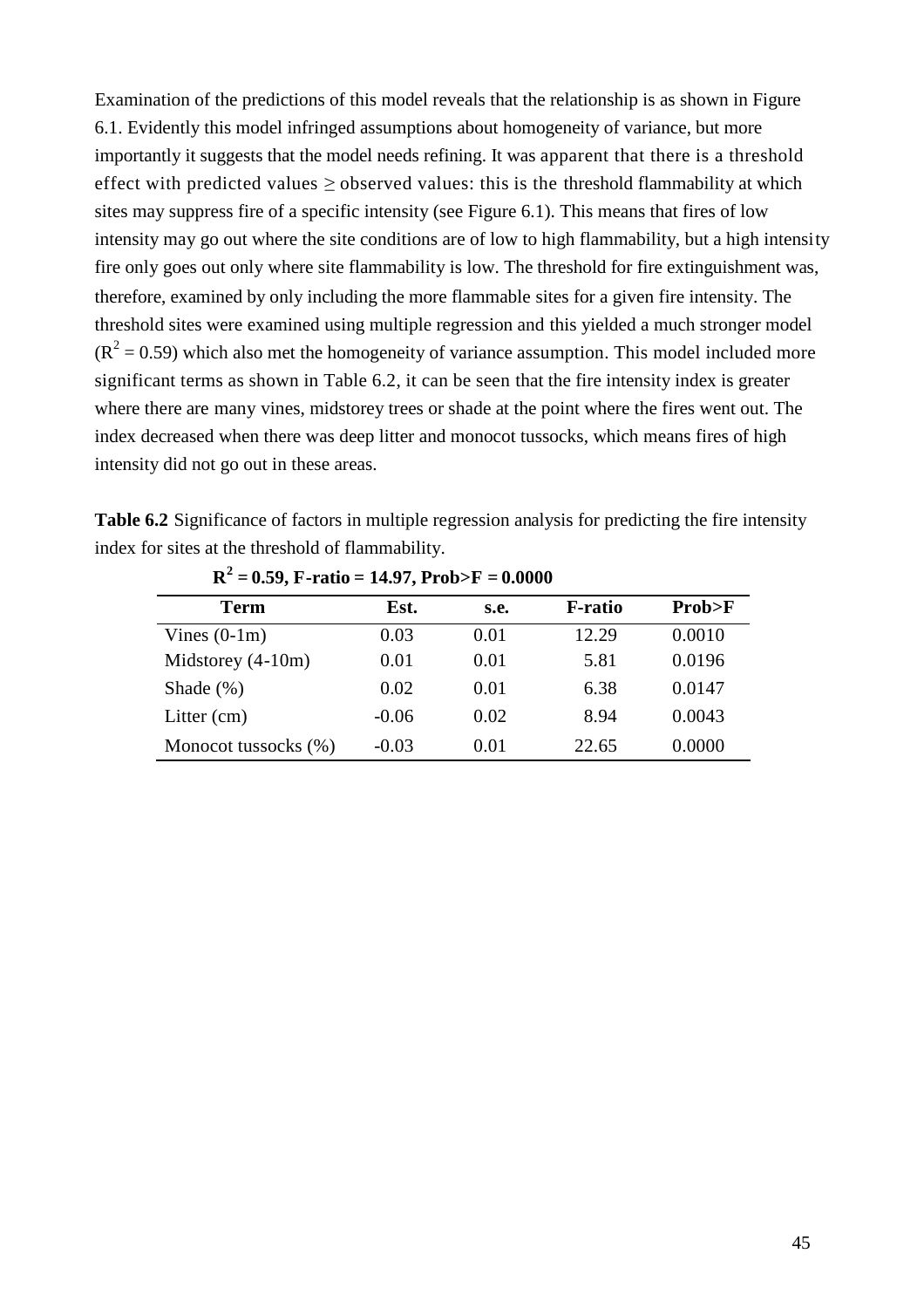Examination of the predictions of this model reveals that the relationship is as shown in Figure 6.1. Evidently this model infringed assumptions about homogeneity of variance, but more importantly it suggests that the model needs refining. It was apparent that there is a threshold effect with predicted values ≥ observed values: this is the threshold flammability at which sites may suppress fire of a specific intensity (see Figure 6.1). This means that fires of low intensity may go out where the site conditions are of low to high flammability, but a high intensity fire only goes out only where site flammability is low. The threshold for fire extinguishment was, therefore, examined by only including the more flammable sites for a given fire intensity. The threshold sites were examined using multiple regression and this yielded a much stronger model ($R^2 = 0.59$) which also met the homogeneity of variance assumption. This model included more significant terms as shown in Table 6.2, it can be seen that the fire intensity index is greater where there are many vines, midstorey trees or shade at the point where the fires went out. The index decreased when there was deep litter and monocot tussocks, which means fires of high intensity did not go out in these areas.

**Table 6.2** Significance of factors in multiple regression analysis for predicting the fire intensity index for sites at the threshold of flammability.

**$R^2$ = 0.59, F-ratio = 14.97, Prob>F = 0.0000**

| Term | Est. | s.e. | F-ratio | Prob>F |
|---|---|---|---|---|
| Vines (0-1m) | 0.03 | 0.01 | 12.29 | 0.0010 |
| Midstorey (4-10m) | 0.01 | 0.01 | 5.81 | 0.0196 |
| Shade (%) | 0.02 | 0.01 | 6.38 | 0.0147 |
| Litter (cm) | -0.06 | 0.02 | 8.94 | 0.0043 |
| Monocot tussocks (%) | -0.03 | 0.01 | 22.65 | 0.0000 |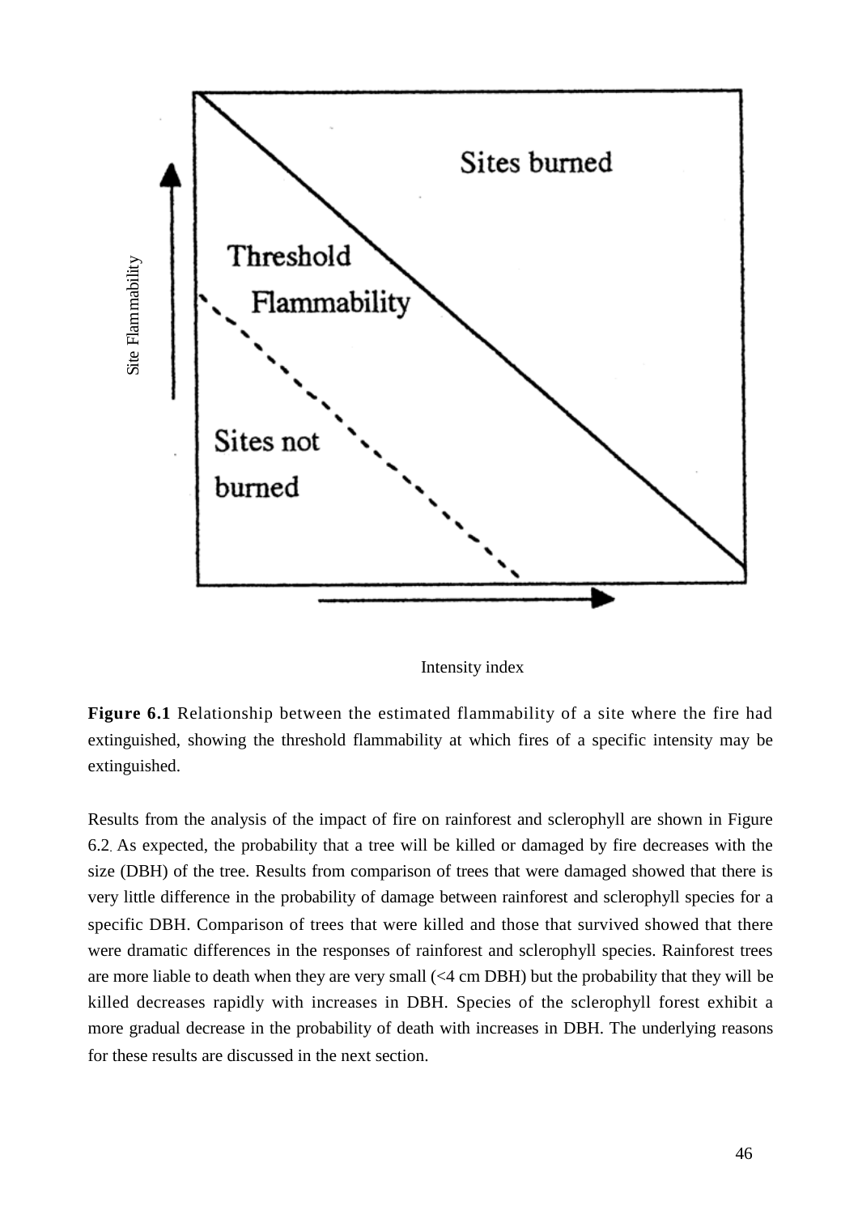**Figure 6.1** Relationship between the estimated flammability of a site where the fire had extinguished, showing the threshold flammability at which fires of a specific intensity may be extinguished.

Results from the analysis of the impact of fire on rainforest and sclerophyll are shown in Figure 6.2. As expected, the probability that a tree will be killed or damaged by fire decreases with the size (DBH) of the tree. Results from comparison of trees that were damaged showed that there is very little difference in the probability of damage between rainforest and sclerophyll species for a specific DBH. Comparison of trees that were killed and those that survived showed that there were dramatic differences in the responses of rainforest and sclerophyll species. Rainforest trees are more liable to death when they are very small (<4 cm DBH) but the probability that they will be killed decreases rapidly with increases in DBH. Species of the sclerophyll forest exhibit a more gradual decrease in the probability of death with increases in DBH. The underlying reasons for these results are discussed in the next section.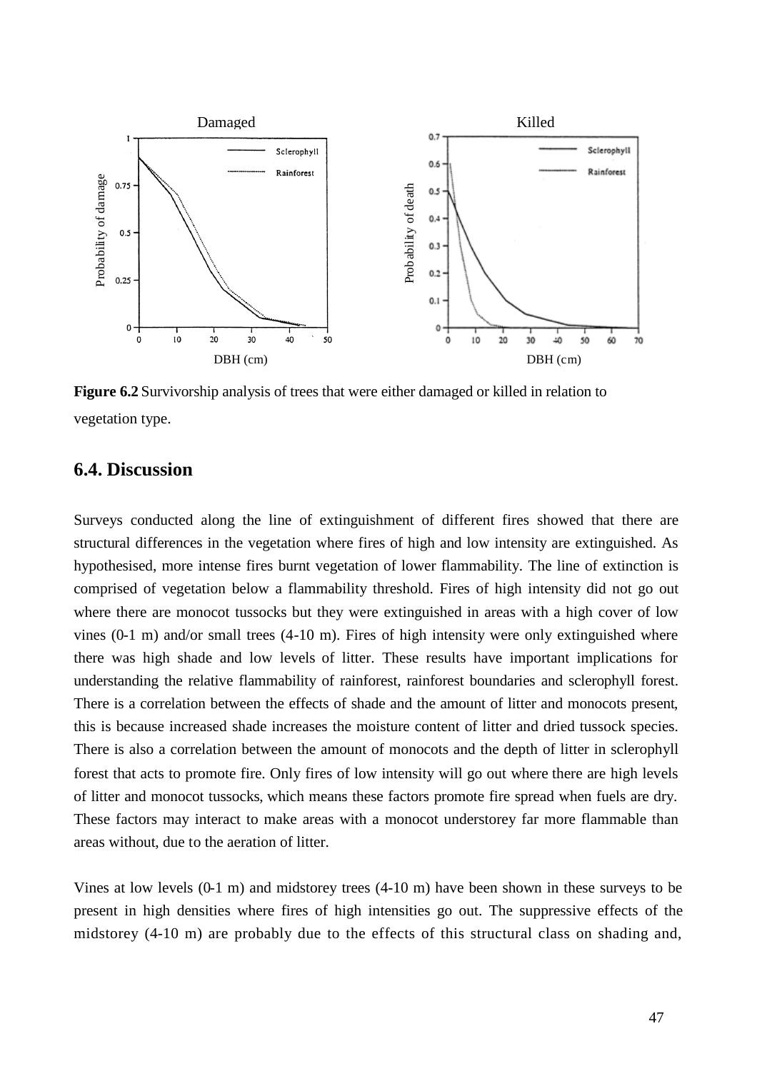**Figure 6.2** Survivorship analysis of trees that were either damaged or killed in relation to vegetation type.

## 6.4. Discussion

Surveys conducted along the line of extinguishment of different fires showed that there are structural differences in the vegetation where fires of high and low intensity are extinguished. As hypothesised, more intense fires burnt vegetation of lower flammability. The line of extinction is comprised of vegetation below a flammability threshold. Fires of high intensity did not go out where there are monocot tussocks but they were extinguished in areas with a high cover of low vines (0-1 m) and/or small trees (4-10 m). Fires of high intensity were only extinguished where there was high shade and low levels of litter. These results have important implications for understanding the relative flammability of rainforest, rainforest boundaries and sclerophyll forest. There is a correlation between the effects of shade and the amount of litter and monocots present, this is because increased shade increases the moisture content of litter and dried tussock species. There is also a correlation between the amount of monocots and the depth of litter in sclerophyll forest that acts to promote fire. Only fires of low intensity will go out where there are high levels of litter and monocot tussocks, which means these factors promote fire spread when fuels are dry. These factors may interact to make areas with a monocot understorey far more flammable than areas without, due to the aeration of litter.

Vines at low levels (0-1 m) and midstorey trees (4-10 m) have been shown in these surveys to be present in high densities where fires of high intensities go out. The suppressive effects of the midstorey (4-10 m) are probably due to the effects of this structural class on shading and,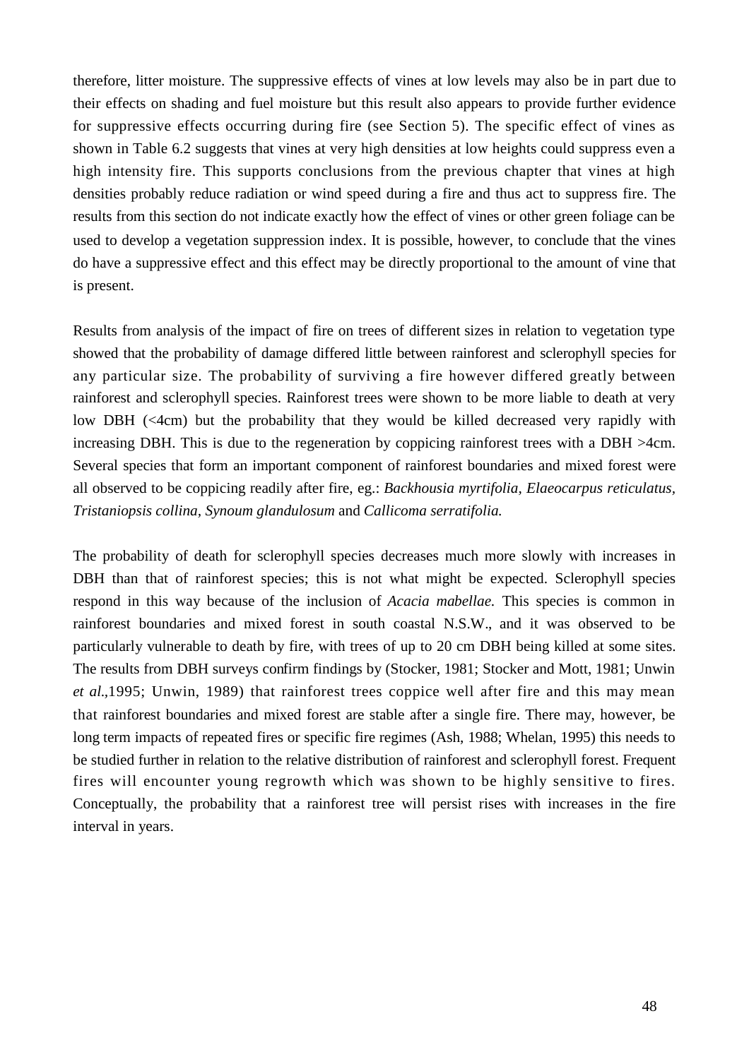therefore, litter moisture. The suppressive effects of vines at low levels may also be in part due to their effects on shading and fuel moisture but this result also appears to provide further evidence for suppressive effects occurring during fire (see Section 5). The specific effect of vines as shown in Table 6.2 suggests that vines at very high densities at low heights could suppress even a high intensity fire. This supports conclusions from the previous chapter that vines at high densities probably reduce radiation or wind speed during a fire and thus act to suppress fire. The results from this section do not indicate exactly how the effect of vines or other green foliage can be used to develop a vegetation suppression index. It is possible, however, to conclude that the vines do have a suppressive effect and this effect may be directly proportional to the amount of vine that is present.

Results from analysis of the impact of fire on trees of different sizes in relation to vegetation type showed that the probability of damage differed little between rainforest and sclerophyll species for any particular size. The probability of surviving a fire however differed greatly between rainforest and sclerophyll species. Rainforest trees were shown to be more liable to death at very low DBH (<4cm) but the probability that they would be killed decreased very rapidly with increasing DBH. This is due to the regeneration by coppicing rainforest trees with a DBH >4cm. Several species that form an important component of rainforest boundaries and mixed forest were all observed to be coppicing readily after fire, eg.: *Backhousia myrtifolia, Elaeocarpus reticulatus, Tristaniopsis collina, Synoum glandulosum* and *Callicoma serratifolia.*

The probability of death for sclerophyll species decreases much more slowly with increases in DBH than that of rainforest species; this is not what might be expected. Sclerophyll species respond in this way because of the inclusion of *Acacia mabellae.* This species is common in rainforest boundaries and mixed forest in south coastal N.S.W., and it was observed to be particularly vulnerable to death by fire, with trees of up to 20 cm DBH being killed at some sites. The results from DBH surveys confirm findings by (Stocker, 1981; Stocker and Mott, 1981; Unwin *et al*.,1995; Unwin, 1989) that rainforest trees coppice well after fire and this may mean that rainforest boundaries and mixed forest are stable after a single fire. There may, however, be long term impacts of repeated fires or specific fire regimes (Ash, 1988; Whelan, 1995) this needs to be studied further in relation to the relative distribution of rainforest and sclerophyll forest. Frequent fires will encounter young regrowth which was shown to be highly sensitive to fires. Conceptually, the probability that a rainforest tree will persist rises with increases in the fire interval in years.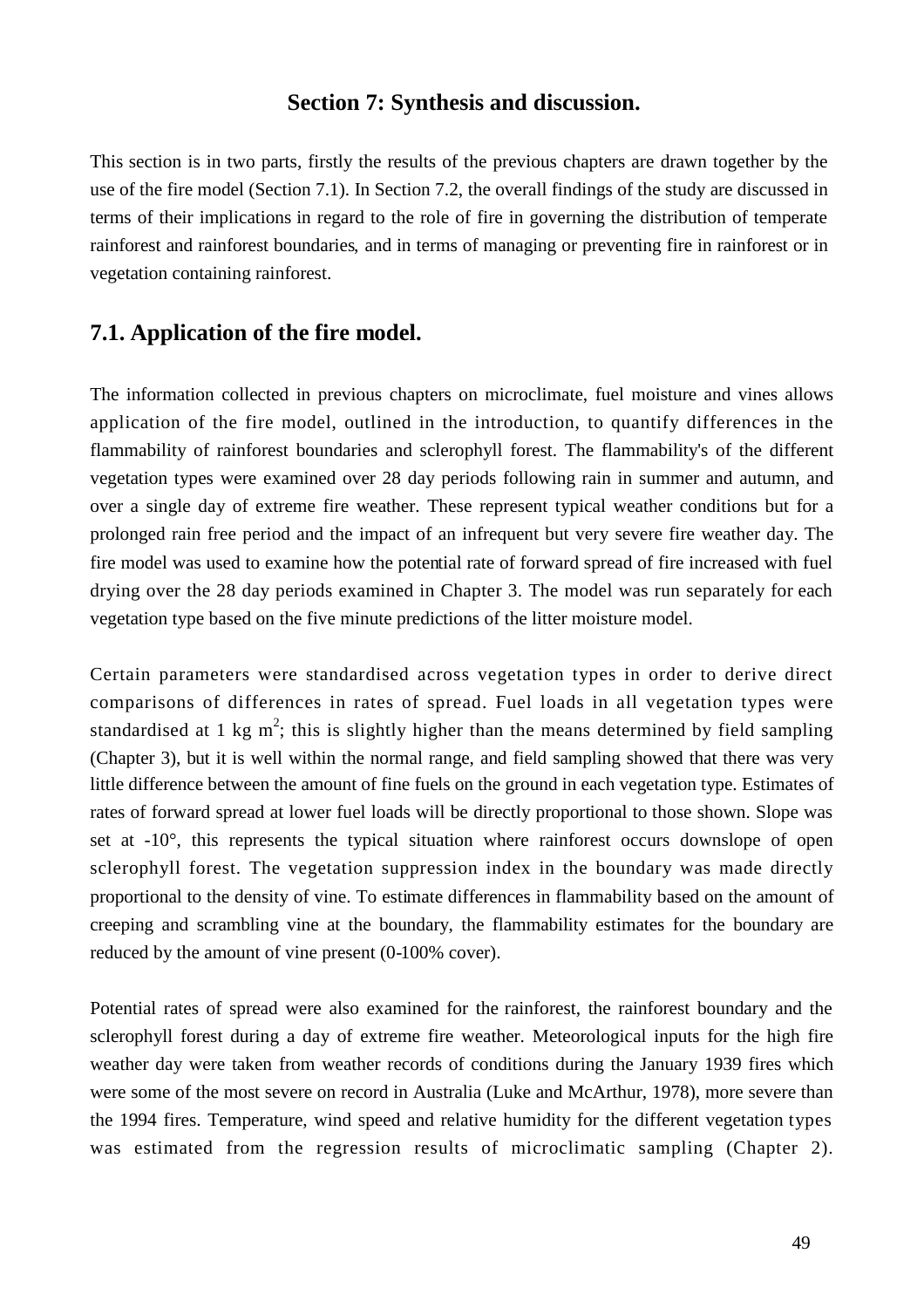## Section 7: Synthesis and discussion.

This section is in two parts, firstly the results of the previous chapters are drawn together by the use of the fire model (Section 7.1). In Section 7.2, the overall findings of the study are discussed in terms of their implications in regard to the role of fire in governing the distribution of temperate rainforest and rainforest boundaries, and in terms of managing or preventing fire in rainforest or in vegetation containing rainforest.

## 7.1. Application of the fire model.

The information collected in previous chapters on microclimate, fuel moisture and vines allows application of the fire model, outlined in the introduction, to quantify differences in the flammability of rainforest boundaries and sclerophyll forest. The flammability's of the different vegetation types were examined over 28 day periods following rain in summer and autumn, and over a single day of extreme fire weather. These represent typical weather conditions but for a prolonged rain free period and the impact of an infrequent but very severe fire weather day. The fire model was used to examine how the potential rate of forward spread of fire increased with fuel drying over the 28 day periods examined in Chapter 3. The model was run separately for each vegetation type based on the five minute predictions of the litter moisture model.

Certain parameters were standardised across vegetation types in order to derive direct comparisons of differences in rates of spread. Fuel loads in all vegetation types were standardised at 1 kg $m^2$; this is slightly higher than the means determined by field sampling (Chapter 3), but it is well within the normal range, and field sampling showed that there was very little difference between the amount of fine fuels on the ground in each vegetation type. Estimates of rates of forward spread at lower fuel loads will be directly proportional to those shown. Slope was set at -10°, this represents the typical situation where rainforest occurs downslope of open sclerophyll forest. The vegetation suppression index in the boundary was made directly proportional to the density of vine. To estimate differences in flammability based on the amount of creeping and scrambling vine at the boundary, the flammability estimates for the boundary are reduced by the amount of vine present (0-100% cover).

Potential rates of spread were also examined for the rainforest, the rainforest boundary and the sclerophyll forest during a day of extreme fire weather. Meteorological inputs for the high fire weather day were taken from weather records of conditions during the January 1939 fires which were some of the most severe on record in Australia (Luke and McArthur, 1978), more severe than the 1994 fires. Temperature, wind speed and relative humidity for the different vegetation types was estimated from the regression results of microclimatic sampling (Chapter 2).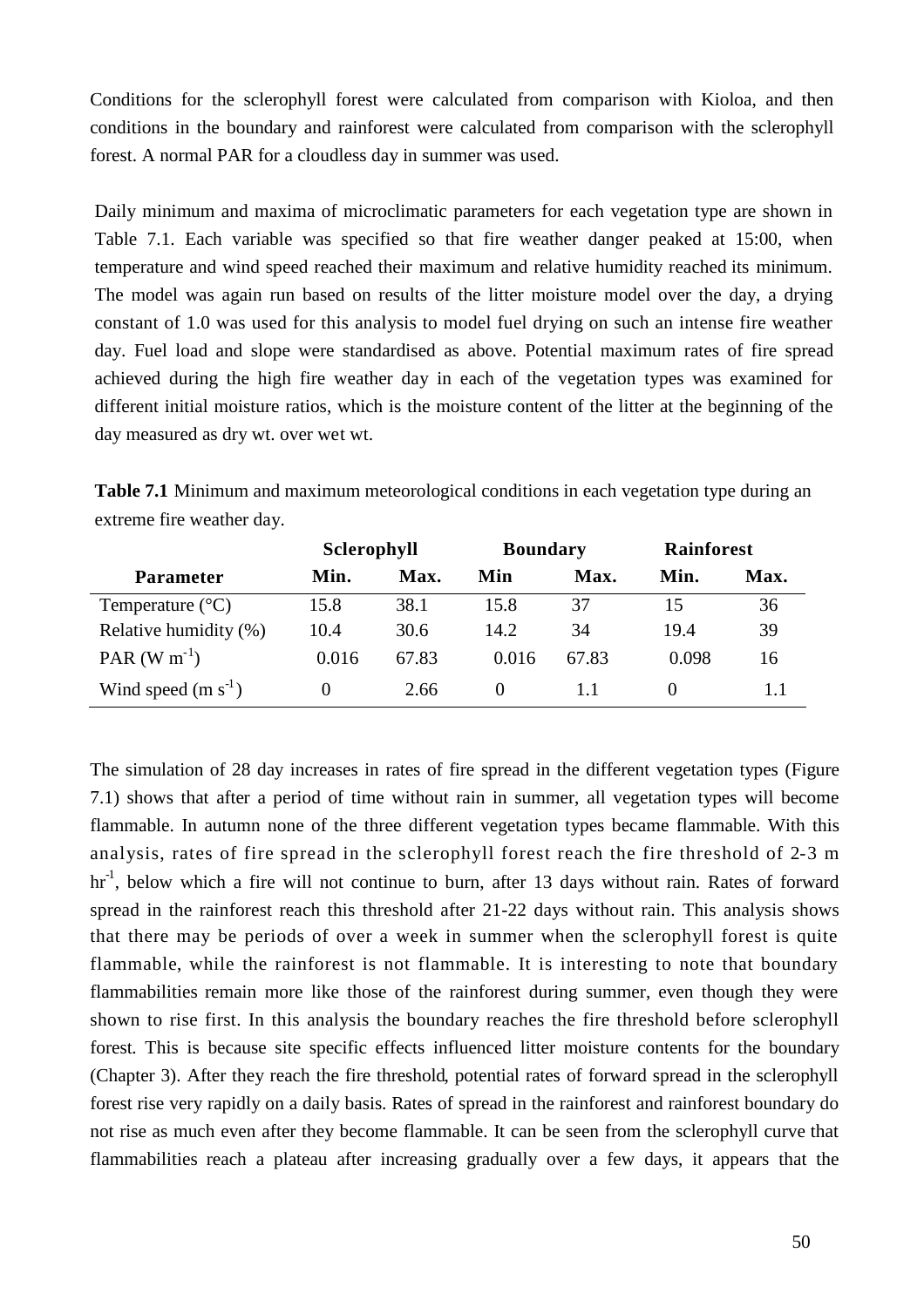Conditions for the sclerophyll forest were calculated from comparison with Kioloa, and then conditions in the boundary and rainforest were calculated from comparison with the sclerophyll forest. A normal PAR for a cloudless day in summer was used.

Daily minimum and maxima of microclimatic parameters for each vegetation type are shown in Table 7.1. Each variable was specified so that fire weather danger peaked at 15:00, when temperature and wind speed reached their maximum and relative humidity reached its minimum. The model was again run based on results of the litter moisture model over the day, a drying constant of 1.0 was used for this analysis to model fuel drying on such an intense fire weather day. Fuel load and slope were standardised as above. Potential maximum rates of fire spread achieved during the high fire weather day in each of the vegetation types was examined for different initial moisture ratios, which is the moisture content of the litter at the beginning of the day measured as dry wt. over wet wt.

**Table 7.1** Minimum and maximum meteorological conditions in each vegetation type during an extreme fire weather day.

| | **Sclerophyll** | | **Boundary** | | **Rainforest** | |
|---|---|---|---|---|---|---|
| **Parameter** | **Min.** | **Max.** | **Min** | **Max.** | **Min.** | **Max.** |
| Temperature (°C) | 15.8 | 38.1 | 15.8 | 37 | 15 | 36 |
| Relative humidity (%) | 10.4 | 30.6 | 14.2 | 34 | 19.4 | 39 |
| PAR (W $m^{-1}$) | 0.016 | 67.83 | 0.016 | 67.83 | 0.098 | 16 |
| Wind speed (m $s^{-1}$) | 0 | 2.66 | 0 | 1.1 | 0 | 1.1 |

The simulation of 28 day increases in rates of fire spread in the different vegetation types (Figure 7.1) shows that after a period of time without rain in summer, all vegetation types will become flammable. In autumn none of the three different vegetation types became flammable. With this analysis, rates of fire spread in the sclerophyll forest reach the fire threshold of 2-3 m $hr^{-1}$, below which a fire will not continue to burn, after 13 days without rain. Rates of forward spread in the rainforest reach this threshold after 21-22 days without rain. This analysis shows that there may be periods of over a week in summer when the sclerophyll forest is quite flammable, while the rainforest is not flammable. It is interesting to note that boundary flammabilities remain more like those of the rainforest during summer, even though they were shown to rise first. In this analysis the boundary reaches the fire threshold before sclerophyll forest. This is because site specific effects influenced litter moisture contents for the boundary (Chapter 3). After they reach the fire threshold, potential rates of forward spread in the sclerophyll forest rise very rapidly on a daily basis. Rates of spread in the rainforest and rainforest boundary do not rise as much even after they become flammable. It can be seen from the sclerophyll curve that flammabilities reach a plateau after increasing gradually over a few days, it appears that the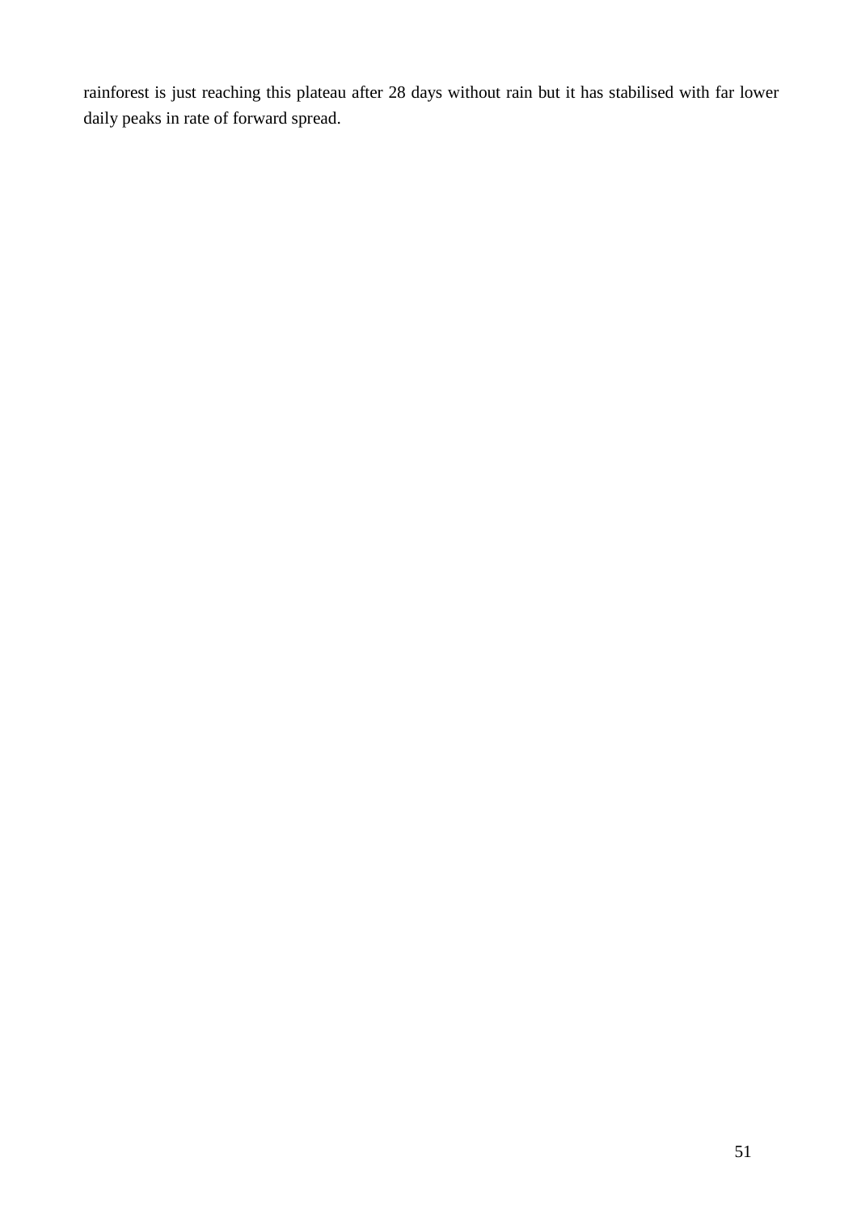rainforest is just reaching this plateau after 28 days without rain but it has stabilised with far lower daily peaks in rate of forward spread.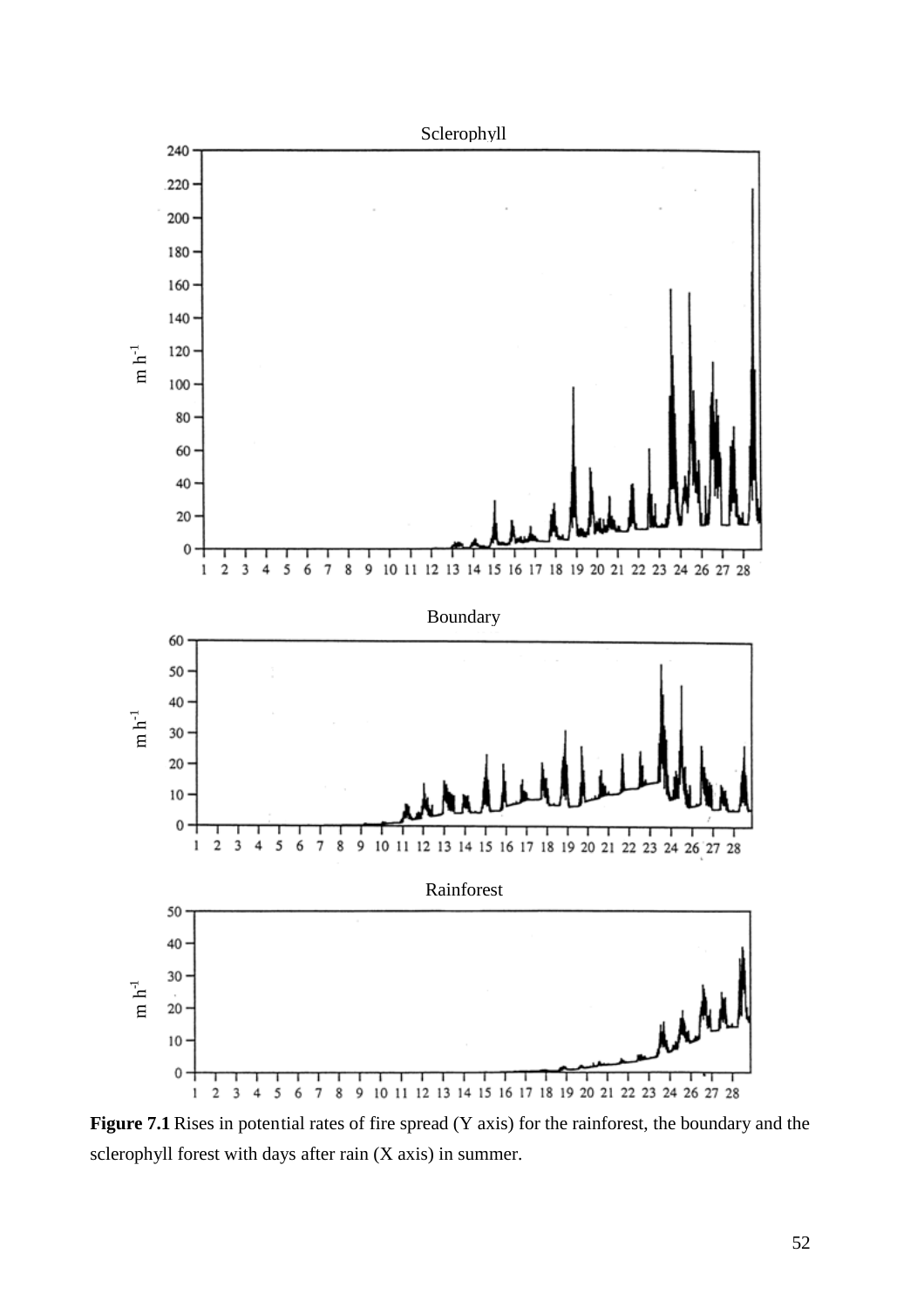**Figure 7.1** Rises in potential rates of fire spread (Y axis) for the rainforest, the boundary and the sclerophyll forest with days after rain (X axis) in summer.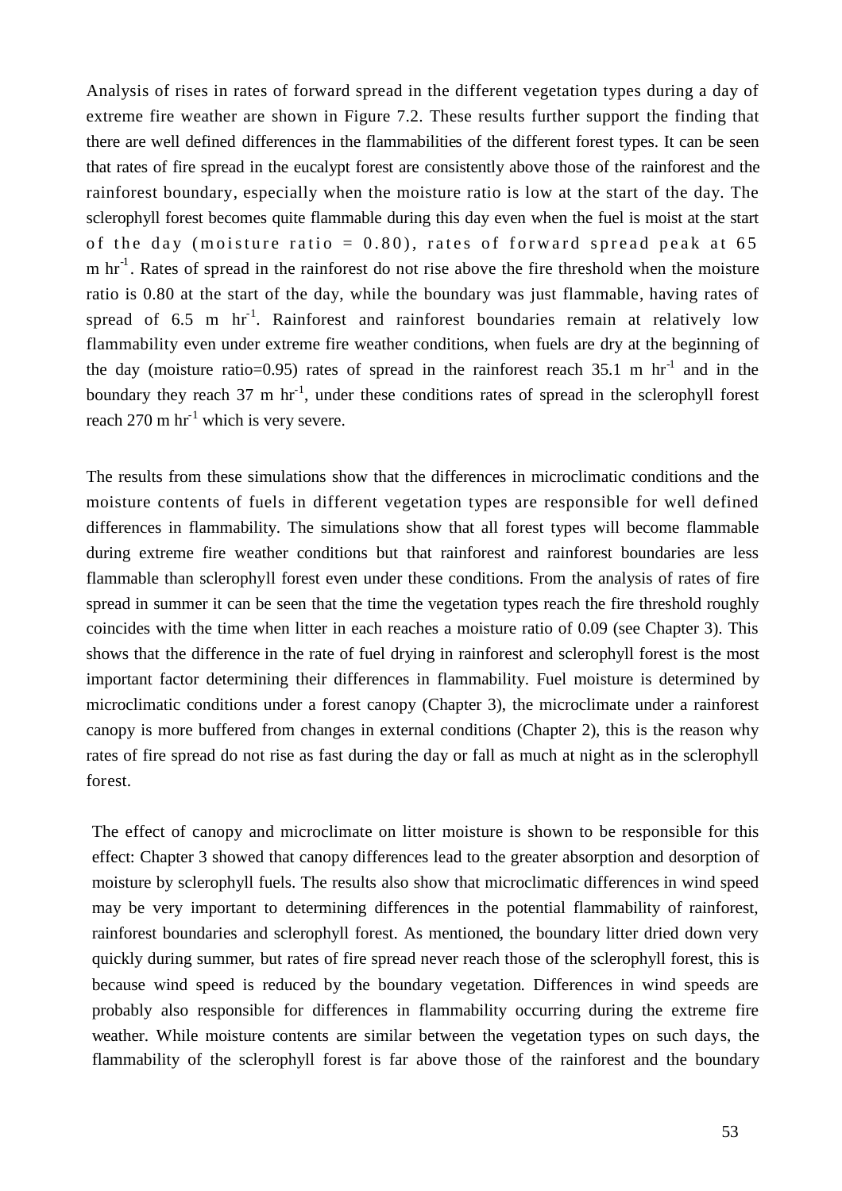Analysis of rises in rates of forward spread in the different vegetation types during a day of extreme fire weather are shown in Figure 7.2. These results further support the finding that there are well defined differences in the flammabilities of the different forest types. It can be seen that rates of fire spread in the eucalypt forest are consistently above those of the rainforest and the rainforest boundary, especially when the moisture ratio is low at the start of the day. The sclerophyll forest becomes quite flammable during this day even when the fuel is moist at the start of the day (moisture ratio = 0.80), rates of forward spread peak at 65 m hr$^{-1}$. Rates of spread in the rainforest do not rise above the fire threshold when the moisture ratio is 0.80 at the start of the day, while the boundary was just flammable, having rates of spread of 6.5 m hr$^{-1}$. Rainforest and rainforest boundaries remain at relatively low flammability even under extreme fire weather conditions, when fuels are dry at the beginning of the day (moisture ratio=0.95) rates of spread in the rainforest reach 35.1 m hr$^{-1}$ and in the boundary they reach 37 m hr$^{-1}$, under these conditions rates of spread in the sclerophyll forest reach 270 m hr$^{-1}$ which is very severe.

The results from these simulations show that the differences in microclimatic conditions and the moisture contents of fuels in different vegetation types are responsible for well defined differences in flammability. The simulations show that all forest types will become flammable during extreme fire weather conditions but that rainforest and rainforest boundaries are less flammable than sclerophyll forest even under these conditions. From the analysis of rates of fire spread in summer it can be seen that the time the vegetation types reach the fire threshold roughly coincides with the time when litter in each reaches a moisture ratio of 0.09 (see Chapter 3). This shows that the difference in the rate of fuel drying in rainforest and sclerophyll forest is the most important factor determining their differences in flammability. Fuel moisture is determined by microclimatic conditions under a forest canopy (Chapter 3), the microclimate under a rainforest canopy is more buffered from changes in external conditions (Chapter 2), this is the reason why rates of fire spread do not rise as fast during the day or fall as much at night as in the sclerophyll forest.

The effect of canopy and microclimate on litter moisture is shown to be responsible for this effect: Chapter 3 showed that canopy differences lead to the greater absorption and desorption of moisture by sclerophyll fuels. The results also show that microclimatic differences in wind speed may be very important to determining differences in the potential flammability of rainforest, rainforest boundaries and sclerophyll forest. As mentioned, the boundary litter dried down very quickly during summer, but rates of fire spread never reach those of the sclerophyll forest, this is because wind speed is reduced by the boundary vegetation. Differences in wind speeds are probably also responsible for differences in flammability occurring during the extreme fire weather. While moisture contents are similar between the vegetation types on such days, the flammability of the sclerophyll forest is far above those of the rainforest and the boundary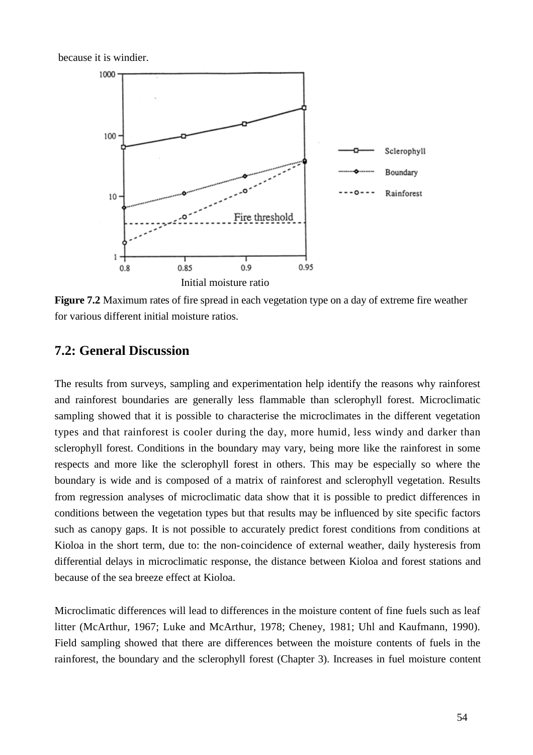because it is windier.

**Figure 7.2** Maximum rates of fire spread in each vegetation type on a day of extreme fire weather for various different initial moisture ratios.

## 7.2: General Discussion

The results from surveys, sampling and experimentation help identify the reasons why rainforest and rainforest boundaries are generally less flammable than sclerophyll forest. Microclimatic sampling showed that it is possible to characterise the microclimates in the different vegetation types and that rainforest is cooler during the day, more humid, less windy and darker than sclerophyll forest. Conditions in the boundary may vary, being more like the rainforest in some respects and more like the sclerophyll forest in others. This may be especially so where the boundary is wide and is composed of a matrix of rainforest and sclerophyll vegetation. Results from regression analyses of microclimatic data show that it is possible to predict differences in conditions between the vegetation types but that results may be influenced by site specific factors such as canopy gaps. It is not possible to accurately predict forest conditions from conditions at Kioloa in the short term, due to: the non-coincidence of external weather, daily hysteresis from differential delays in microclimatic response, the distance between Kioloa and forest stations and because of the sea breeze effect at Kioloa.

Microclimatic differences will lead to differences in the moisture content of fine fuels such as leaf litter (McArthur, 1967; Luke and McArthur, 1978; Cheney, 1981; Uhl and Kaufmann, 1990). Field sampling showed that there are differences between the moisture contents of fuels in the rainforest, the boundary and the sclerophyll forest (Chapter 3). Increases in fuel moisture content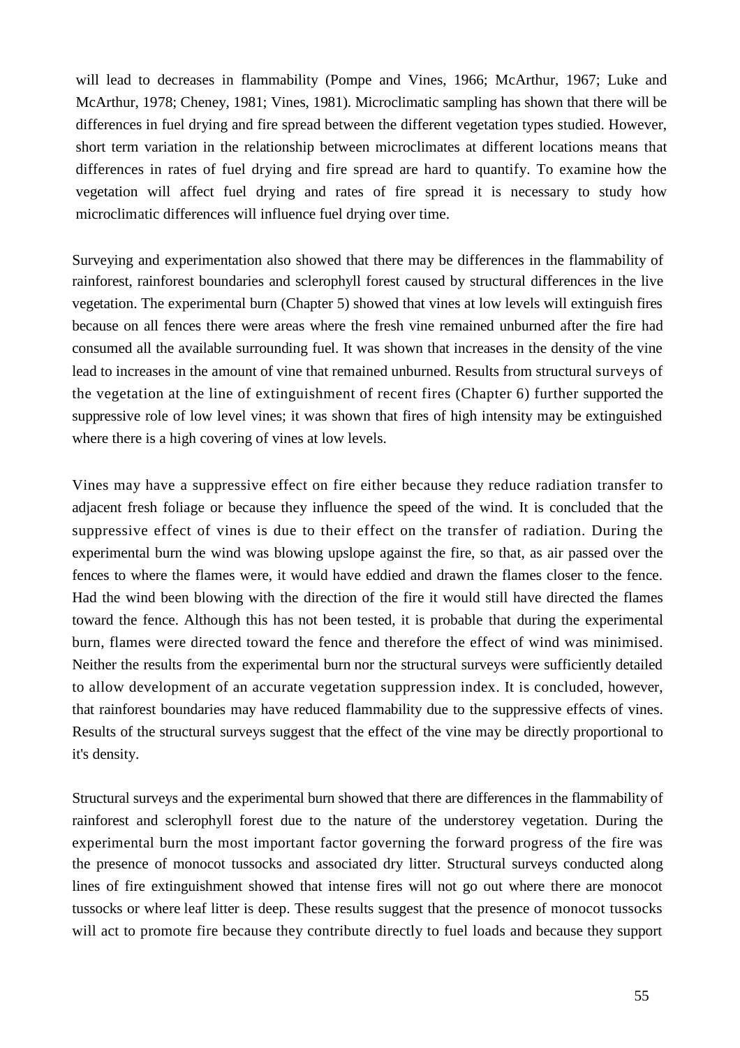will lead to decreases in flammability (Pompe and Vines, 1966; McArthur, 1967; Luke and McArthur, 1978; Cheney, 1981; Vines, 1981). Microclimatic sampling has shown that there will be differences in fuel drying and fire spread between the different vegetation types studied. However, short term variation in the relationship between microclimates at different locations means that differences in rates of fuel drying and fire spread are hard to quantify. To examine how the vegetation will affect fuel drying and rates of fire spread it is necessary to study how microclimatic differences will influence fuel drying over time.

Surveying and experimentation also showed that there may be differences in the flammability of rainforest, rainforest boundaries and sclerophyll forest caused by structural differences in the live vegetation. The experimental burn (Chapter 5) showed that vines at low levels will extinguish fires because on all fences there were areas where the fresh vine remained unburned after the fire had consumed all the available surrounding fuel. It was shown that increases in the density of the vine lead to increases in the amount of vine that remained unburned. Results from structural surveys of the vegetation at the line of extinguishment of recent fires (Chapter 6) further supported the suppressive role of low level vines; it was shown that fires of high intensity may be extinguished where there is a high covering of vines at low levels.

Vines may have a suppressive effect on fire either because they reduce radiation transfer to adjacent fresh foliage or because they influence the speed of the wind. It is concluded that the suppressive effect of vines is due to their effect on the transfer of radiation. During the experimental burn the wind was blowing upslope against the fire, so that, as air passed over the fences to where the flames were, it would have eddied and drawn the flames closer to the fence. Had the wind been blowing with the direction of the fire it would still have directed the flames toward the fence. Although this has not been tested, it is probable that during the experimental burn, flames were directed toward the fence and therefore the effect of wind was minimised. Neither the results from the experimental burn nor the structural surveys were sufficiently detailed to allow development of an accurate vegetation suppression index. It is concluded, however, that rainforest boundaries may have reduced flammability due to the suppressive effects of vines. Results of the structural surveys suggest that the effect of the vine may be directly proportional to it's density.

Structural surveys and the experimental burn showed that there are differences in the flammability of rainforest and sclerophyll forest due to the nature of the understorey vegetation. During the experimental burn the most important factor governing the forward progress of the fire was the presence of monocot tussocks and associated dry litter. Structural surveys conducted along lines of fire extinguishment showed that intense fires will not go out where there are monocot tussocks or where leaf litter is deep. These results suggest that the presence of monocot tussocks will act to promote fire because they contribute directly to fuel loads and because they support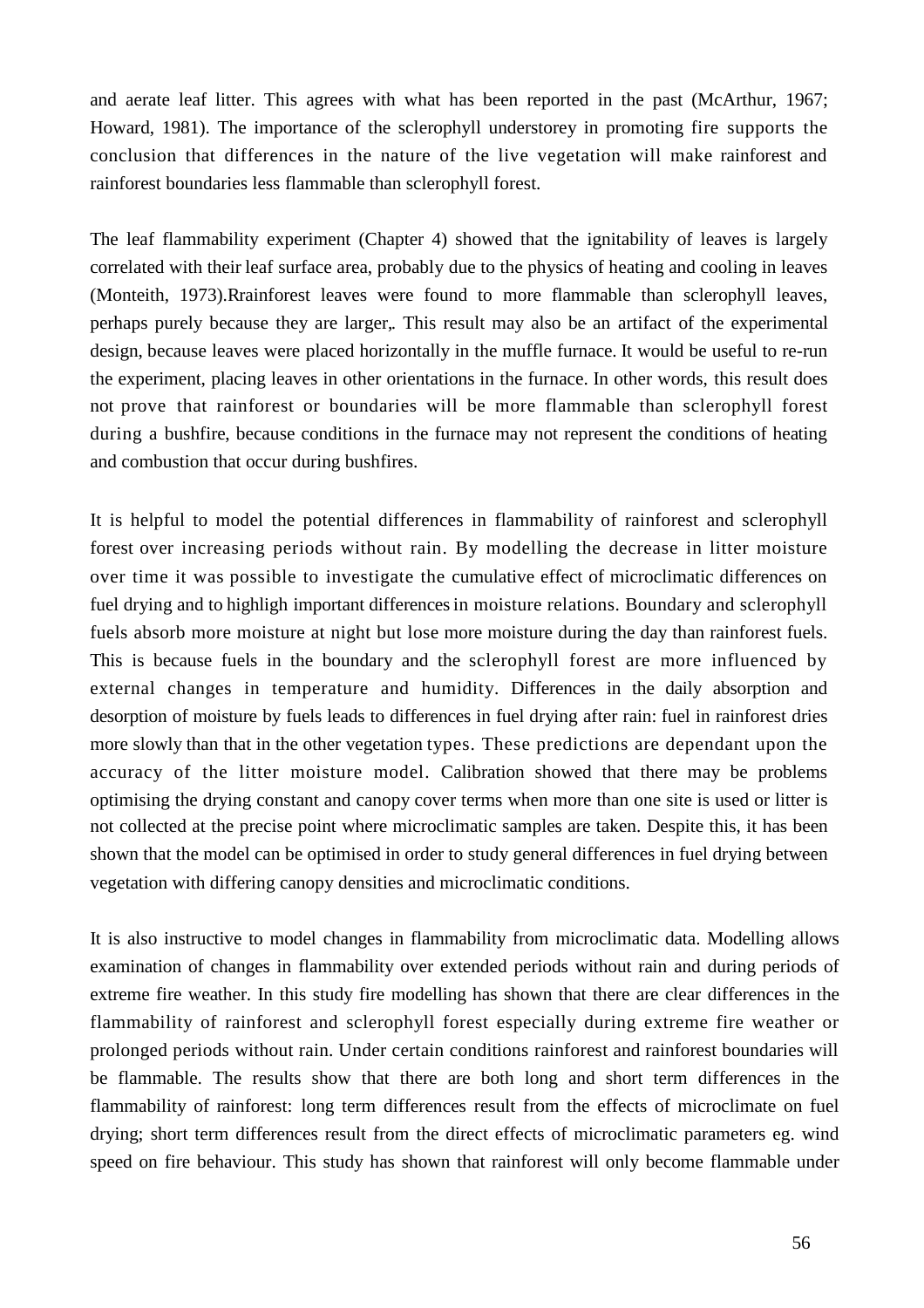and aerate leaf litter. This agrees with what has been reported in the past (McArthur, 1967; Howard, 1981). The importance of the sclerophyll understorey in promoting fire supports the conclusion that differences in the nature of the live vegetation will make rainforest and rainforest boundaries less flammable than sclerophyll forest.

The leaf flammability experiment (Chapter 4) showed that the ignitability of leaves is largely correlated with their leaf surface area, probably due to the physics of heating and cooling in leaves (Monteith, 1973).Rrainforest leaves were found to more flammable than sclerophyll leaves, perhaps purely because they are larger,. This result may also be an artifact of the experimental design, because leaves were placed horizontally in the muffle furnace. It would be useful to re-run the experiment, placing leaves in other orientations in the furnace. In other words, this result does not prove that rainforest or boundaries will be more flammable than sclerophyll forest during a bushfire, because conditions in the furnace may not represent the conditions of heating and combustion that occur during bushfires.

It is helpful to model the potential differences in flammability of rainforest and sclerophyll forest over increasing periods without rain. By modelling the decrease in litter moisture over time it was possible to investigate the cumulative effect of microclimatic differences on fuel drying and to highligh important differences in moisture relations. Boundary and sclerophyll fuels absorb more moisture at night but lose more moisture during the day than rainforest fuels. This is because fuels in the boundary and the sclerophyll forest are more influenced by external changes in temperature and humidity. Differences in the daily absorption and desorption of moisture by fuels leads to differences in fuel drying after rain: fuel in rainforest dries more slowly than that in the other vegetation types. These predictions are dependant upon the accuracy of the litter moisture model. Calibration showed that there may be problems optimising the drying constant and canopy cover terms when more than one site is used or litter is not collected at the precise point where microclimatic samples are taken. Despite this, it has been shown that the model can be optimised in order to study general differences in fuel drying between vegetation with differing canopy densities and microclimatic conditions.

It is also instructive to model changes in flammability from microclimatic data. Modelling allows examination of changes in flammability over extended periods without rain and during periods of extreme fire weather. In this study fire modelling has shown that there are clear differences in the flammability of rainforest and sclerophyll forest especially during extreme fire weather or prolonged periods without rain. Under certain conditions rainforest and rainforest boundaries will be flammable. The results show that there are both long and short term differences in the flammability of rainforest: long term differences result from the effects of microclimate on fuel drying; short term differences result from the direct effects of microclimatic parameters eg. wind speed on fire behaviour. This study has shown that rainforest will only become flammable under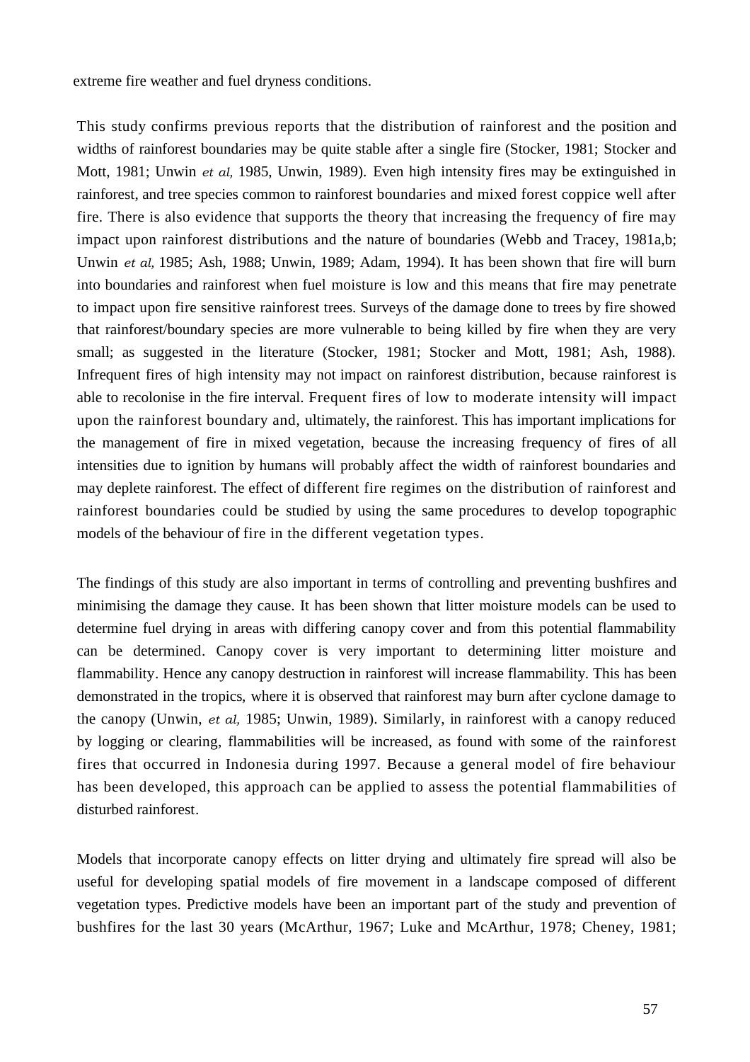extreme fire weather and fuel dryness conditions.

This study confirms previous reports that the distribution of rainforest and the position and widths of rainforest boundaries may be quite stable after a single fire (Stocker, 1981; Stocker and Mott, 1981; Unwin *et al,* 1985, Unwin, 1989). Even high intensity fires may be extinguished in rainforest, and tree species common to rainforest boundaries and mixed forest coppice well after fire. There is also evidence that supports the theory that increasing the frequency of fire may impact upon rainforest distributions and the nature of boundaries (Webb and Tracey, 1981a,b; Unwin *et al,* 1985; Ash, 1988; Unwin, 1989; Adam, 1994). It has been shown that fire will burn into boundaries and rainforest when fuel moisture is low and this means that fire may penetrate to impact upon fire sensitive rainforest trees. Surveys of the damage done to trees by fire showed that rainforest/boundary species are more vulnerable to being killed by fire when they are very small; as suggested in the literature (Stocker, 1981; Stocker and Mott, 1981; Ash, 1988). Infrequent fires of high intensity may not impact on rainforest distribution, because rainforest is able to recolonise in the fire interval. Frequent fires of low to moderate intensity will impact upon the rainforest boundary and, ultimately, the rainforest. This has important implications for the management of fire in mixed vegetation, because the increasing frequency of fires of all intensities due to ignition by humans will probably affect the width of rainforest boundaries and may deplete rainforest. The effect of different fire regimes on the distribution of rainforest and rainforest boundaries could be studied by using the same procedures to develop topographic models of the behaviour of fire in the different vegetation types.

The findings of this study are also important in terms of controlling and preventing bushfires and minimising the damage they cause. It has been shown that litter moisture models can be used to determine fuel drying in areas with differing canopy cover and from this potential flammability can be determined. Canopy cover is very important to determining litter moisture and flammability. Hence any canopy destruction in rainforest will increase flammability. This has been demonstrated in the tropics, where it is observed that rainforest may burn after cyclone damage to the canopy (Unwin, *et al,* 1985; Unwin, 1989). Similarly, in rainforest with a canopy reduced by logging or clearing, flammabilities will be increased, as found with some of the rainforest fires that occurred in Indonesia during 1997. Because a general model of fire behaviour has been developed, this approach can be applied to assess the potential flammabilities of disturbed rainforest.

Models that incorporate canopy effects on litter drying and ultimately fire spread will also be useful for developing spatial models of fire movement in a landscape composed of different vegetation types. Predictive models have been an important part of the study and prevention of bushfires for the last 30 years (McArthur, 1967; Luke and McArthur, 1978; Cheney, 1981;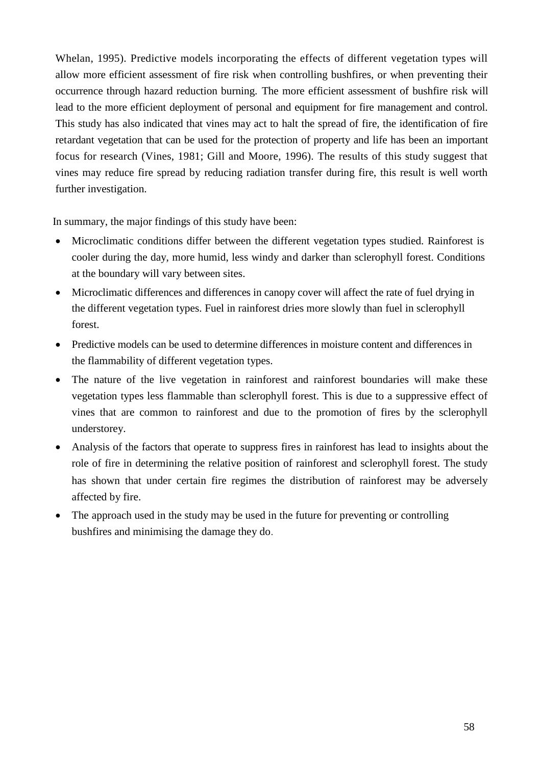Whelan, 1995). Predictive models incorporating the effects of different vegetation types will allow more efficient assessment of fire risk when controlling bushfires, or when preventing their occurrence through hazard reduction burning. The more efficient assessment of bushfire risk will lead to the more efficient deployment of personal and equipment for fire management and control. This study has also indicated that vines may act to halt the spread of fire, the identification of fire retardant vegetation that can be used for the protection of property and life has been an important focus for research (Vines, 1981; Gill and Moore, 1996). The results of this study suggest that vines may reduce fire spread by reducing radiation transfer during fire, this result is well worth further investigation.

In summary, the major findings of this study have been:

- Microclimatic conditions differ between the different vegetation types studied. Rainforest is cooler during the day, more humid, less windy and darker than sclerophyll forest. Conditions at the boundary will vary between sites.
- Microclimatic differences and differences in canopy cover will affect the rate of fuel drying in the different vegetation types. Fuel in rainforest dries more slowly than fuel in sclerophyll forest.
- Predictive models can be used to determine differences in moisture content and differences in the flammability of different vegetation types.
- The nature of the live vegetation in rainforest and rainforest boundaries will make these vegetation types less flammable than sclerophyll forest. This is due to a suppressive effect of vines that are common to rainforest and due to the promotion of fires by the sclerophyll understorey.
- Analysis of the factors that operate to suppress fires in rainforest has lead to insights about the role of fire in determining the relative position of rainforest and sclerophyll forest. The study has shown that under certain fire regimes the distribution of rainforest may be adversely affected by fire.
- The approach used in the study may be used in the future for preventing or controlling bushfires and minimising the damage they do.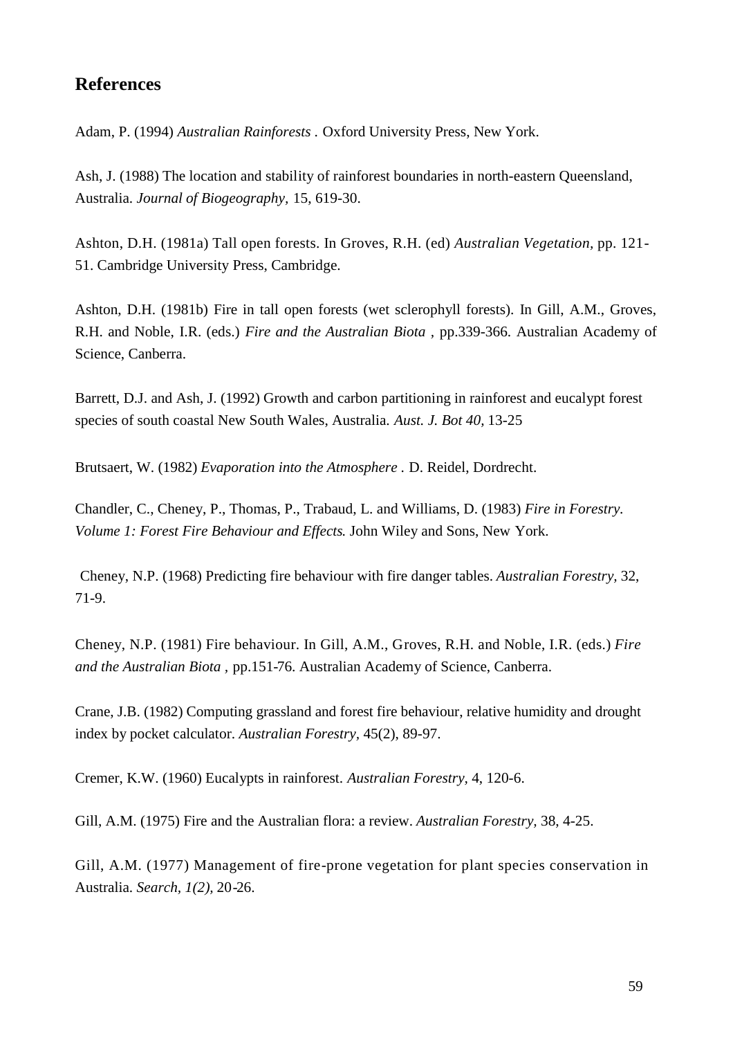## References

Adam, P. (1994) *Australian Rainforests* . Oxford University Press, New York.

Ash, J. (1988) The location and stability of rainforest boundaries in north-eastern Queensland, Australia. *Journal of Biogeography,* 15, 619-30.

Ashton, D.H. (1981a) Tall open forests. In Groves, R.H. (ed) *Australian Vegetation,* pp. 121-51. Cambridge University Press, Cambridge.

Ashton, D.H. (1981b) Fire in tall open forests (wet sclerophyll forests). In Gill, A.M., Groves, R.H. and Noble, I.R. (eds.) *Fire and the Australian Biota* , pp.339-366. Australian Academy of Science, Canberra.

Barrett, D.J. and Ash, J. (1992) Growth and carbon partitioning in rainforest and eucalypt forest species of south coastal New South Wales, Australia. *Aust. J. Bot 40*, 13-25

Brutsaert, W. (1982) *Evaporation into the Atmosphere* . D. Reidel, Dordrecht.

Chandler, C., Cheney, P., Thomas, P., Trabaud, L. and Williams, D. (1983) *Fire in Forestry. Volume 1: Forest Fire Behaviour and Effects.* John Wiley and Sons, New York.

Cheney, N.P. (1968) Predicting fire behaviour with fire danger tables. *Australian Forestry,* 32, 71-9.

Cheney, N.P. (1981) Fire behaviour. In Gill, A.M., Groves, R.H. and Noble, I.R. (eds.) *Fire and the Australian Biota* , pp.151-76. Australian Academy of Science, Canberra.

Crane, J.B. (1982) Computing grassland and forest fire behaviour, relative humidity and drought index by pocket calculator. *Australian Forestry*, 45(2), 89-97.

Cremer, K.W. (1960) Eucalypts in rainforest. *Australian Forestry,* 4, 120-6.

Gill, A.M. (1975) Fire and the Australian flora: a review. *Australian Forestry,* 38, 4-25.

Gill, A.M. (1977) Management of fire-prone vegetation for plant species conservation in Australia. *Search, 1(2),* 20-26.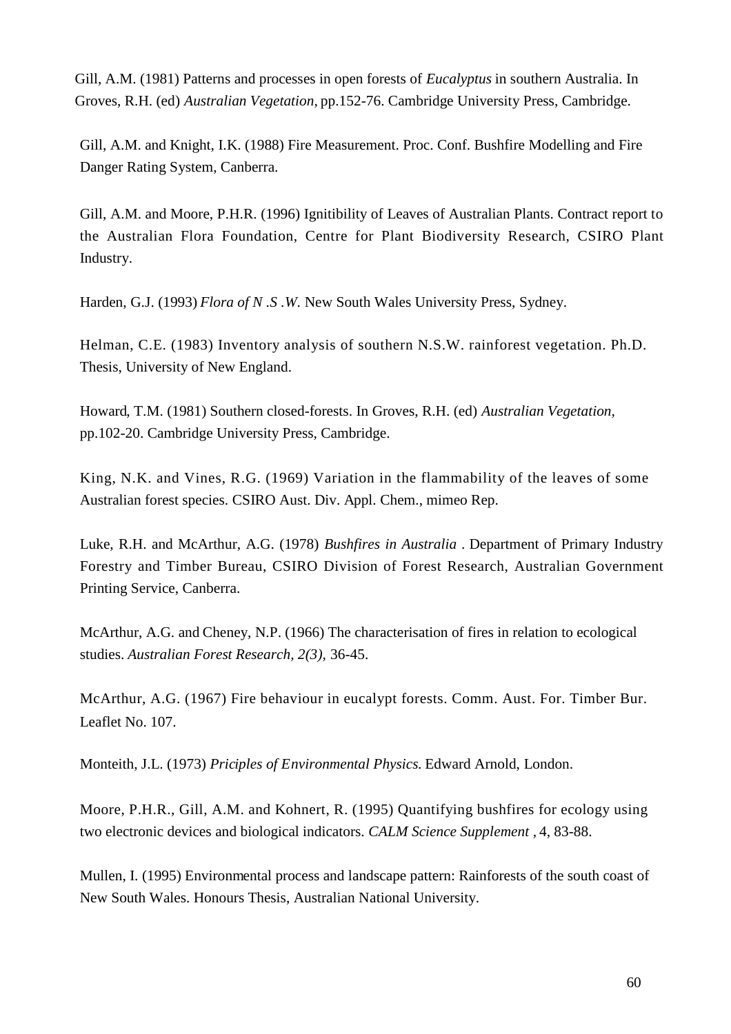Gill, A.M. (1981) Patterns and processes in open forests of *Eucalyptus* in southern Australia. In Groves, R.H. (ed) *Australian Vegetation,* pp.152-76. Cambridge University Press, Cambridge.

Gill, A.M. and Knight, I.K. (1988) Fire Measurement. Proc. Conf. Bushfire Modelling and Fire Danger Rating System, Canberra.

Gill, A.M. and Moore, P.H.R. (1996) Ignitibility of Leaves of Australian Plants. Contract report to the Australian Flora Foundation, Centre for Plant Biodiversity Research, CSIRO Plant Industry.

Harden, G.J. (1993) *Flora of N .S .W.* New South Wales University Press, Sydney.

Helman, C.E. (1983) Inventory analysis of southern N.S.W. rainforest vegetation. Ph.D. Thesis, University of New England.

Howard, T.M. (1981) Southern closed-forests. In Groves, R.H. (ed) *Australian Vegetation,* pp.102-20. Cambridge University Press, Cambridge.

King, N.K. and Vines, R.G. (1969) Variation in the flammability of the leaves of some Australian forest species. CSIRO Aust. Div. Appl. Chem., mimeo Rep.

Luke, R.H. and McArthur, A.G. (1978) *Bushfires in Australia* . Department of Primary Industry Forestry and Timber Bureau, CSIRO Division of Forest Research, Australian Government Printing Service, Canberra.

McArthur, A.G. and Cheney, N.P. (1966) The characterisation of fires in relation to ecological studies. *Australian Forest Research, 2(3),* 36-45.

McArthur, A.G. (1967) Fire behaviour in eucalypt forests. Comm. Aust. For. Timber Bur. Leaflet No. 107.

Monteith, J.L. (1973) *Priciples of Environmental Physics.* Edward Arnold, London.

Moore, P.H.R., Gill, A.M. and Kohnert, R. (1995) Quantifying bushfires for ecology using two electronic devices and biological indicators. *CALM Science Supplement* , 4, 83-88.

Mullen, I. (1995) Environmental process and landscape pattern: Rainforests of the south coast of New South Wales. Honours Thesis, Australian National University.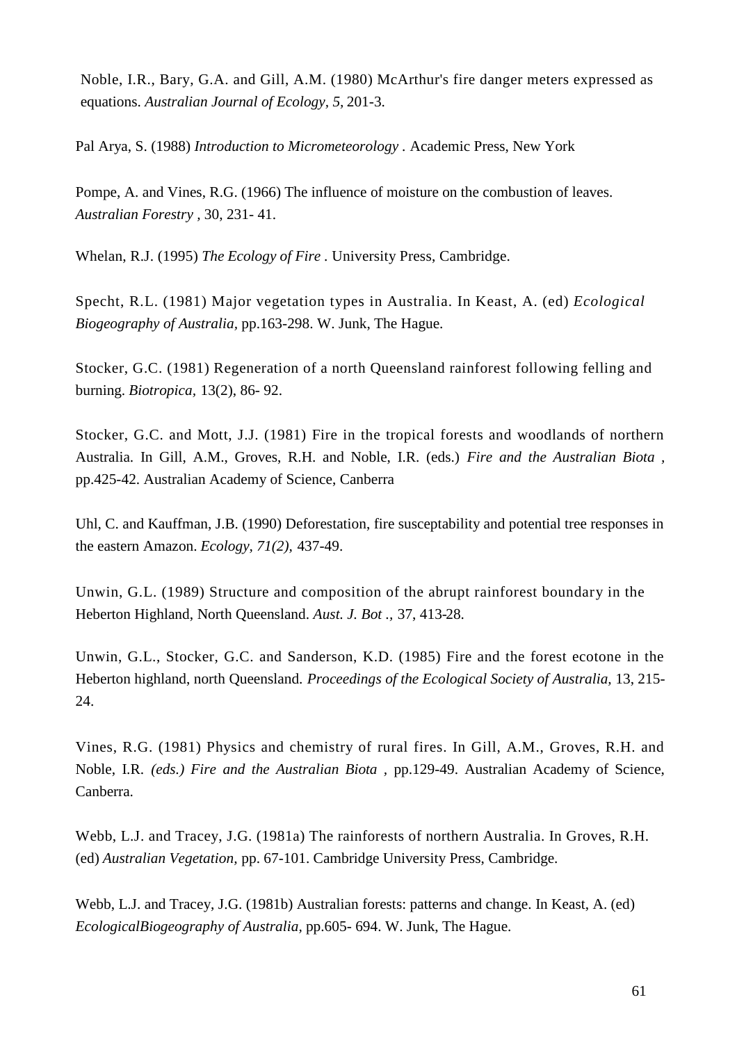Noble, I.R., Bary, G.A. and Gill, A.M. (1980) McArthur's fire danger meters expressed as equations. *Australian Journal of Ecology, 5,* 201-3.

Pal Arya, S. (1988) *Introduction to Micrometeorology* . Academic Press, New York

Pompe, A. and Vines, R.G. (1966) The influence of moisture on the combustion of leaves. *Australian Forestry* , 30, 231- 41.

Whelan, R.J. (1995) *The Ecology of Fire* . University Press, Cambridge.

Specht, R.L. (1981) Major vegetation types in Australia. In Keast, A. (ed) *Ecological Biogeography of Australia*, pp.163-298. W. Junk, The Hague.

Stocker, G.C. (1981) Regeneration of a north Queensland rainforest following felling and burning. *Biotropica,* 13(2), 86- 92.

Stocker, G.C. and Mott, J.J. (1981) Fire in the tropical forests and woodlands of northern Australia. In Gill, A.M., Groves, R.H. and Noble, I.R. (eds.) *Fire and the Australian Biota* , pp.425-42. Australian Academy of Science, Canberra

Uhl, C. and Kauffman, J.B. (1990) Deforestation, fire susceptability and potential tree responses in the eastern Amazon. *Ecology, 71(2),* 437-49.

Unwin, G.L. (1989) Structure and composition of the abrupt rainforest boundary in the Heberton Highland, North Queensland. *Aust. J. Bot .,* 37, 413-28.

Unwin, G.L., Stocker, G.C. and Sanderson, K.D. (1985) Fire and the forest ecotone in the Heberton highland, north Queensland. *Proceedings of the Ecological Society of Australia,* 13, 215-24.

Vines, R.G. (1981) Physics and chemistry of rural fires. In Gill, A.M., Groves, R.H. and Noble, I.R. *(eds.) Fire and the Australian Biota* , pp.129-49. Australian Academy of Science, Canberra.

Webb, L.J. and Tracey, J.G. (1981a) The rainforests of northern Australia. In Groves, R.H. (ed) *Australian Vegetation,* pp. 67-101. Cambridge University Press, Cambridge.

Webb, L.J. and Tracey, J.G. (1981b) Australian forests: patterns and change. In Keast, A. (ed) *EcologicalBiogeography of Australia,* pp.605- 694. W. Junk, The Hague.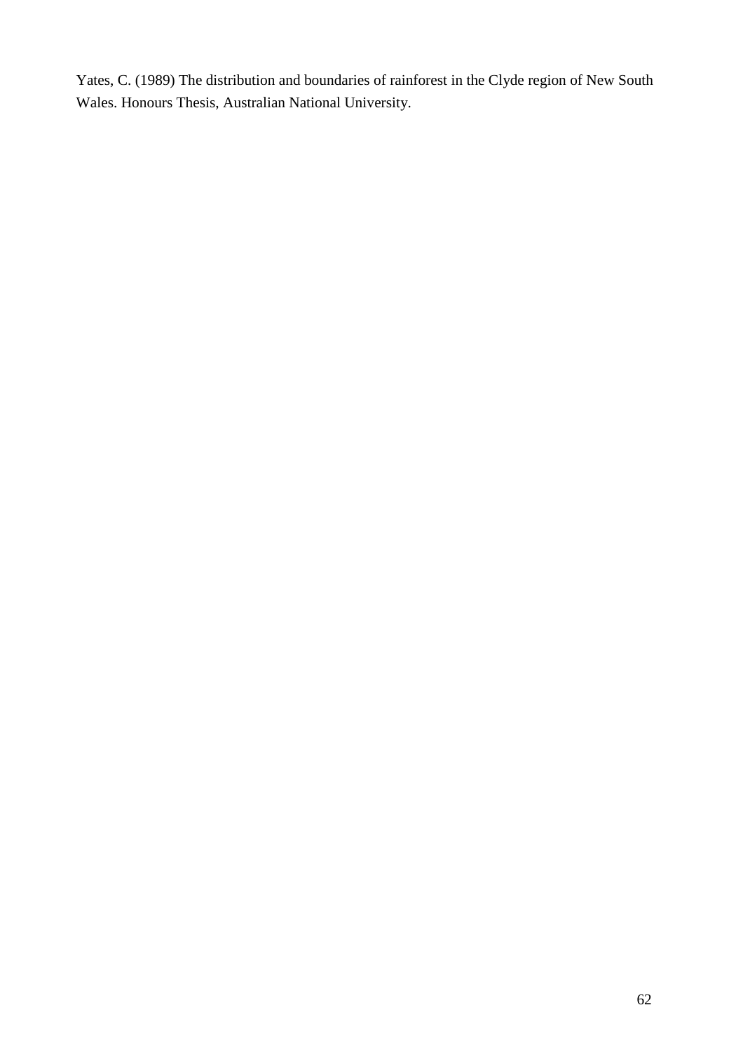Yates, C. (1989) The distribution and boundaries of rainforest in the Clyde region of New South Wales. Honours Thesis, Australian National University.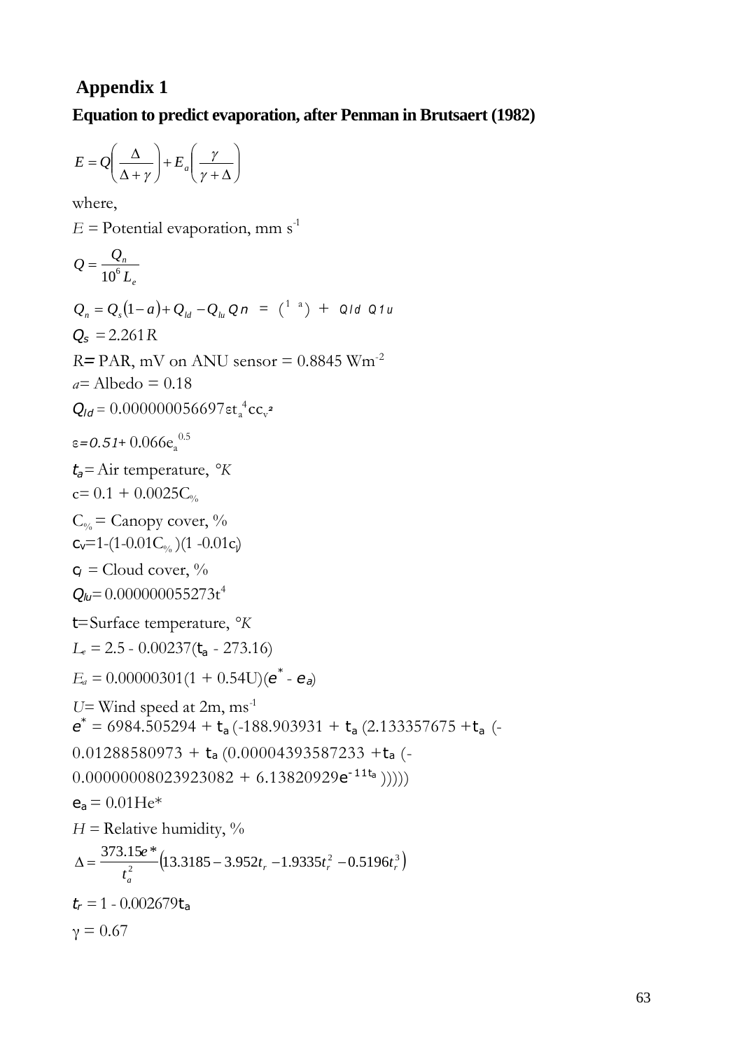# Appendix 1

**Equation to predict evaporation, after Penman in Brutsaert (1982)**

$$E = Q\left(\frac{\Delta}{\Delta + \gamma}\right) + E_a\left(\frac{\gamma}{\gamma + \Delta}\right)$$

where,

$E$ = Potential evaporation, mm s$^{-1}$

$$Q = \frac{Q_n}{10^6 L_e}$$

$Q_n = Q_s(1-a) + Q_{ld} - Q_{lu}$

$Q_s = 2.261R$

$R$= PAR, mV on ANU sensor = 0.8845 Wm$^{-2}$

$a$= Albedo = 0.18

$Q_{ld} = 0.000000056697 \varepsilon t_a^4 c c_v^2$

$\varepsilon = 0.51 + 0.066 e_a^{0.5}$

$t_a$= Air temperature, °$K$

c= 0.1 + 0.0025$C_{\%}$

$C_{\%}$ = Canopy cover, %

$c_v = 1-(1-0.01C_{\%})(1-0.01c_l)$

$c_l$ = Cloud cover, %

$Q_{lu} = 0.000000055273t^4$

t=Surface temperature, °$K$

$L_e = 2.5 - 0.00237(t_a - 273.16)$

$E_a = 0.00000301(1 + 0.54U)(e^* - e_a)$

$U$= Wind speed at 2m, ms$^{-1}$

$e^* = 6984.505294 + t_a(-188.903931 + t_a(2.133357675 + t_a(-0.01288580973 + t_a(0.00004393587233 + t_a(-0.00000008023923082 + 6.13820929e^{-11}t_a)))))$

$e_a = 0.01He^*$

$H$ = Relative humidity, %

$$\Delta = \frac{373.15e^*}{t_a^2}\left(13.3185 - 3.952t_r - 1.9335t_r^2 - 0.5196t_r^3\right)$$

$t_r = 1 - 0.002679t_a$

$\gamma = 0.67$